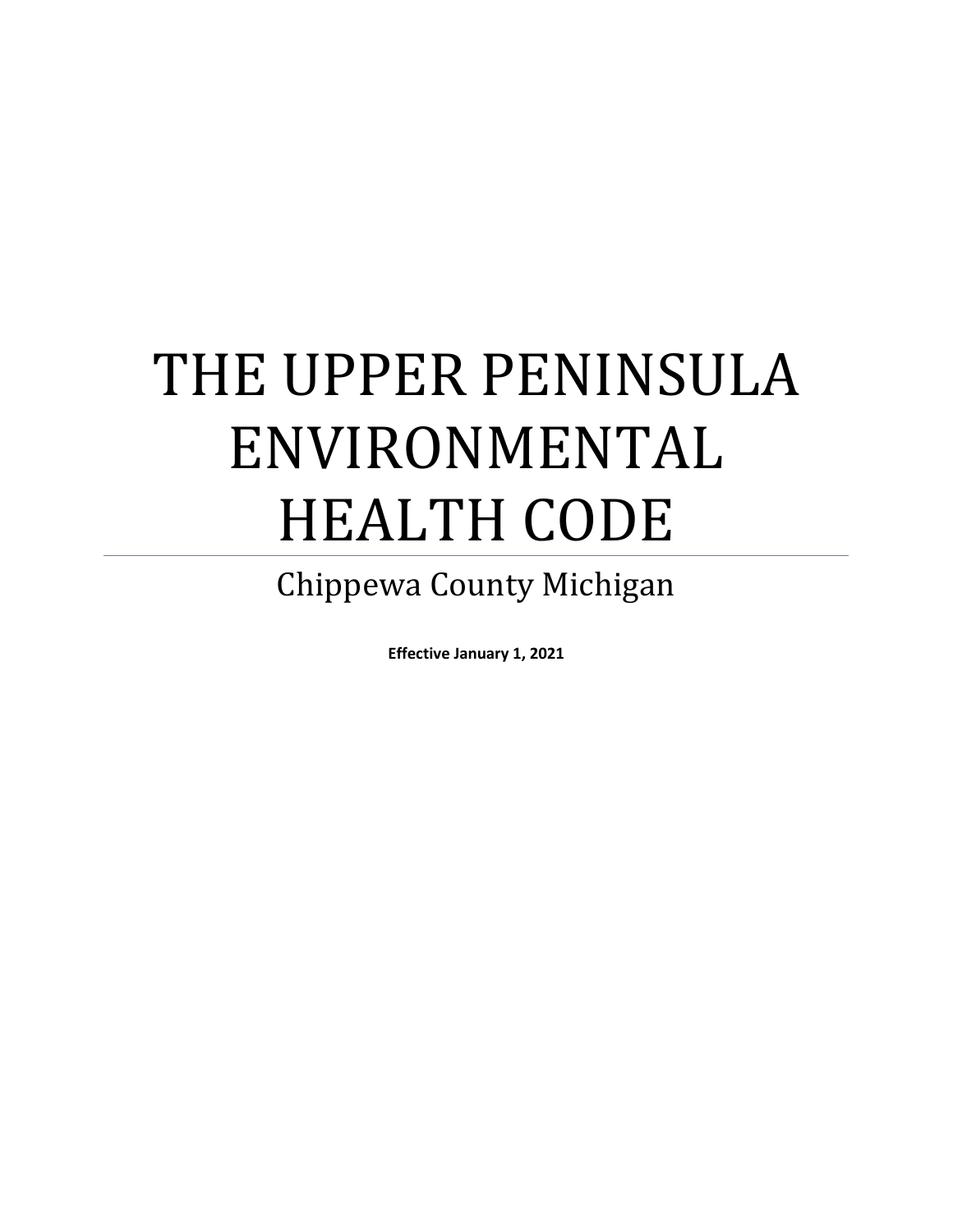# THE UPPER PENINSULA ENVIRONMENTAL HEALTH CODE

## Chippewa County Michigan

**Effective January 1, 2021**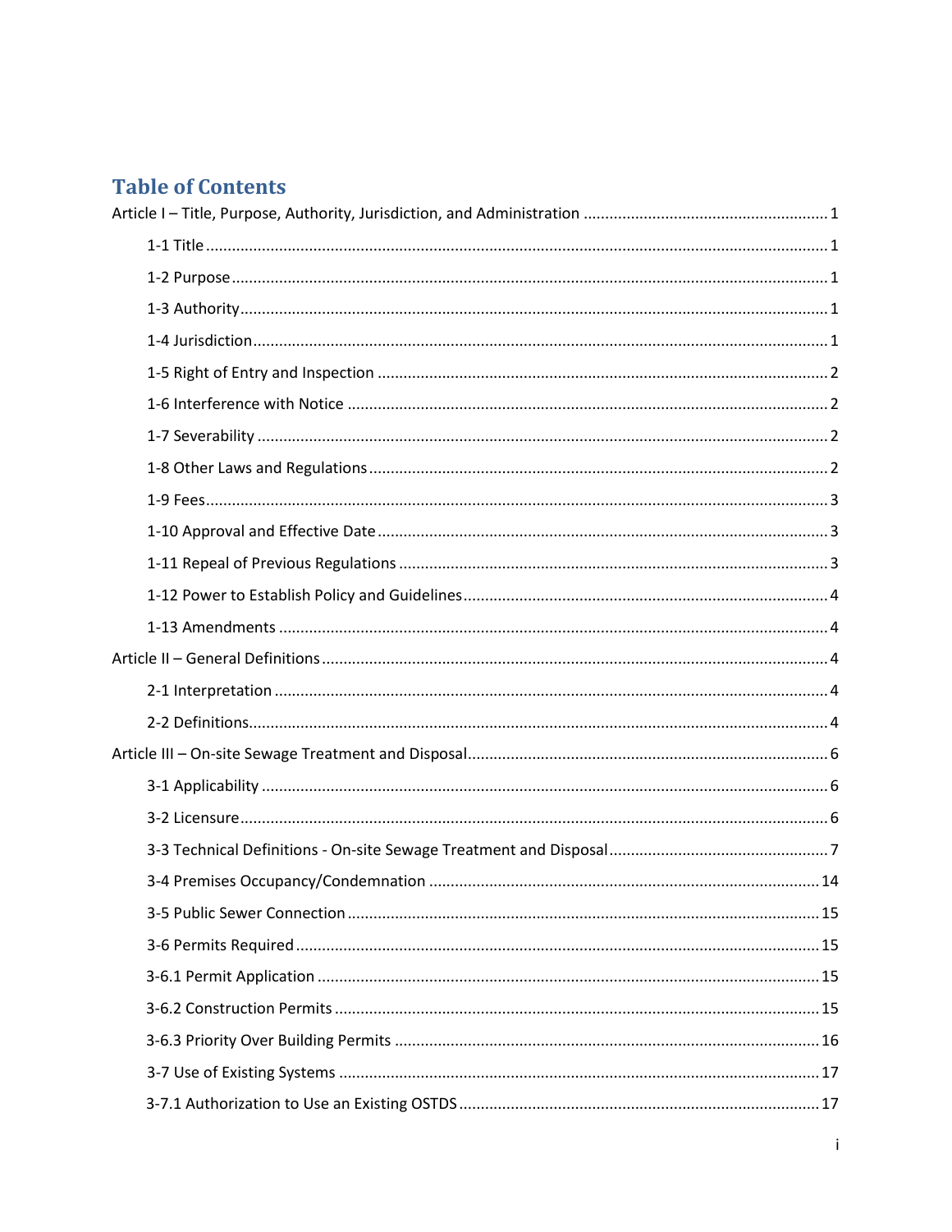# Table of Contents

Article I – Title, Purpose, Authority, Jurisdiction, and Administration ........................................................ 1

- 1-1 Title ................................................................................................................................................ 1
- 1-2 Purpose .......................................................................................................................................... 1
- 1-3 Authority ........................................................................................................................................ 1
- 1-4 Jurisdiction ..................................................................................................................................... 1
- 1-5 Right of Entry and Inspection ........................................................................................................ 2
- 1-6 Interference with Notice ............................................................................................................... 2
- 1-7 Severability .................................................................................................................................... 2
- 1-8 Other Laws and Regulations .......................................................................................................... 2
- 1-9 Fees ................................................................................................................................................ 3
- 1-10 Approval and Effective Date ........................................................................................................ 3
- 1-11 Repeal of Previous Regulations ................................................................................................... 3
- 1-12 Power to Establish Policy and Guidelines .................................................................................... 4
- 1-13 Amendments ............................................................................................................................... 4

Article II – General Definitions ..................................................................................................................... 4

- 2-1 Interpretation ................................................................................................................................. 4
- 2-2 Definitions ...................................................................................................................................... 4

Article III – On-site Sewage Treatment and Disposal ................................................................................... 6

- 3-1 Applicability ................................................................................................................................... 6
- 3-2 Licensure ........................................................................................................................................ 6
- 3-3 Technical Definitions - On-site Sewage Treatment and Disposal ................................................... 7
- 3-4 Premises Occupancy/Condemnation ........................................................................................... 14
- 3-5 Public Sewer Connection ............................................................................................................. 15
- 3-6 Permits Required ......................................................................................................................... 15
- 3-6.1 Permit Application .................................................................................................................... 15
- 3-6.2 Construction Permits ................................................................................................................ 15
- 3-6.3 Priority Over Building Permits .................................................................................................. 16
- 3-7 Use of Existing Systems ............................................................................................................... 17
- 3-7.1 Authorization to Use an Existing OSTDS ................................................................................... 17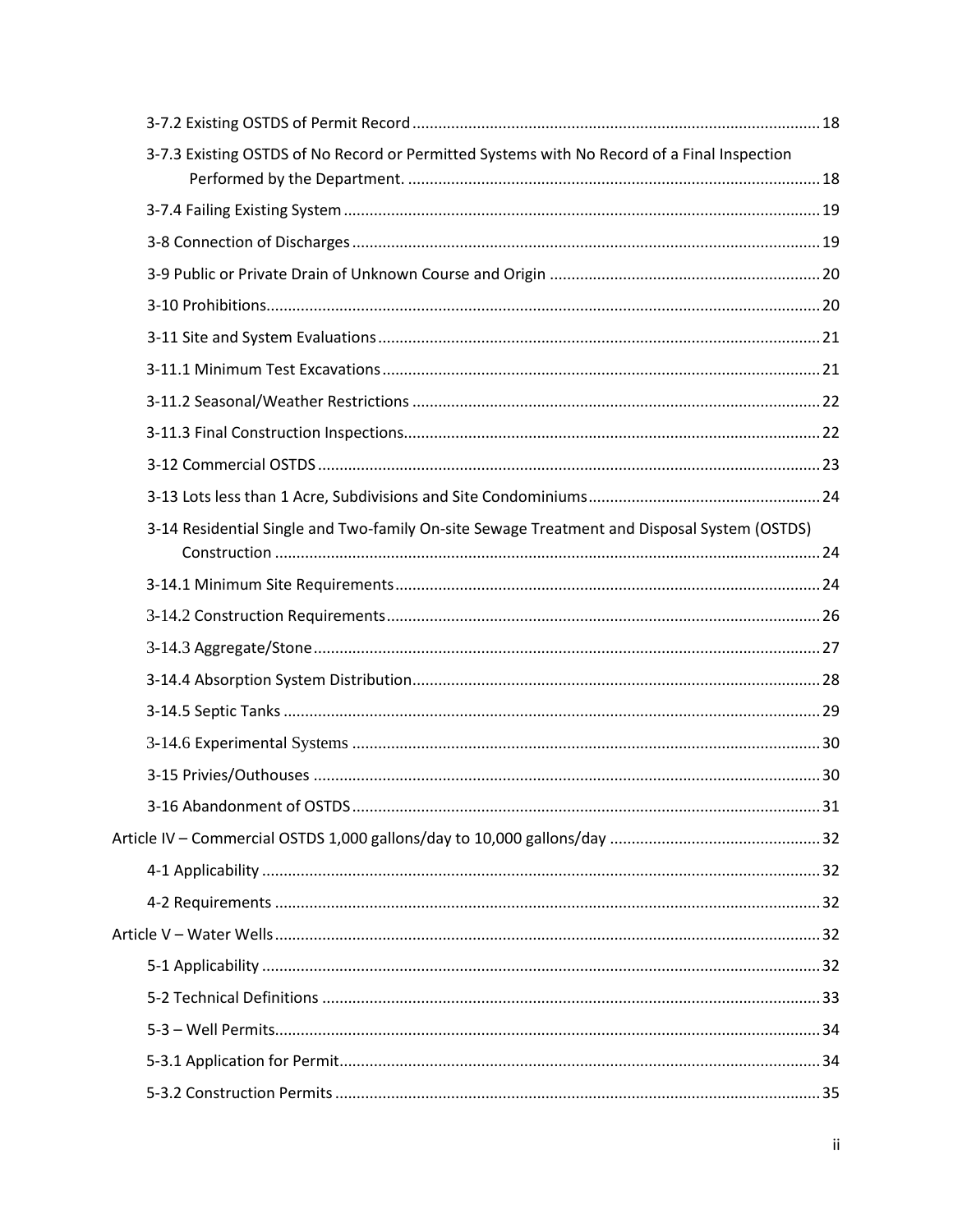3-7.2 Existing OSTDS of Permit Record ..... 18

3-7.3 Existing OSTDS of No Record or Permitted Systems with No Record of a Final Inspection Performed by the Department. ..... 18

3-7.4 Failing Existing System ..... 19

3-8 Connection of Discharges ..... 19

3-9 Public or Private Drain of Unknown Course and Origin ..... 20

3-10 Prohibitions ..... 20

3-11 Site and System Evaluations ..... 21

3-11.1 Minimum Test Excavations ..... 21

3-11.2 Seasonal/Weather Restrictions ..... 22

3-11.3 Final Construction Inspections ..... 22

3-12 Commercial OSTDS ..... 23

3-13 Lots less than 1 Acre, Subdivisions and Site Condominiums ..... 24

3-14 Residential Single and Two-family On-site Sewage Treatment and Disposal System (OSTDS) Construction ..... 24

3-14.1 Minimum Site Requirements ..... 24

3-14.2 Construction Requirements ..... 26

3-14.3 Aggregate/Stone ..... 27

3-14.4 Absorption System Distribution ..... 28

3-14.5 Septic Tanks ..... 29

3-14.6 Experimental Systems ..... 30

3-15 Privies/Outhouses ..... 30

3-16 Abandonment of OSTDS ..... 31

Article IV – Commercial OSTDS 1,000 gallons/day to 10,000 gallons/day ..... 32

4-1 Applicability ..... 32

4-2 Requirements ..... 32

Article V – Water Wells ..... 32

5-1 Applicability ..... 32

5-2 Technical Definitions ..... 33

5-3 – Well Permits ..... 34

5-3.1 Application for Permit ..... 34

5-3.2 Construction Permits ..... 35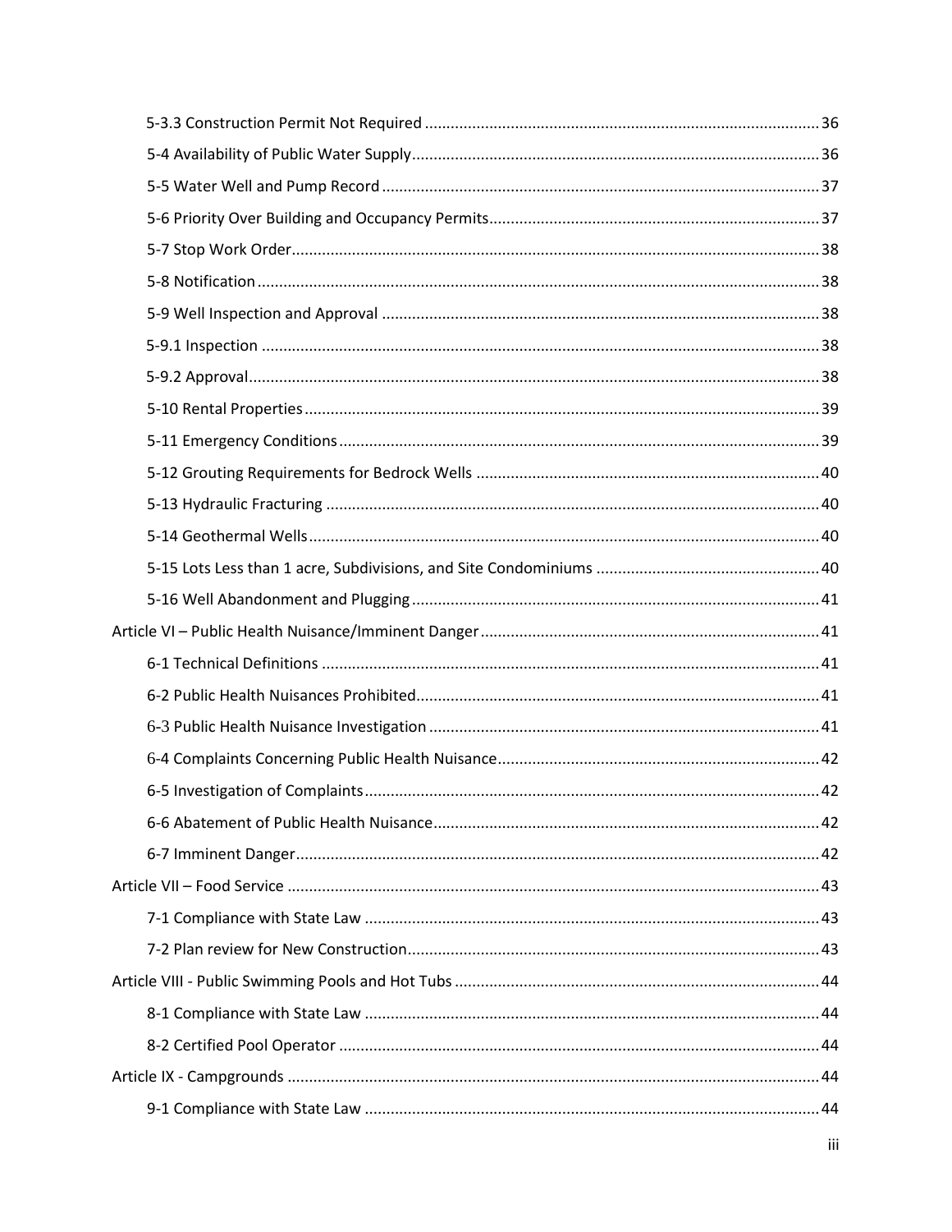5-3.3 Construction Permit Not Required ..... 36

5-4 Availability of Public Water Supply ..... 36

5-5 Water Well and Pump Record ..... 37

5-6 Priority Over Building and Occupancy Permits ..... 37

5-7 Stop Work Order ..... 38

5-8 Notification ..... 38

5-9 Well Inspection and Approval ..... 38

5-9.1 Inspection ..... 38

5-9.2 Approval ..... 38

5-10 Rental Properties ..... 39

5-11 Emergency Conditions ..... 39

5-12 Grouting Requirements for Bedrock Wells ..... 40

5-13 Hydraulic Fracturing ..... 40

5-14 Geothermal Wells ..... 40

5-15 Lots Less than 1 acre, Subdivisions, and Site Condominiums ..... 40

5-16 Well Abandonment and Plugging ..... 41

Article VI – Public Health Nuisance/Imminent Danger ..... 41

6-1 Technical Definitions ..... 41

6-2 Public Health Nuisances Prohibited ..... 41

6-3 Public Health Nuisance Investigation ..... 41

6-4 Complaints Concerning Public Health Nuisance ..... 42

6-5 Investigation of Complaints ..... 42

6-6 Abatement of Public Health Nuisance ..... 42

6-7 Imminent Danger ..... 42

Article VII – Food Service ..... 43

7-1 Compliance with State Law ..... 43

7-2 Plan review for New Construction ..... 43

Article VIII - Public Swimming Pools and Hot Tubs ..... 44

8-1 Compliance with State Law ..... 44

8-2 Certified Pool Operator ..... 44

Article IX - Campgrounds ..... 44

9-1 Compliance with State Law ..... 44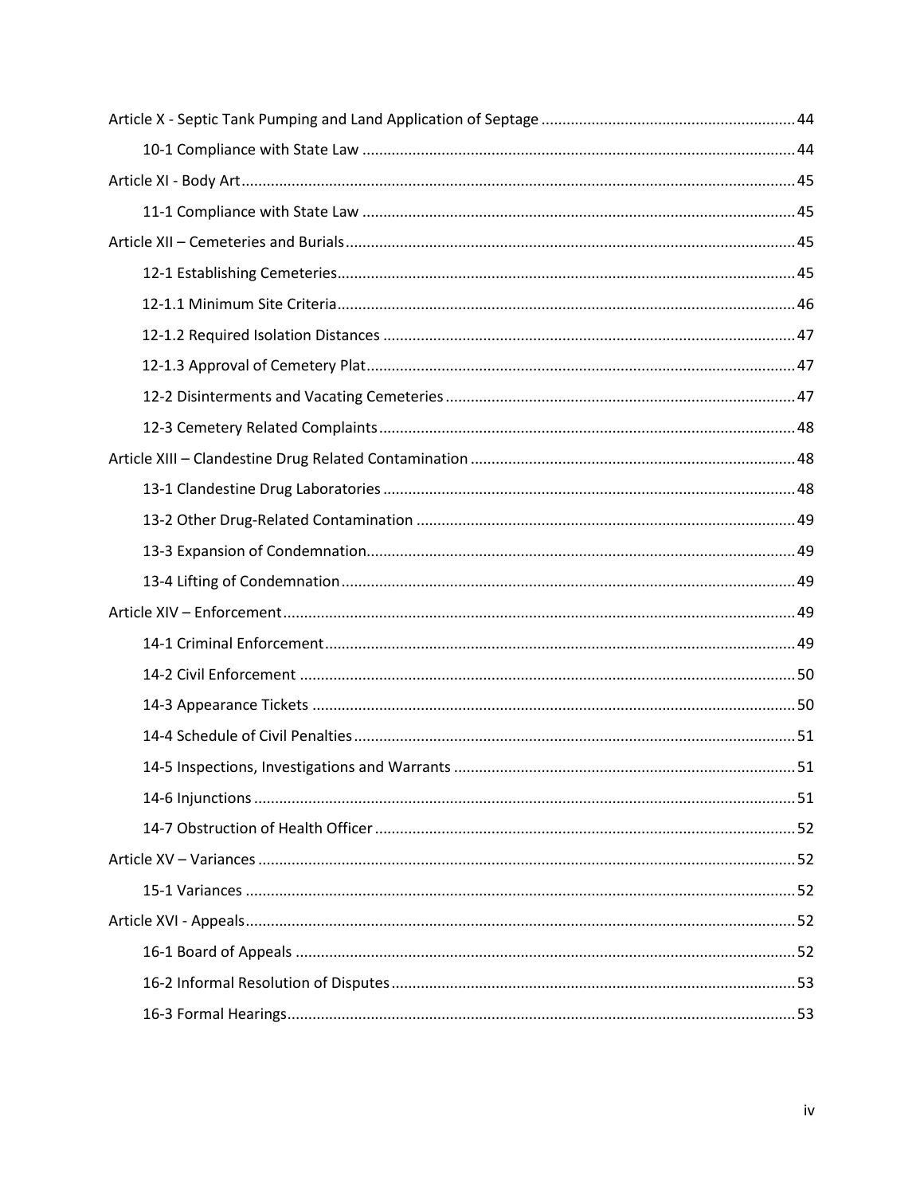Article X - Septic Tank Pumping and Land Application of Septage ........ 44

- 10-1 Compliance with State Law ........ 44

Article XI - Body Art ........ 45

- 11-1 Compliance with State Law ........ 45

Article XII – Cemeteries and Burials ........ 45

- 12-1 Establishing Cemeteries ........ 45
- 12-1.1 Minimum Site Criteria ........ 46
- 12-1.2 Required Isolation Distances ........ 47
- 12-1.3 Approval of Cemetery Plat ........ 47
- 12-2 Disinterments and Vacating Cemeteries ........ 47
- 12-3 Cemetery Related Complaints ........ 48

Article XIII – Clandestine Drug Related Contamination ........ 48

- 13-1 Clandestine Drug Laboratories ........ 48
- 13-2 Other Drug-Related Contamination ........ 49
- 13-3 Expansion of Condemnation ........ 49
- 13-4 Lifting of Condemnation ........ 49

Article XIV – Enforcement ........ 49

- 14-1 Criminal Enforcement ........ 49
- 14-2 Civil Enforcement ........ 50
- 14-3 Appearance Tickets ........ 50
- 14-4 Schedule of Civil Penalties ........ 51
- 14-5 Inspections, Investigations and Warrants ........ 51
- 14-6 Injunctions ........ 51
- 14-7 Obstruction of Health Officer ........ 52

Article XV – Variances ........ 52

- 15-1 Variances ........ 52

Article XVI - Appeals ........ 52

- 16-1 Board of Appeals ........ 52
- 16-2 Informal Resolution of Disputes ........ 53
- 16-3 Formal Hearings ........ 53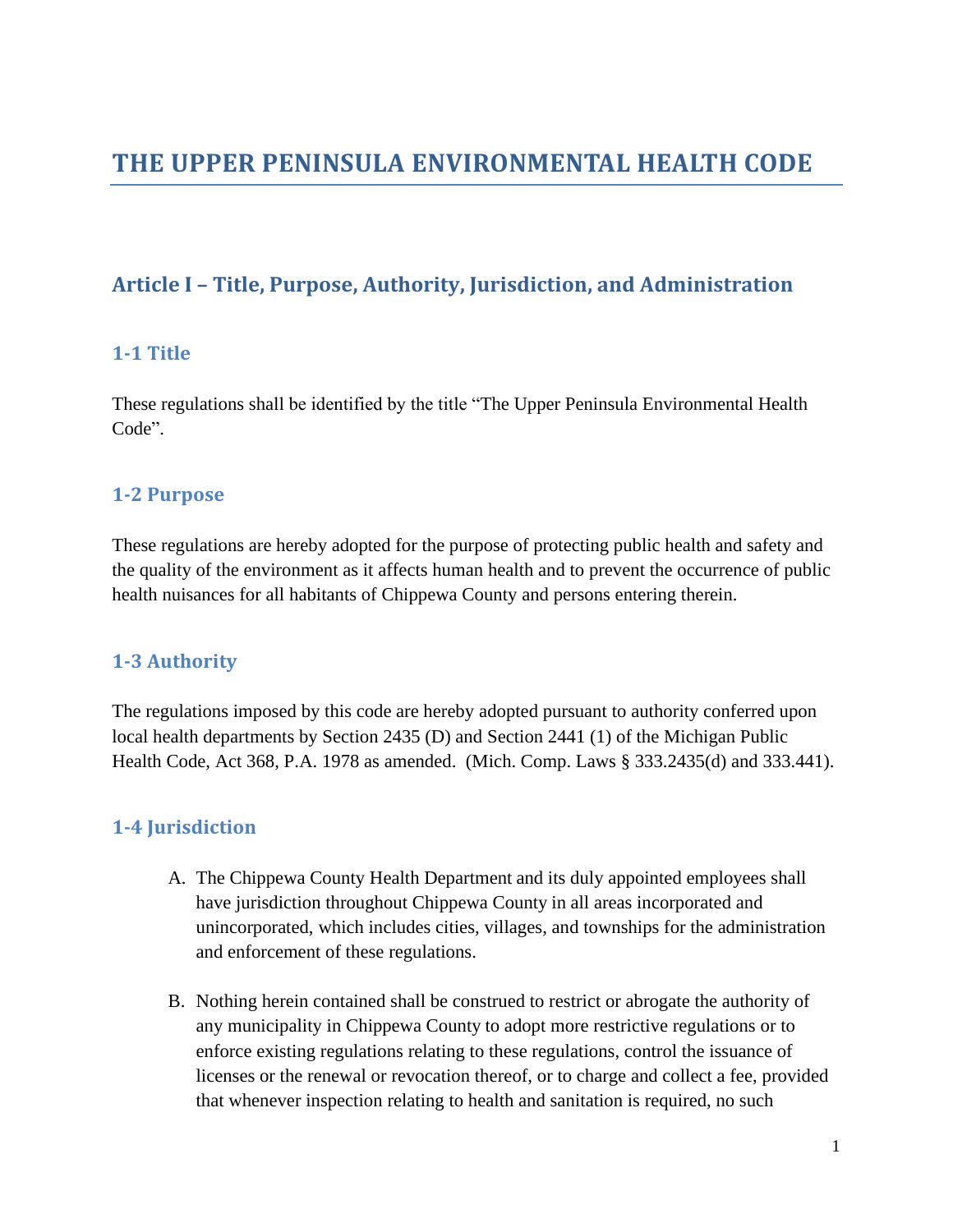# THE UPPER PENINSULA ENVIRONMENTAL HEALTH CODE

## Article I – Title, Purpose, Authority, Jurisdiction, and Administration

### 1-1 Title

These regulations shall be identified by the title "The Upper Peninsula Environmental Health Code".

### 1-2 Purpose

These regulations are hereby adopted for the purpose of protecting public health and safety and the quality of the environment as it affects human health and to prevent the occurrence of public health nuisances for all habitants of Chippewa County and persons entering therein.

### 1-3 Authority

The regulations imposed by this code are hereby adopted pursuant to authority conferred upon local health departments by Section 2435 (D) and Section 2441 (1) of the Michigan Public Health Code, Act 368, P.A. 1978 as amended. (Mich. Comp. Laws § 333.2435(d) and 333.441).

### 1-4 Jurisdiction

A. The Chippewa County Health Department and its duly appointed employees shall have jurisdiction throughout Chippewa County in all areas incorporated and unincorporated, which includes cities, villages, and townships for the administration and enforcement of these regulations.

B. Nothing herein contained shall be construed to restrict or abrogate the authority of any municipality in Chippewa County to adopt more restrictive regulations or to enforce existing regulations relating to these regulations, control the issuance of licenses or the renewal or revocation thereof, or to charge and collect a fee, provided that whenever inspection relating to health and sanitation is required, no such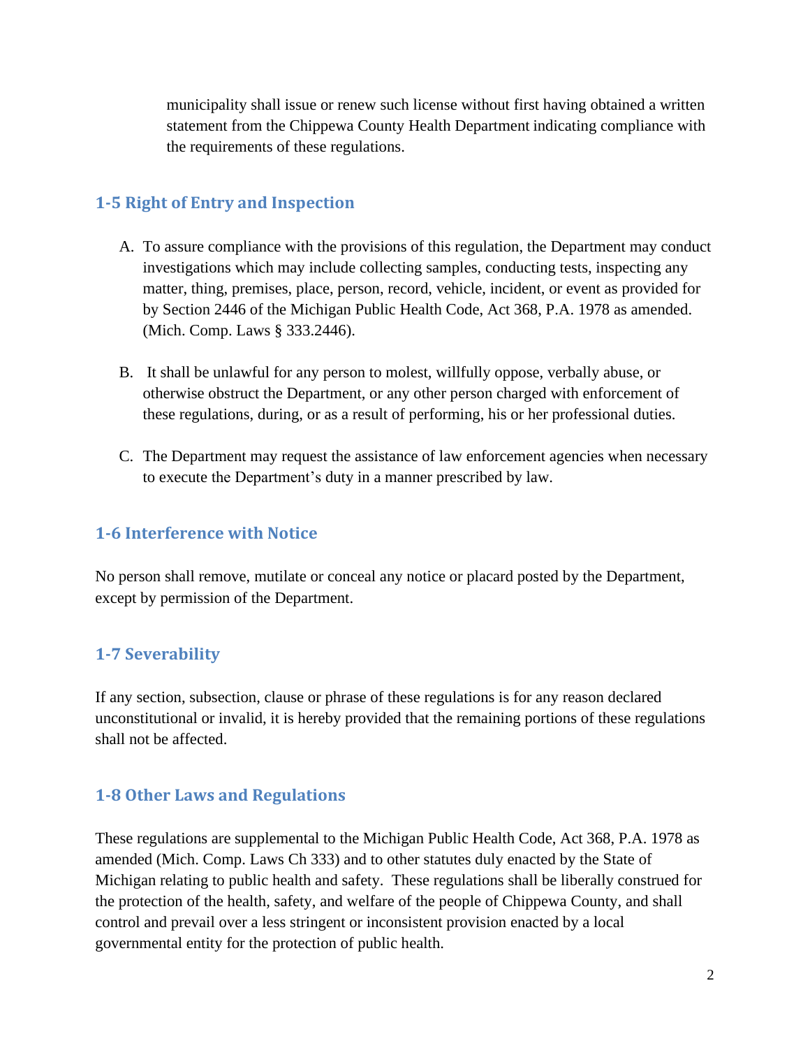municipality shall issue or renew such license without first having obtained a written statement from the Chippewa County Health Department indicating compliance with the requirements of these regulations.

## 1-5 Right of Entry and Inspection

A. To assure compliance with the provisions of this regulation, the Department may conduct investigations which may include collecting samples, conducting tests, inspecting any matter, thing, premises, place, person, record, vehicle, incident, or event as provided for by Section 2446 of the Michigan Public Health Code, Act 368, P.A. 1978 as amended. (Mich. Comp. Laws § 333.2446).

B. It shall be unlawful for any person to molest, willfully oppose, verbally abuse, or otherwise obstruct the Department, or any other person charged with enforcement of these regulations, during, or as a result of performing, his or her professional duties.

C. The Department may request the assistance of law enforcement agencies when necessary to execute the Department's duty in a manner prescribed by law.

## 1-6 Interference with Notice

No person shall remove, mutilate or conceal any notice or placard posted by the Department, except by permission of the Department.

## 1-7 Severability

If any section, subsection, clause or phrase of these regulations is for any reason declared unconstitutional or invalid, it is hereby provided that the remaining portions of these regulations shall not be affected.

## 1-8 Other Laws and Regulations

These regulations are supplemental to the Michigan Public Health Code, Act 368, P.A. 1978 as amended (Mich. Comp. Laws Ch 333) and to other statutes duly enacted by the State of Michigan relating to public health and safety. These regulations shall be liberally construed for the protection of the health, safety, and welfare of the people of Chippewa County, and shall control and prevail over a less stringent or inconsistent provision enacted by a local governmental entity for the protection of public health.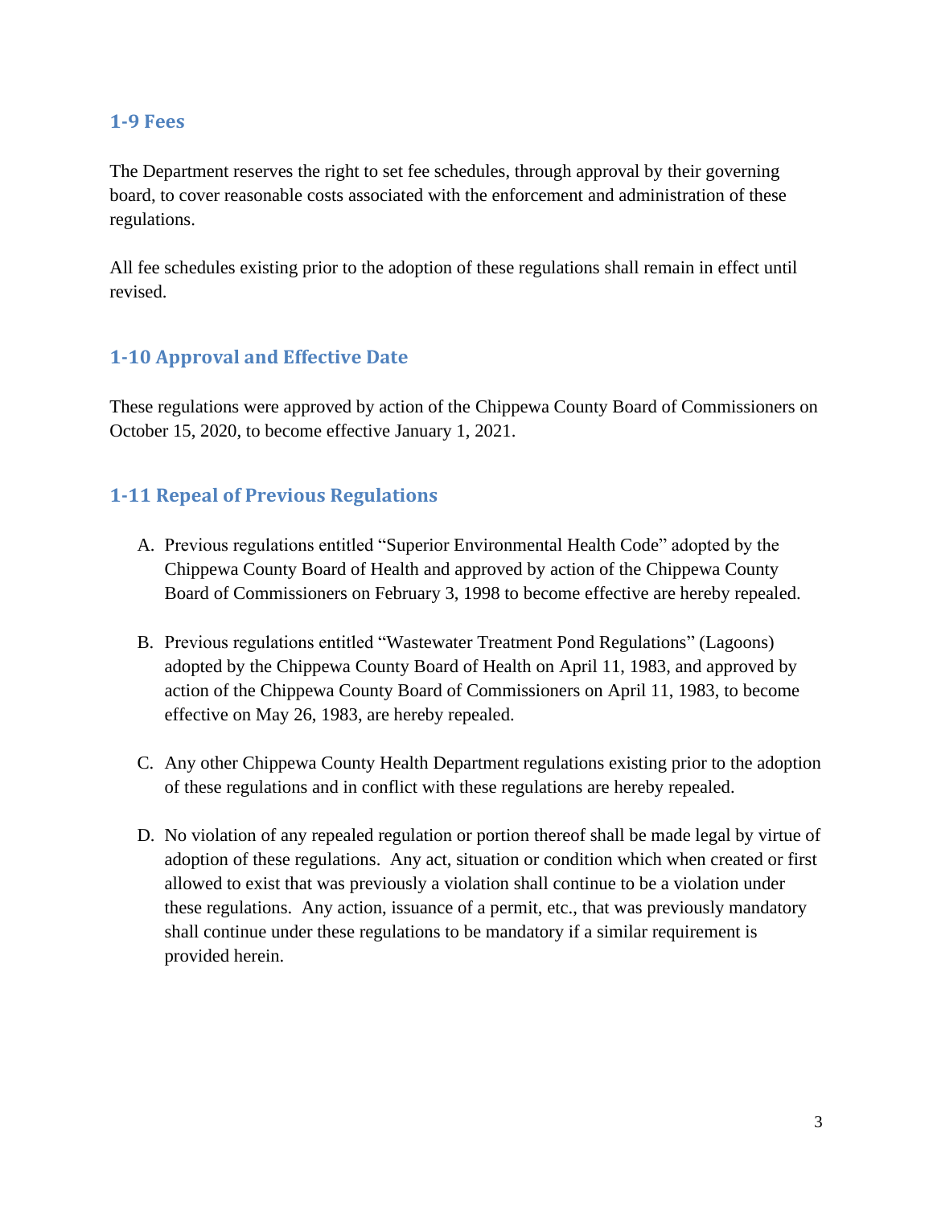### 1-9 Fees

The Department reserves the right to set fee schedules, through approval by their governing board, to cover reasonable costs associated with the enforcement and administration of these regulations.

All fee schedules existing prior to the adoption of these regulations shall remain in effect until revised.

### 1-10 Approval and Effective Date

These regulations were approved by action of the Chippewa County Board of Commissioners on October 15, 2020, to become effective January 1, 2021.

### 1-11 Repeal of Previous Regulations

A. Previous regulations entitled “Superior Environmental Health Code” adopted by the Chippewa County Board of Health and approved by action of the Chippewa County Board of Commissioners on February 3, 1998 to become effective are hereby repealed.

B. Previous regulations entitled “Wastewater Treatment Pond Regulations” (Lagoons) adopted by the Chippewa County Board of Health on April 11, 1983, and approved by action of the Chippewa County Board of Commissioners on April 11, 1983, to become effective on May 26, 1983, are hereby repealed.

C. Any other Chippewa County Health Department regulations existing prior to the adoption of these regulations and in conflict with these regulations are hereby repealed.

D. No violation of any repealed regulation or portion thereof shall be made legal by virtue of adoption of these regulations. Any act, situation or condition which when created or first allowed to exist that was previously a violation shall continue to be a violation under these regulations. Any action, issuance of a permit, etc., that was previously mandatory shall continue under these regulations to be mandatory if a similar requirement is provided herein.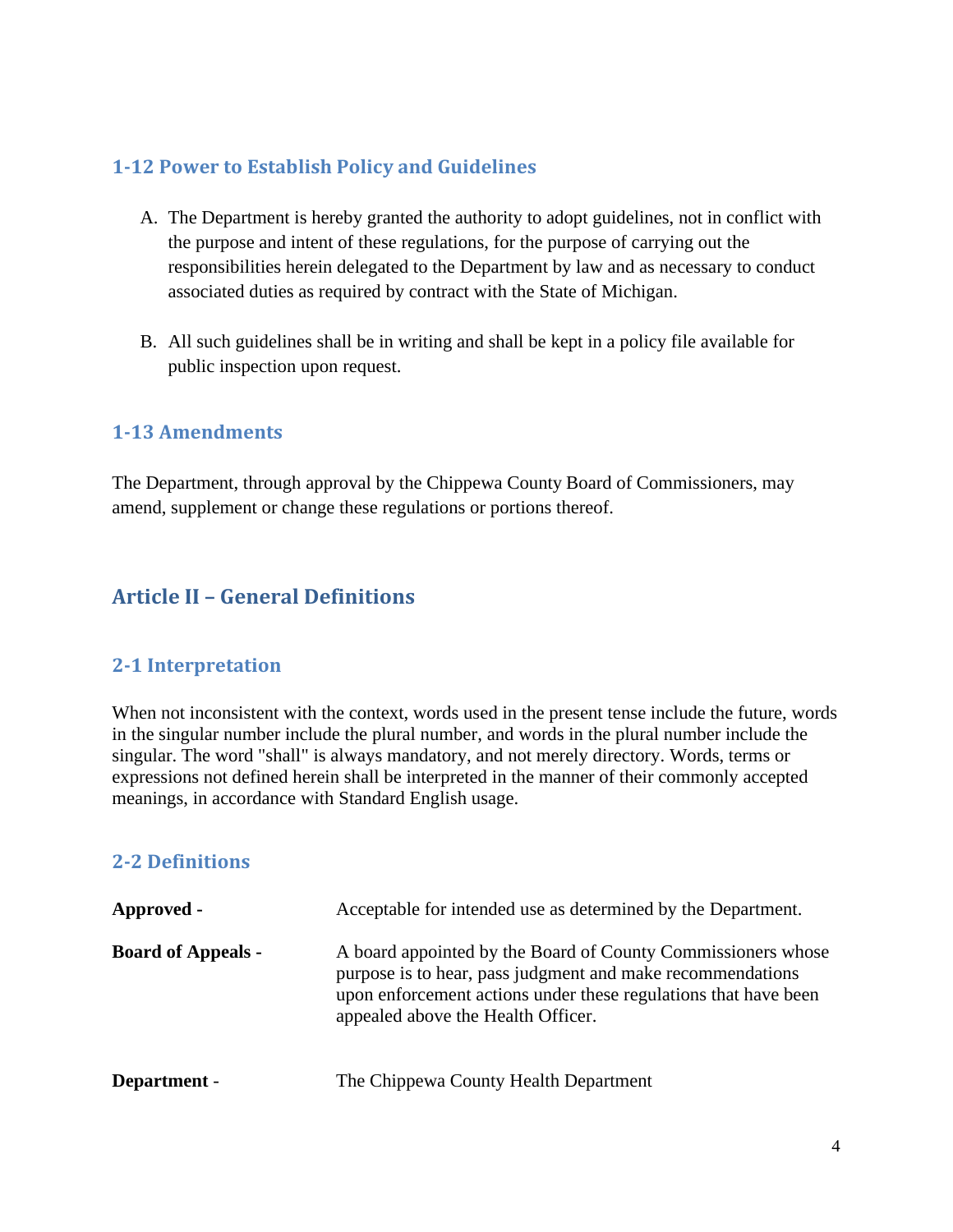### 1-12 Power to Establish Policy and Guidelines

A. The Department is hereby granted the authority to adopt guidelines, not in conflict with the purpose and intent of these regulations, for the purpose of carrying out the responsibilities herein delegated to the Department by law and as necessary to conduct associated duties as required by contract with the State of Michigan.

B. All such guidelines shall be in writing and shall be kept in a policy file available for public inspection upon request.

### 1-13 Amendments

The Department, through approval by the Chippewa County Board of Commissioners, may amend, supplement or change these regulations or portions thereof.

## Article II – General Definitions

### 2-1 Interpretation

When not inconsistent with the context, words used in the present tense include the future, words in the singular number include the plural number, and words in the plural number include the singular. The word "shall" is always mandatory, and not merely directory. Words, terms or expressions not defined herein shall be interpreted in the manner of their commonly accepted meanings, in accordance with Standard English usage.

### 2-2 Definitions

| | |
|---|---|
| **Approved -** | Acceptable for intended use as determined by the Department. |
| **Board of Appeals -** | A board appointed by the Board of County Commissioners whose purpose is to hear, pass judgment and make recommendations upon enforcement actions under these regulations that have been appealed above the Health Officer. |
| **Department** - | The Chippewa County Health Department |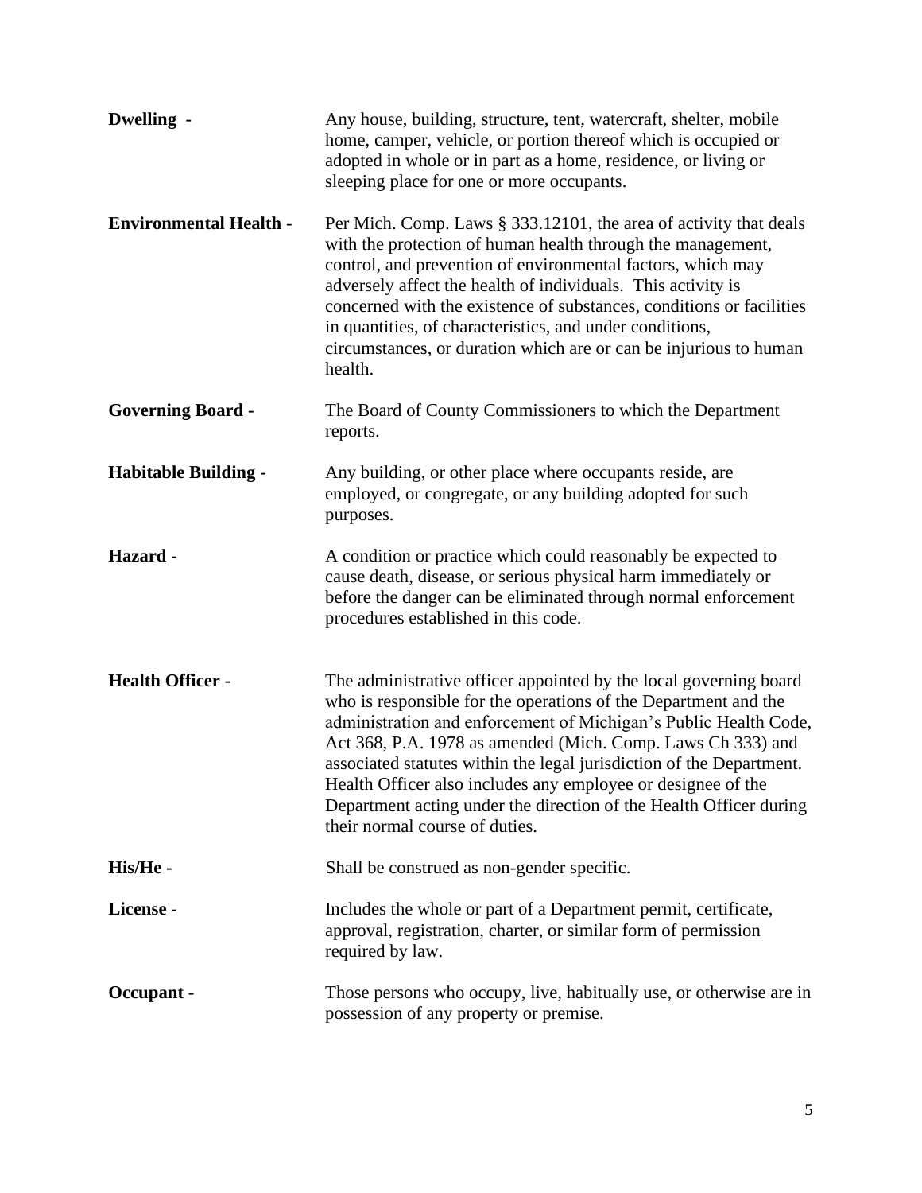**Dwelling** - Any house, building, structure, tent, watercraft, shelter, mobile home, camper, vehicle, or portion thereof which is occupied or adopted in whole or in part as a home, residence, or living or sleeping place for one or more occupants.

**Environmental Health** - Per Mich. Comp. Laws § 333.12101, the area of activity that deals with the protection of human health through the management, control, and prevention of environmental factors, which may adversely affect the health of individuals. This activity is concerned with the existence of substances, conditions or facilities in quantities, of characteristics, and under conditions, circumstances, or duration which are or can be injurious to human health.

**Governing Board** - The Board of County Commissioners to which the Department reports.

**Habitable Building** - Any building, or other place where occupants reside, are employed, or congregate, or any building adopted for such purposes.

**Hazard** - A condition or practice which could reasonably be expected to cause death, disease, or serious physical harm immediately or before the danger can be eliminated through normal enforcement procedures established in this code.

**Health Officer** - The administrative officer appointed by the local governing board who is responsible for the operations of the Department and the administration and enforcement of Michigan's Public Health Code, Act 368, P.A. 1978 as amended (Mich. Comp. Laws Ch 333) and associated statutes within the legal jurisdiction of the Department. Health Officer also includes any employee or designee of the Department acting under the direction of the Health Officer during their normal course of duties.

**His/He** - Shall be construed as non-gender specific.

**License** - Includes the whole or part of a Department permit, certificate, approval, registration, charter, or similar form of permission required by law.

**Occupant** - Those persons who occupy, live, habitually use, or otherwise are in possession of any property or premise.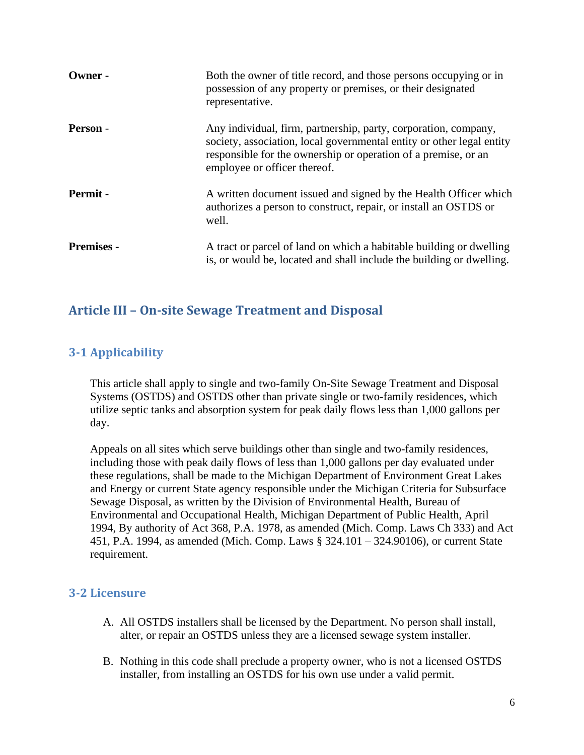| | |
|---|---|
| **Owner -** | Both the owner of title record, and those persons occupying or in possession of any property or premises, or their designated representative. |
| **Person -** | Any individual, firm, partnership, party, corporation, company, society, association, local governmental entity or other legal entity responsible for the ownership or operation of a premise, or an employee or officer thereof. |
| **Permit -** | A written document issued and signed by the Health Officer which authorizes a person to construct, repair, or install an OSTDS or well. |
| **Premises -** | A tract or parcel of land on which a habitable building or dwelling is, or would be, located and shall include the building or dwelling. |

## Article III – On-site Sewage Treatment and Disposal

### 3-1 Applicability

This article shall apply to single and two-family On-Site Sewage Treatment and Disposal Systems (OSTDS) and OSTDS other than private single or two-family residences, which utilize septic tanks and absorption system for peak daily flows less than 1,000 gallons per day.

Appeals on all sites which serve buildings other than single and two-family residences, including those with peak daily flows of less than 1,000 gallons per day evaluated under these regulations, shall be made to the Michigan Department of Environment Great Lakes and Energy or current State agency responsible under the Michigan Criteria for Subsurface Sewage Disposal, as written by the Division of Environmental Health, Bureau of Environmental and Occupational Health, Michigan Department of Public Health, April 1994, By authority of Act 368, P.A. 1978, as amended (Mich. Comp. Laws Ch 333) and Act 451, P.A. 1994, as amended (Mich. Comp. Laws § 324.101 – 324.90106), or current State requirement.

### 3-2 Licensure

A. All OSTDS installers shall be licensed by the Department. No person shall install, alter, or repair an OSTDS unless they are a licensed sewage system installer.

B. Nothing in this code shall preclude a property owner, who is not a licensed OSTDS installer, from installing an OSTDS for his own use under a valid permit.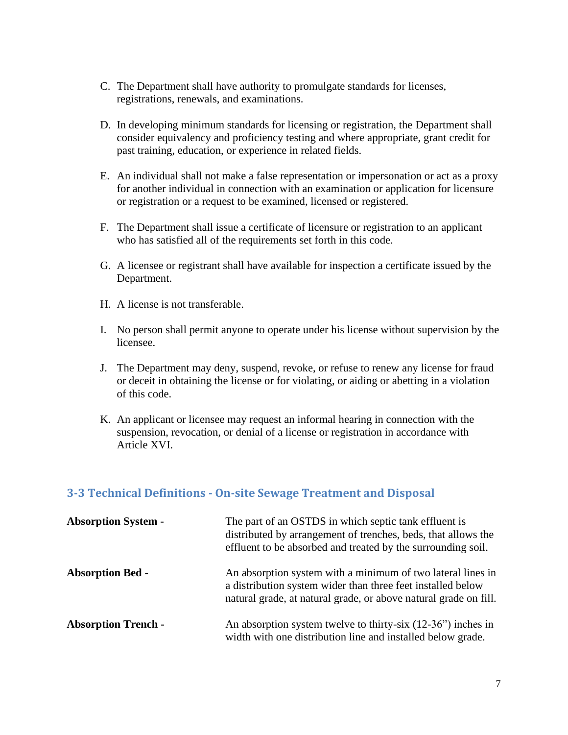C. The Department shall have authority to promulgate standards for licenses, registrations, renewals, and examinations.

D. In developing minimum standards for licensing or registration, the Department shall consider equivalency and proficiency testing and where appropriate, grant credit for past training, education, or experience in related fields.

E. An individual shall not make a false representation or impersonation or act as a proxy for another individual in connection with an examination or application for licensure or registration or a request to be examined, licensed or registered.

F. The Department shall issue a certificate of licensure or registration to an applicant who has satisfied all of the requirements set forth in this code.

G. A licensee or registrant shall have available for inspection a certificate issued by the Department.

H. A license is not transferable.

I. No person shall permit anyone to operate under his license without supervision by the licensee.

J. The Department may deny, suspend, revoke, or refuse to renew any license for fraud or deceit in obtaining the license or for violating, or aiding or abetting in a violation of this code.

K. An applicant or licensee may request an informal hearing in connection with the suspension, revocation, or denial of a license or registration in accordance with Article XVI.

## 3-3 Technical Definitions - On-site Sewage Treatment and Disposal

| | |
|---|---|
| **Absorption System -** | The part of an OSTDS in which septic tank effluent is distributed by arrangement of trenches, beds, that allows the effluent to be absorbed and treated by the surrounding soil. |
| **Absorption Bed -** | An absorption system with a minimum of two lateral lines in a distribution system wider than three feet installed below natural grade, at natural grade, or above natural grade on fill. |
| **Absorption Trench -** | An absorption system twelve to thirty-six (12-36”) inches in width with one distribution line and installed below grade. |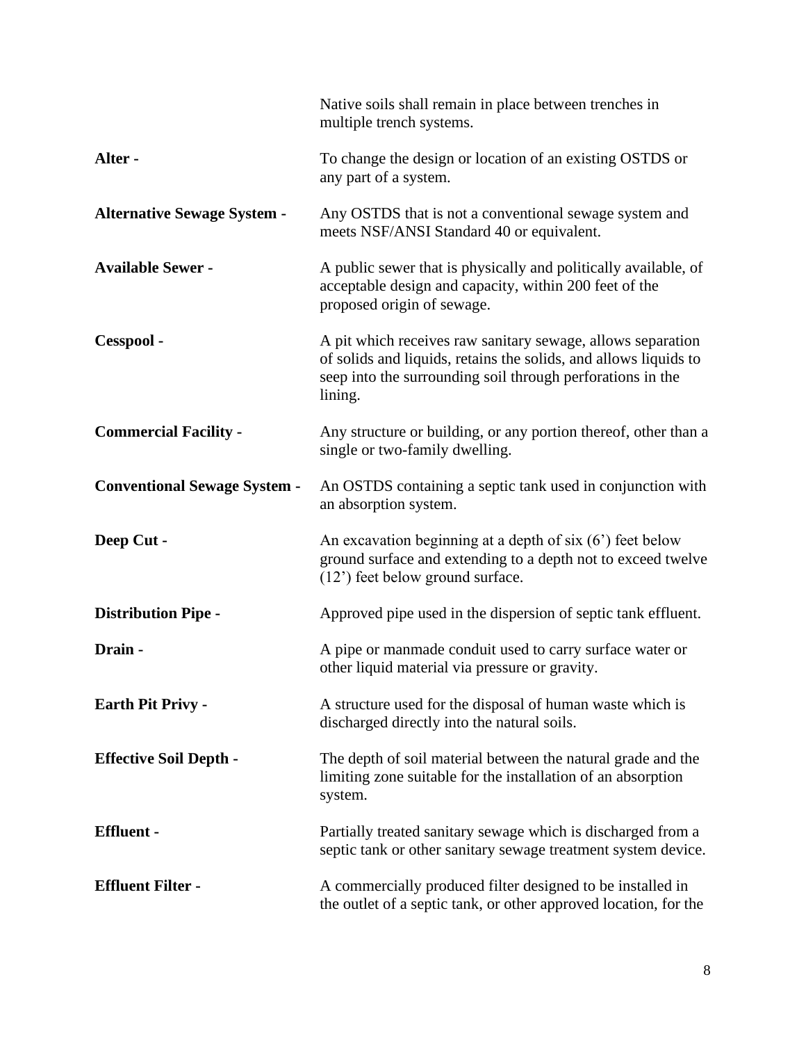Native soils shall remain in place between trenches in multiple trench systems.

**Alter -** To change the design or location of an existing OSTDS or any part of a system.

**Alternative Sewage System -** Any OSTDS that is not a conventional sewage system and meets NSF/ANSI Standard 40 or equivalent.

**Available Sewer -** A public sewer that is physically and politically available, of acceptable design and capacity, within 200 feet of the proposed origin of sewage.

**Cesspool -** A pit which receives raw sanitary sewage, allows separation of solids and liquids, retains the solids, and allows liquids to seep into the surrounding soil through perforations in the lining.

**Commercial Facility -** Any structure or building, or any portion thereof, other than a single or two-family dwelling.

**Conventional Sewage System -** An OSTDS containing a septic tank used in conjunction with an absorption system.

**Deep Cut -** An excavation beginning at a depth of six (6') feet below ground surface and extending to a depth not to exceed twelve (12') feet below ground surface.

**Distribution Pipe -** Approved pipe used in the dispersion of septic tank effluent.

**Drain -** A pipe or manmade conduit used to carry surface water or other liquid material via pressure or gravity.

**Earth Pit Privy -** A structure used for the disposal of human waste which is discharged directly into the natural soils.

**Effective Soil Depth -** The depth of soil material between the natural grade and the limiting zone suitable for the installation of an absorption system.

**Effluent -** Partially treated sanitary sewage which is discharged from a septic tank or other sanitary sewage treatment system device.

**Effluent Filter -** A commercially produced filter designed to be installed in the outlet of a septic tank, or other approved location, for the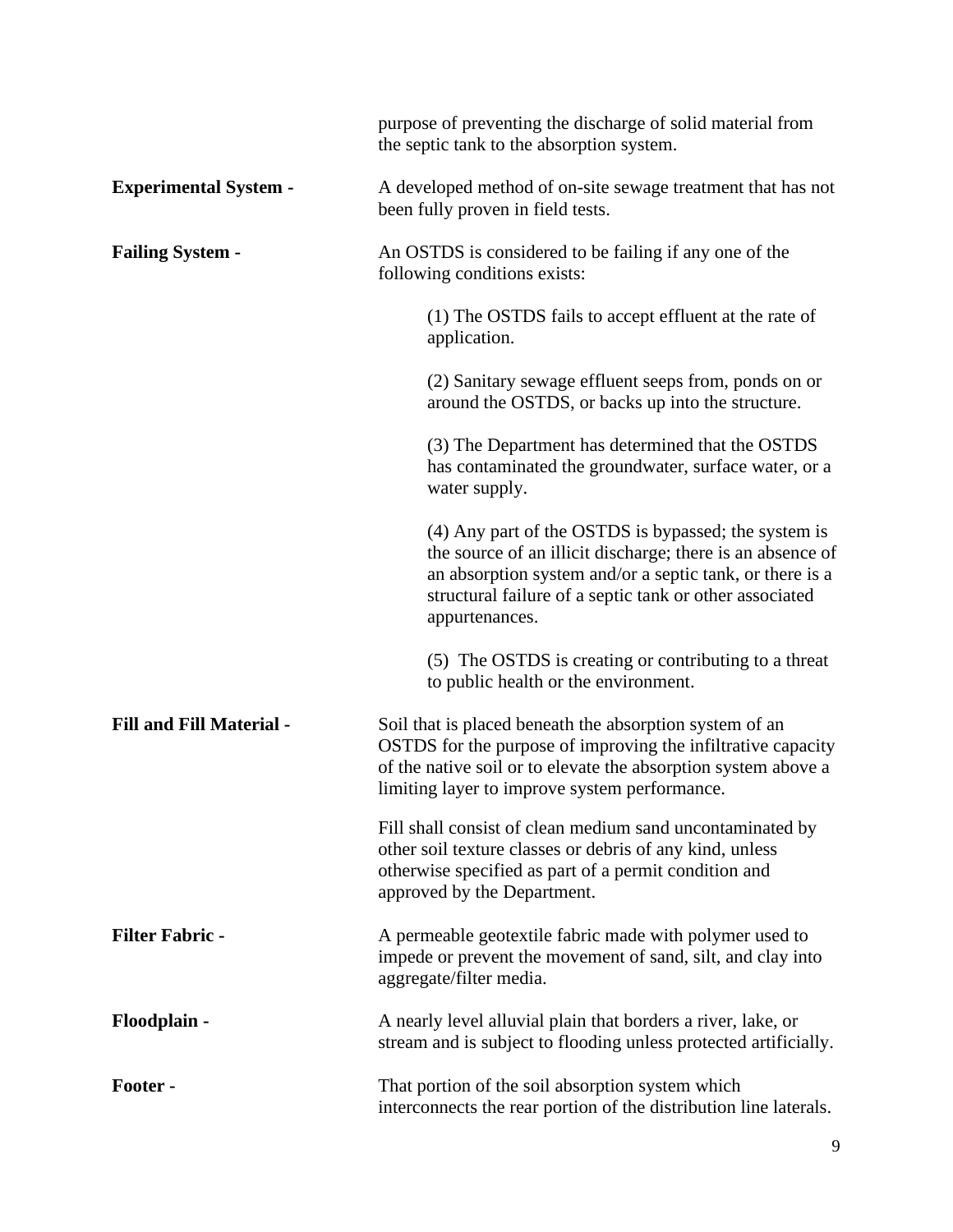purpose of preventing the discharge of solid material from the septic tank to the absorption system.

**Experimental System -** A developed method of on-site sewage treatment that has not been fully proven in field tests.

**Failing System -** An OSTDS is considered to be failing if any one of the following conditions exists:

(1) The OSTDS fails to accept effluent at the rate of application.

(2) Sanitary sewage effluent seeps from, ponds on or around the OSTDS, or backs up into the structure.

(3) The Department has determined that the OSTDS has contaminated the groundwater, surface water, or a water supply.

(4) Any part of the OSTDS is bypassed; the system is the source of an illicit discharge; there is an absence of an absorption system and/or a septic tank, or there is a structural failure of a septic tank or other associated appurtenances.

(5) The OSTDS is creating or contributing to a threat to public health or the environment.

**Fill and Fill Material -** Soil that is placed beneath the absorption system of an OSTDS for the purpose of improving the infiltrative capacity of the native soil or to elevate the absorption system above a limiting layer to improve system performance.

Fill shall consist of clean medium sand uncontaminated by other soil texture classes or debris of any kind, unless otherwise specified as part of a permit condition and approved by the Department.

**Filter Fabric -** A permeable geotextile fabric made with polymer used to impede or prevent the movement of sand, silt, and clay into aggregate/filter media.

**Floodplain -** A nearly level alluvial plain that borders a river, lake, or stream and is subject to flooding unless protected artificially.

**Footer -** That portion of the soil absorption system which interconnects the rear portion of the distribution line laterals.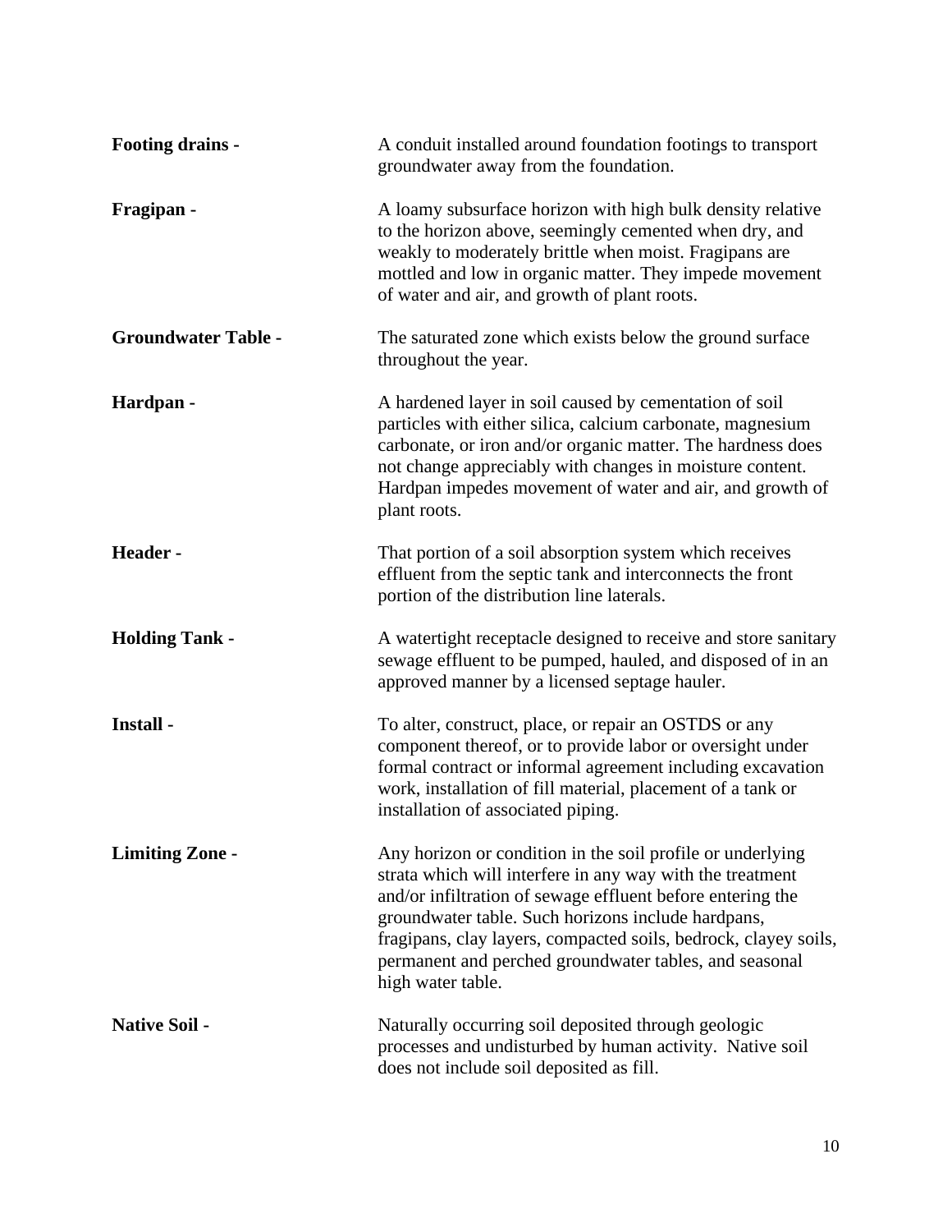**Footing drains -** A conduit installed around foundation footings to transport groundwater away from the foundation.

**Fragipan -** A loamy subsurface horizon with high bulk density relative to the horizon above, seemingly cemented when dry, and weakly to moderately brittle when moist. Fragipans are mottled and low in organic matter. They impede movement of water and air, and growth of plant roots.

**Groundwater Table -** The saturated zone which exists below the ground surface throughout the year.

**Hardpan -** A hardened layer in soil caused by cementation of soil particles with either silica, calcium carbonate, magnesium carbonate, or iron and/or organic matter. The hardness does not change appreciably with changes in moisture content. Hardpan impedes movement of water and air, and growth of plant roots.

**Header -** That portion of a soil absorption system which receives effluent from the septic tank and interconnects the front portion of the distribution line laterals.

**Holding Tank -** A watertight receptacle designed to receive and store sanitary sewage effluent to be pumped, hauled, and disposed of in an approved manner by a licensed septage hauler.

**Install -** To alter, construct, place, or repair an OSTDS or any component thereof, or to provide labor or oversight under formal contract or informal agreement including excavation work, installation of fill material, placement of a tank or installation of associated piping.

**Limiting Zone -** Any horizon or condition in the soil profile or underlying strata which will interfere in any way with the treatment and/or infiltration of sewage effluent before entering the groundwater table. Such horizons include hardpans, fragipans, clay layers, compacted soils, bedrock, clayey soils, permanent and perched groundwater tables, and seasonal high water table.

**Native Soil -** Naturally occurring soil deposited through geologic processes and undisturbed by human activity. Native soil does not include soil deposited as fill.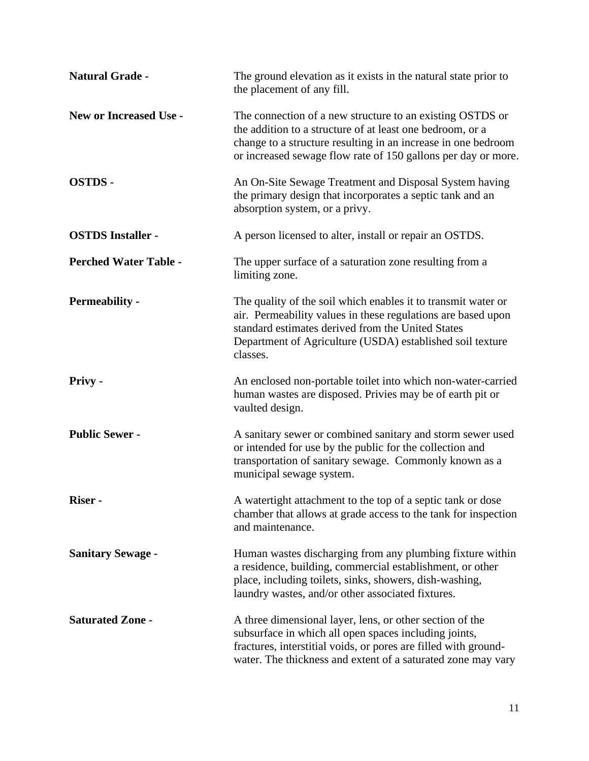**Natural Grade -** The ground elevation as it exists in the natural state prior to the placement of any fill.

**New or Increased Use -** The connection of a new structure to an existing OSTDS or the addition to a structure of at least one bedroom, or a change to a structure resulting in an increase in one bedroom or increased sewage flow rate of 150 gallons per day or more.

**OSTDS -** An On-Site Sewage Treatment and Disposal System having the primary design that incorporates a septic tank and an absorption system, or a privy.

**OSTDS Installer -** A person licensed to alter, install or repair an OSTDS.

**Perched Water Table -** The upper surface of a saturation zone resulting from a limiting zone.

**Permeability -** The quality of the soil which enables it to transmit water or air. Permeability values in these regulations are based upon standard estimates derived from the United States Department of Agriculture (USDA) established soil texture classes.

**Privy -** An enclosed non-portable toilet into which non-water-carried human wastes are disposed. Privies may be of earth pit or vaulted design.

**Public Sewer -** A sanitary sewer or combined sanitary and storm sewer used or intended for use by the public for the collection and transportation of sanitary sewage. Commonly known as a municipal sewage system.

**Riser -** A watertight attachment to the top of a septic tank or dose chamber that allows at grade access to the tank for inspection and maintenance.

**Sanitary Sewage -** Human wastes discharging from any plumbing fixture within a residence, building, commercial establishment, or other place, including toilets, sinks, showers, dish-washing, laundry wastes, and/or other associated fixtures.

**Saturated Zone -** A three dimensional layer, lens, or other section of the subsurface in which all open spaces including joints, fractures, interstitial voids, or pores are filled with ground-water. The thickness and extent of a saturated zone may vary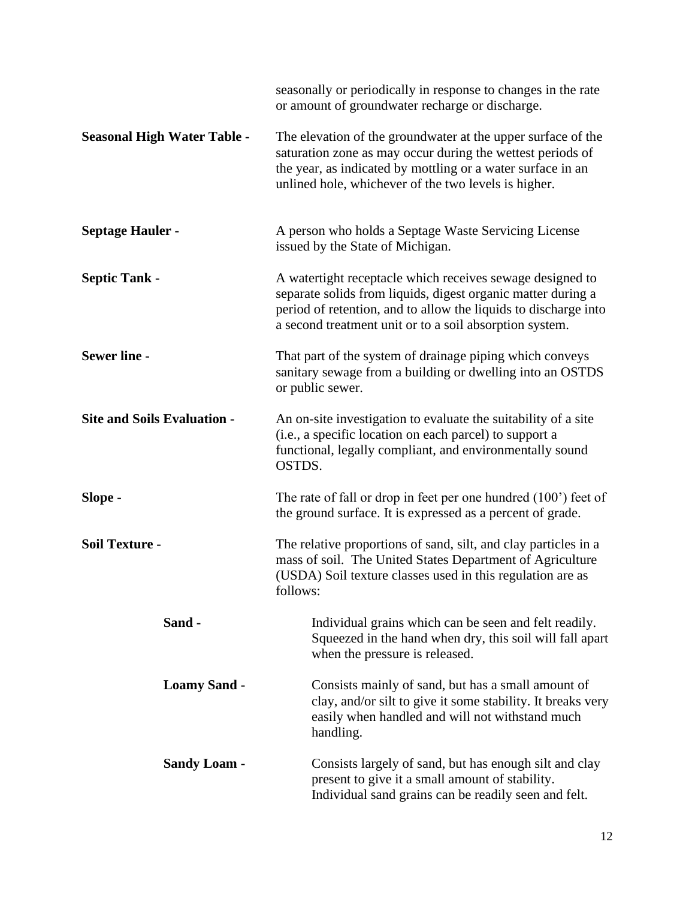seasonally or periodically in response to changes in the rate or amount of groundwater recharge or discharge.

**Seasonal High Water Table -** The elevation of the groundwater at the upper surface of the saturation zone as may occur during the wettest periods of the year, as indicated by mottling or a water surface in an unlined hole, whichever of the two levels is higher.

**Septage Hauler -** A person who holds a Septage Waste Servicing License issued by the State of Michigan.

**Septic Tank -** A watertight receptacle which receives sewage designed to separate solids from liquids, digest organic matter during a period of retention, and to allow the liquids to discharge into a second treatment unit or to a soil absorption system.

**Sewer line -** That part of the system of drainage piping which conveys sanitary sewage from a building or dwelling into an OSTDS or public sewer.

**Site and Soils Evaluation -** An on-site investigation to evaluate the suitability of a site (i.e., a specific location on each parcel) to support a functional, legally compliant, and environmentally sound OSTDS.

**Slope -** The rate of fall or drop in feet per one hundred (100') feet of the ground surface. It is expressed as a percent of grade.

**Soil Texture -** The relative proportions of sand, silt, and clay particles in a mass of soil. The United States Department of Agriculture (USDA) Soil texture classes used in this regulation are as follows:

- **Sand -** Individual grains which can be seen and felt readily. Squeezed in the hand when dry, this soil will fall apart when the pressure is released.

- **Loamy Sand -** Consists mainly of sand, but has a small amount of clay, and/or silt to give it some stability. It breaks very easily when handled and will not withstand much handling.

- **Sandy Loam -** Consists largely of sand, but has enough silt and clay present to give it a small amount of stability. Individual sand grains can be readily seen and felt.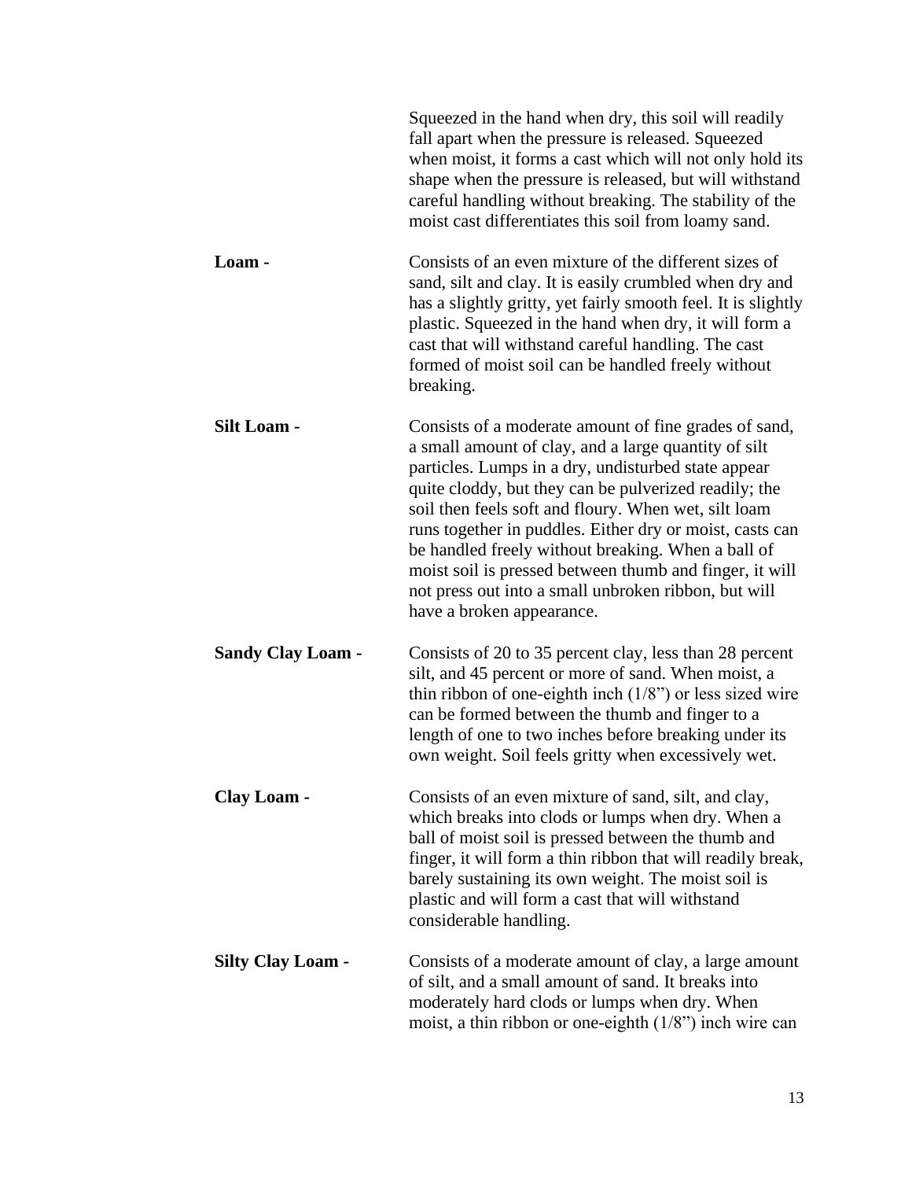Squeezed in the hand when dry, this soil will readily fall apart when the pressure is released. Squeezed when moist, it forms a cast which will not only hold its shape when the pressure is released, but will withstand careful handling without breaking. The stability of the moist cast differentiates this soil from loamy sand.

**Loam -** Consists of an even mixture of the different sizes of sand, silt and clay. It is easily crumbled when dry and has a slightly gritty, yet fairly smooth feel. It is slightly plastic. Squeezed in the hand when dry, it will form a cast that will withstand careful handling. The cast formed of moist soil can be handled freely without breaking.

**Silt Loam -** Consists of a moderate amount of fine grades of sand, a small amount of clay, and a large quantity of silt particles. Lumps in a dry, undisturbed state appear quite cloddy, but they can be pulverized readily; the soil then feels soft and floury. When wet, silt loam runs together in puddles. Either dry or moist, casts can be handled freely without breaking. When a ball of moist soil is pressed between thumb and finger, it will not press out into a small unbroken ribbon, but will have a broken appearance.

**Sandy Clay Loam -** Consists of 20 to 35 percent clay, less than 28 percent silt, and 45 percent or more of sand. When moist, a thin ribbon of one-eighth inch (1/8") or less sized wire can be formed between the thumb and finger to a length of one to two inches before breaking under its own weight. Soil feels gritty when excessively wet.

**Clay Loam -** Consists of an even mixture of sand, silt, and clay, which breaks into clods or lumps when dry. When a ball of moist soil is pressed between the thumb and finger, it will form a thin ribbon that will readily break, barely sustaining its own weight. The moist soil is plastic and will form a cast that will withstand considerable handling.

**Silty Clay Loam -** Consists of a moderate amount of clay, a large amount of silt, and a small amount of sand. It breaks into moderately hard clods or lumps when dry. When moist, a thin ribbon or one-eighth (1/8") inch wire can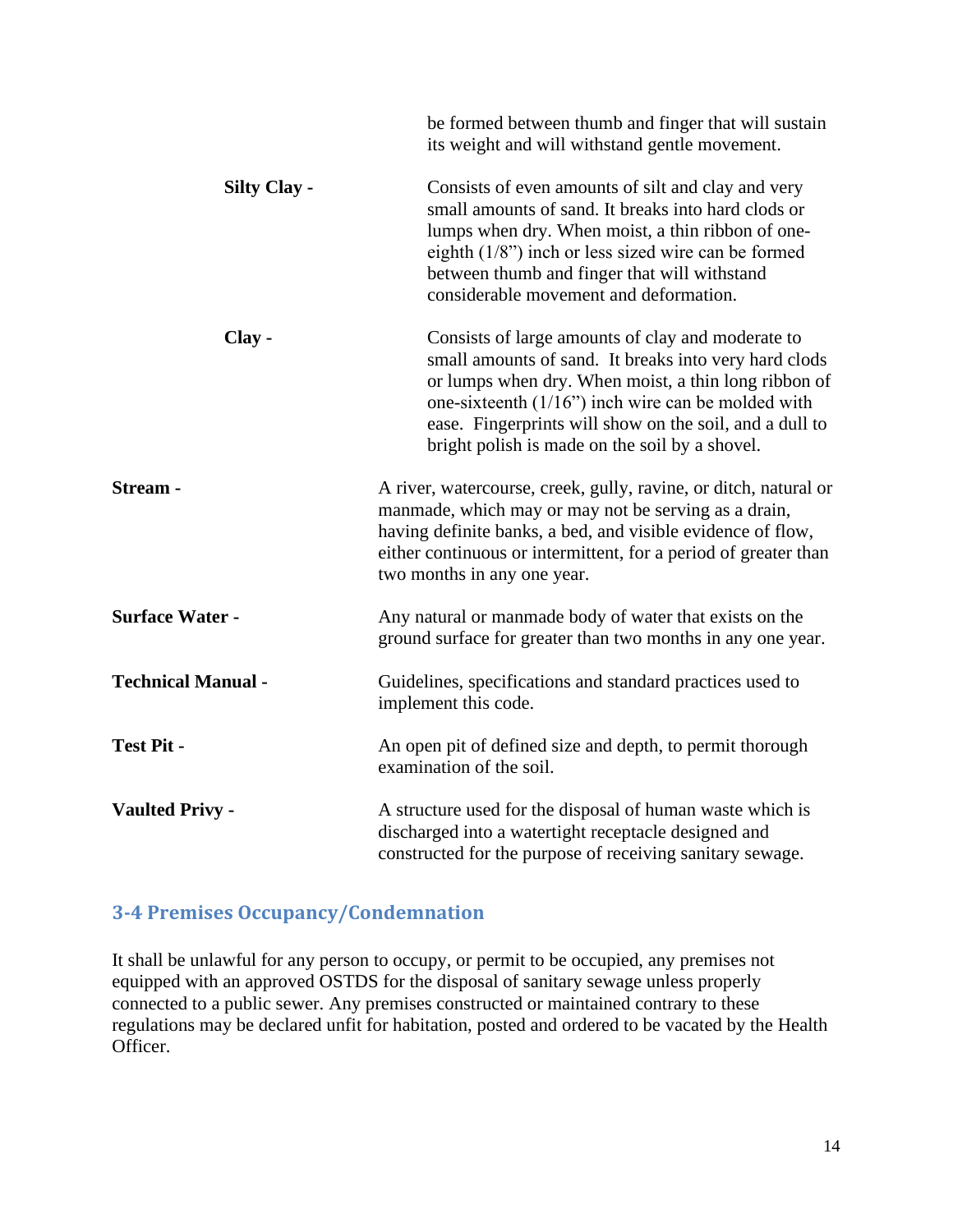be formed between thumb and finger that will sustain its weight and will withstand gentle movement.

**Silty Clay -** Consists of even amounts of silt and clay and very small amounts of sand. It breaks into hard clods or lumps when dry. When moist, a thin ribbon of one-eighth (1/8") inch or less sized wire can be formed between thumb and finger that will withstand considerable movement and deformation.

**Clay -** Consists of large amounts of clay and moderate to small amounts of sand. It breaks into very hard clods or lumps when dry. When moist, a thin long ribbon of one-sixteenth (1/16") inch wire can be molded with ease. Fingerprints will show on the soil, and a dull to bright polish is made on the soil by a shovel.

**Stream -** A river, watercourse, creek, gully, ravine, or ditch, natural or manmade, which may or may not be serving as a drain, having definite banks, a bed, and visible evidence of flow, either continuous or intermittent, for a period of greater than two months in any one year.

**Surface Water -** Any natural or manmade body of water that exists on the ground surface for greater than two months in any one year.

**Technical Manual -** Guidelines, specifications and standard practices used to implement this code.

**Test Pit -** An open pit of defined size and depth, to permit thorough examination of the soil.

**Vaulted Privy -** A structure used for the disposal of human waste which is discharged into a watertight receptacle designed and constructed for the purpose of receiving sanitary sewage.

## 3-4 Premises Occupancy/Condemnation

It shall be unlawful for any person to occupy, or permit to be occupied, any premises not equipped with an approved OSTDS for the disposal of sanitary sewage unless properly connected to a public sewer. Any premises constructed or maintained contrary to these regulations may be declared unfit for habitation, posted and ordered to be vacated by the Health Officer.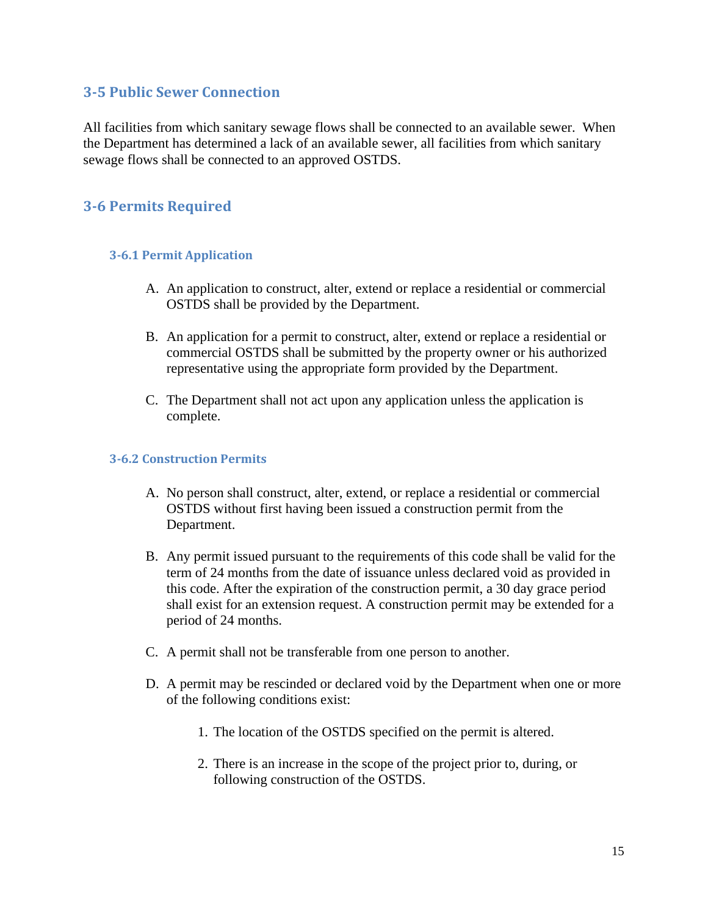## 3-5 Public Sewer Connection

All facilities from which sanitary sewage flows shall be connected to an available sewer. When the Department has determined a lack of an available sewer, all facilities from which sanitary sewage flows shall be connected to an approved OSTDS.

## 3-6 Permits Required

### 3-6.1 Permit Application

A. An application to construct, alter, extend or replace a residential or commercial OSTDS shall be provided by the Department.

B. An application for a permit to construct, alter, extend or replace a residential or commercial OSTDS shall be submitted by the property owner or his authorized representative using the appropriate form provided by the Department.

C. The Department shall not act upon any application unless the application is complete.

### 3-6.2 Construction Permits

A. No person shall construct, alter, extend, or replace a residential or commercial OSTDS without first having been issued a construction permit from the Department.

B. Any permit issued pursuant to the requirements of this code shall be valid for the term of 24 months from the date of issuance unless declared void as provided in this code. After the expiration of the construction permit, a 30 day grace period shall exist for an extension request. A construction permit may be extended for a period of 24 months.

C. A permit shall not be transferable from one person to another.

D. A permit may be rescinded or declared void by the Department when one or more of the following conditions exist:

   1. The location of the OSTDS specified on the permit is altered.

   2. There is an increase in the scope of the project prior to, during, or following construction of the OSTDS.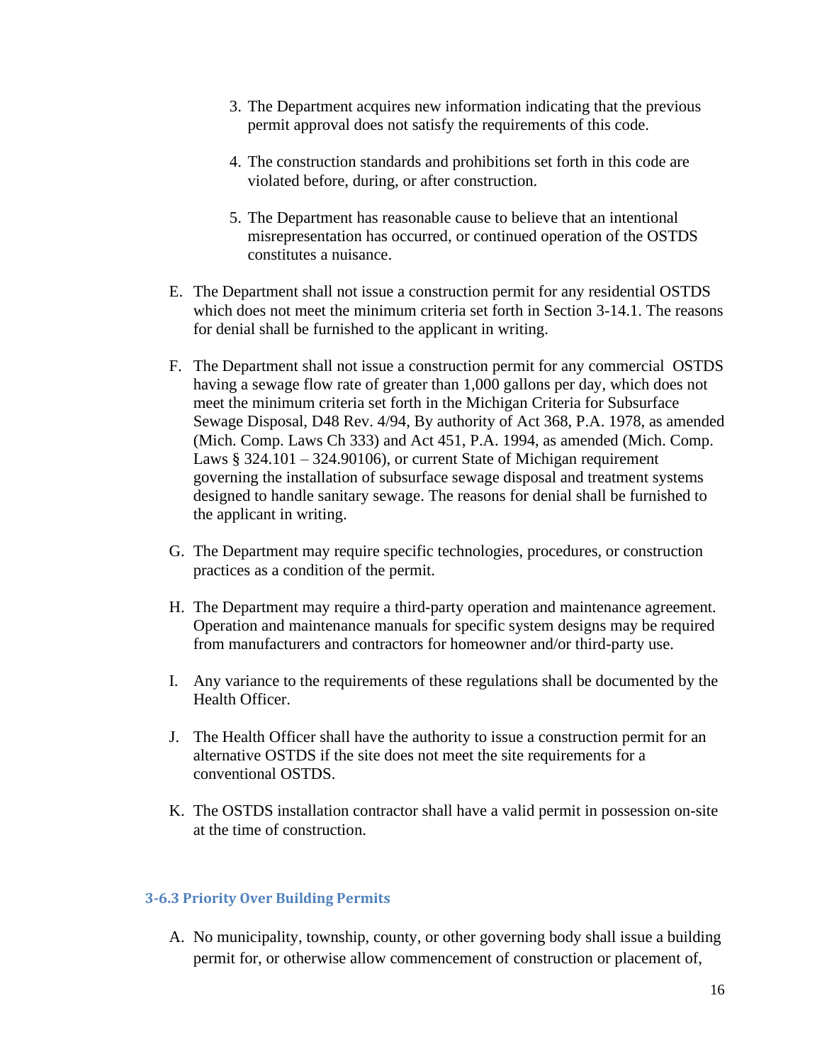3. The Department acquires new information indicating that the previous permit approval does not satisfy the requirements of this code.

4. The construction standards and prohibitions set forth in this code are violated before, during, or after construction.

5. The Department has reasonable cause to believe that an intentional misrepresentation has occurred, or continued operation of the OSTDS constitutes a nuisance.

E. The Department shall not issue a construction permit for any residential OSTDS which does not meet the minimum criteria set forth in Section 3-14.1. The reasons for denial shall be furnished to the applicant in writing.

F. The Department shall not issue a construction permit for any commercial OSTDS having a sewage flow rate of greater than 1,000 gallons per day, which does not meet the minimum criteria set forth in the Michigan Criteria for Subsurface Sewage Disposal, D48 Rev. 4/94, By authority of Act 368, P.A. 1978, as amended (Mich. Comp. Laws Ch 333) and Act 451, P.A. 1994, as amended (Mich. Comp. Laws § 324.101 – 324.90106), or current State of Michigan requirement governing the installation of subsurface sewage disposal and treatment systems designed to handle sanitary sewage. The reasons for denial shall be furnished to the applicant in writing.

G. The Department may require specific technologies, procedures, or construction practices as a condition of the permit.

H. The Department may require a third-party operation and maintenance agreement. Operation and maintenance manuals for specific system designs may be required from manufacturers and contractors for homeowner and/or third-party use.

I. Any variance to the requirements of these regulations shall be documented by the Health Officer.

J. The Health Officer shall have the authority to issue a construction permit for an alternative OSTDS if the site does not meet the site requirements for a conventional OSTDS.

K. The OSTDS installation contractor shall have a valid permit in possession on-site at the time of construction.

### 3-6.3 Priority Over Building Permits

A. No municipality, township, county, or other governing body shall issue a building permit for, or otherwise allow commencement of construction or placement of,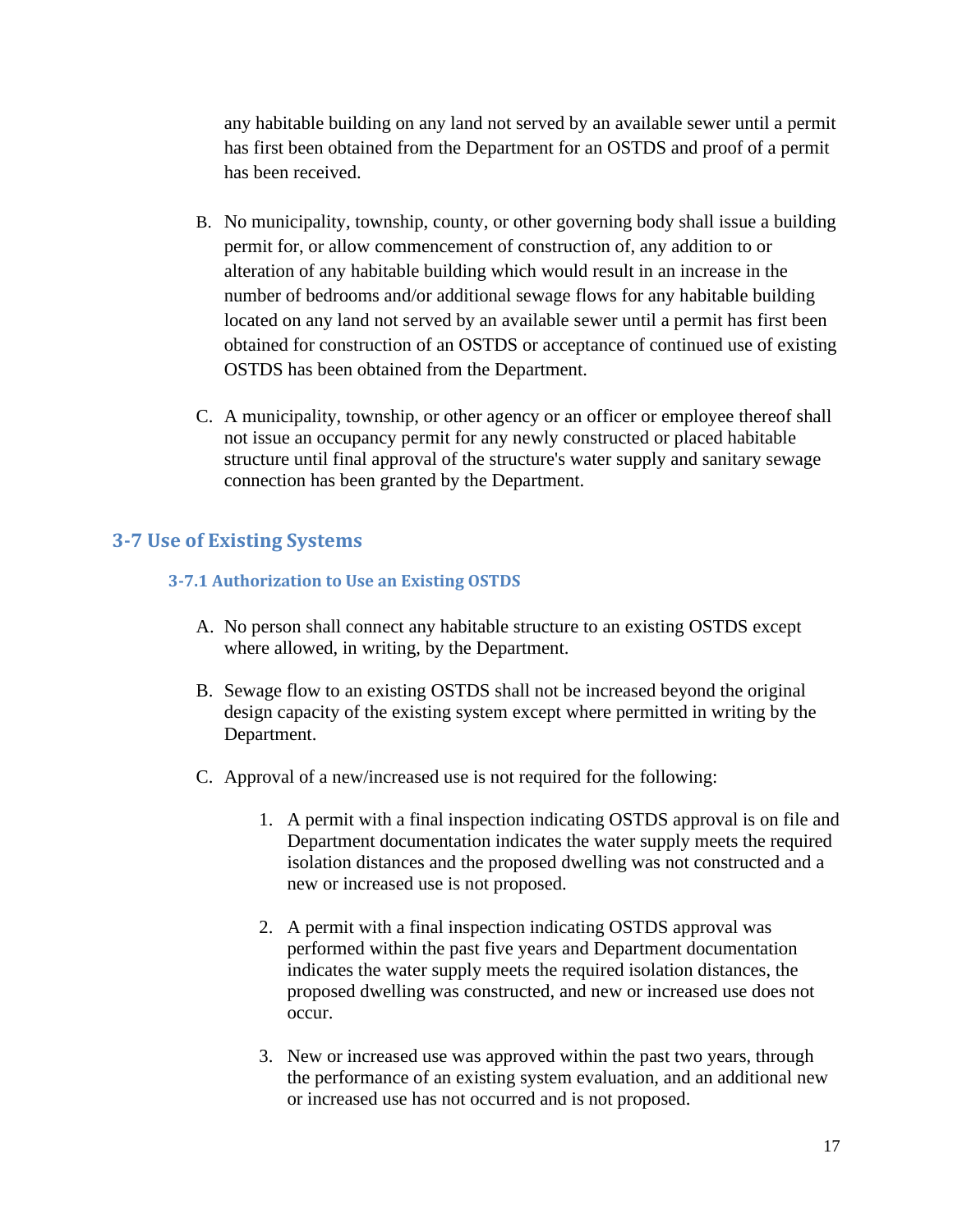any habitable building on any land not served by an available sewer until a permit has first been obtained from the Department for an OSTDS and proof of a permit has been received.

B. No municipality, township, county, or other governing body shall issue a building permit for, or allow commencement of construction of, any addition to or alteration of any habitable building which would result in an increase in the number of bedrooms and/or additional sewage flows for any habitable building located on any land not served by an available sewer until a permit has first been obtained for construction of an OSTDS or acceptance of continued use of existing OSTDS has been obtained from the Department.

C. A municipality, township, or other agency or an officer or employee thereof shall not issue an occupancy permit for any newly constructed or placed habitable structure until final approval of the structure's water supply and sanitary sewage connection has been granted by the Department.

## 3-7 Use of Existing Systems

### 3-7.1 Authorization to Use an Existing OSTDS

A. No person shall connect any habitable structure to an existing OSTDS except where allowed, in writing, by the Department.

B. Sewage flow to an existing OSTDS shall not be increased beyond the original design capacity of the existing system except where permitted in writing by the Department.

C. Approval of a new/increased use is not required for the following:

1. A permit with a final inspection indicating OSTDS approval is on file and Department documentation indicates the water supply meets the required isolation distances and the proposed dwelling was not constructed and a new or increased use is not proposed.

2. A permit with a final inspection indicating OSTDS approval was performed within the past five years and Department documentation indicates the water supply meets the required isolation distances, the proposed dwelling was constructed, and new or increased use does not occur.

3. New or increased use was approved within the past two years, through the performance of an existing system evaluation, and an additional new or increased use has not occurred and is not proposed.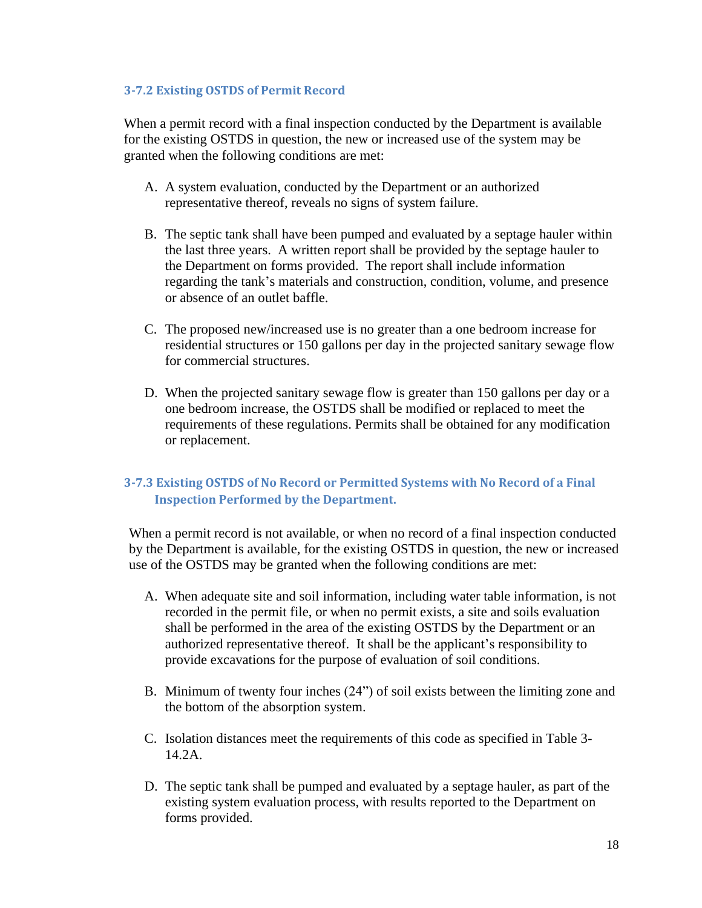### 3-7.2 Existing OSTDS of Permit Record

When a permit record with a final inspection conducted by the Department is available for the existing OSTDS in question, the new or increased use of the system may be granted when the following conditions are met:

A. A system evaluation, conducted by the Department or an authorized representative thereof, reveals no signs of system failure.

B. The septic tank shall have been pumped and evaluated by a septage hauler within the last three years. A written report shall be provided by the septage hauler to the Department on forms provided. The report shall include information regarding the tank's materials and construction, condition, volume, and presence or absence of an outlet baffle.

C. The proposed new/increased use is no greater than a one bedroom increase for residential structures or 150 gallons per day in the projected sanitary sewage flow for commercial structures.

D. When the projected sanitary sewage flow is greater than 150 gallons per day or a one bedroom increase, the OSTDS shall be modified or replaced to meet the requirements of these regulations. Permits shall be obtained for any modification or replacement.

### 3-7.3 Existing OSTDS of No Record or Permitted Systems with No Record of a Final Inspection Performed by the Department.

When a permit record is not available, or when no record of a final inspection conducted by the Department is available, for the existing OSTDS in question, the new or increased use of the OSTDS may be granted when the following conditions are met:

A. When adequate site and soil information, including water table information, is not recorded in the permit file, or when no permit exists, a site and soils evaluation shall be performed in the area of the existing OSTDS by the Department or an authorized representative thereof. It shall be the applicant's responsibility to provide excavations for the purpose of evaluation of soil conditions.

B. Minimum of twenty four inches (24") of soil exists between the limiting zone and the bottom of the absorption system.

C. Isolation distances meet the requirements of this code as specified in Table 3-14.2A.

D. The septic tank shall be pumped and evaluated by a septage hauler, as part of the existing system evaluation process, with results reported to the Department on forms provided.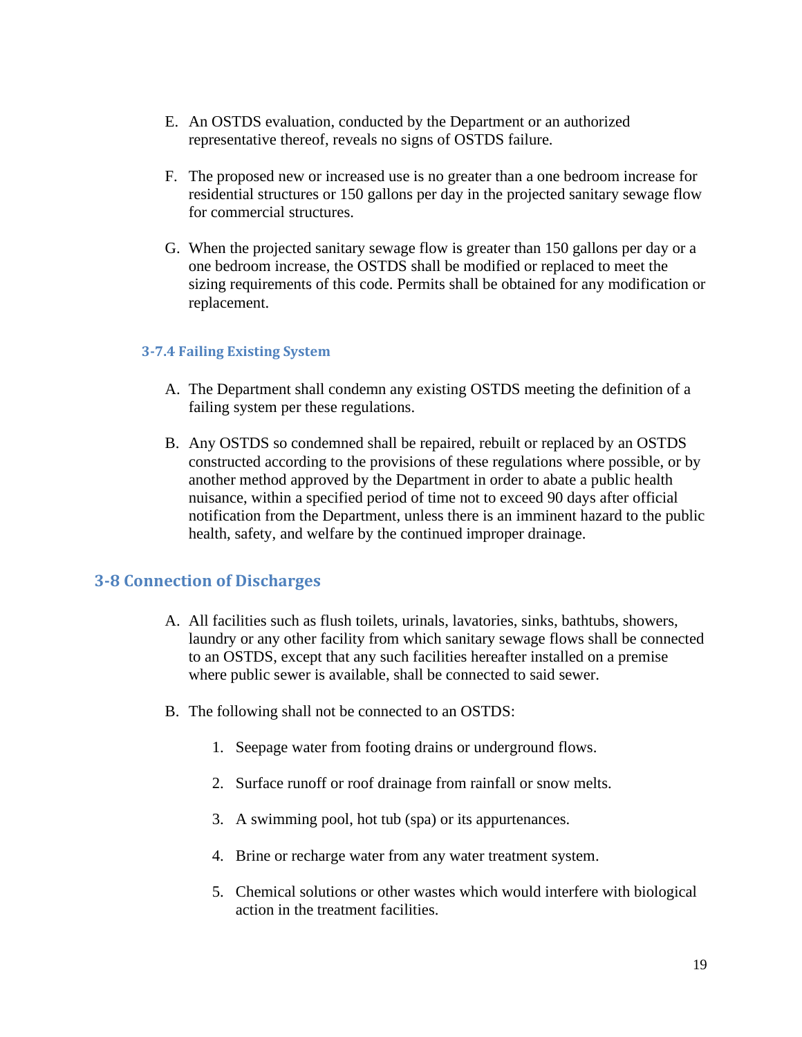E. An OSTDS evaluation, conducted by the Department or an authorized representative thereof, reveals no signs of OSTDS failure.

F. The proposed new or increased use is no greater than a one bedroom increase for residential structures or 150 gallons per day in the projected sanitary sewage flow for commercial structures.

G. When the projected sanitary sewage flow is greater than 150 gallons per day or a one bedroom increase, the OSTDS shall be modified or replaced to meet the sizing requirements of this code. Permits shall be obtained for any modification or replacement.

### 3-7.4 Failing Existing System

A. The Department shall condemn any existing OSTDS meeting the definition of a failing system per these regulations.

B. Any OSTDS so condemned shall be repaired, rebuilt or replaced by an OSTDS constructed according to the provisions of these regulations where possible, or by another method approved by the Department in order to abate a public health nuisance, within a specified period of time not to exceed 90 days after official notification from the Department, unless there is an imminent hazard to the public health, safety, and welfare by the continued improper drainage.

## 3-8 Connection of Discharges

A. All facilities such as flush toilets, urinals, lavatories, sinks, bathtubs, showers, laundry or any other facility from which sanitary sewage flows shall be connected to an OSTDS, except that any such facilities hereafter installed on a premise where public sewer is available, shall be connected to said sewer.

B. The following shall not be connected to an OSTDS:

1. Seepage water from footing drains or underground flows.
2. Surface runoff or roof drainage from rainfall or snow melts.
3. A swimming pool, hot tub (spa) or its appurtenances.
4. Brine or recharge water from any water treatment system.
5. Chemical solutions or other wastes which would interfere with biological action in the treatment facilities.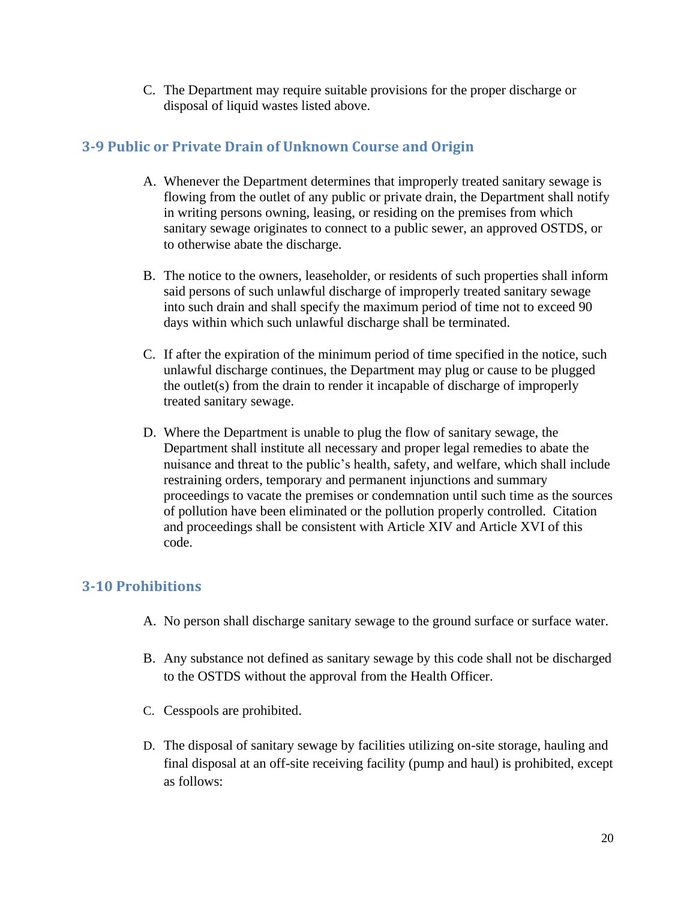C. The Department may require suitable provisions for the proper discharge or disposal of liquid wastes listed above.

## 3-9 Public or Private Drain of Unknown Course and Origin

A. Whenever the Department determines that improperly treated sanitary sewage is flowing from the outlet of any public or private drain, the Department shall notify in writing persons owning, leasing, or residing on the premises from which sanitary sewage originates to connect to a public sewer, an approved OSTDS, or to otherwise abate the discharge.

B. The notice to the owners, leaseholder, or residents of such properties shall inform said persons of such unlawful discharge of improperly treated sanitary sewage into such drain and shall specify the maximum period of time not to exceed 90 days within which such unlawful discharge shall be terminated.

C. If after the expiration of the minimum period of time specified in the notice, such unlawful discharge continues, the Department may plug or cause to be plugged the outlet(s) from the drain to render it incapable of discharge of improperly treated sanitary sewage.

D. Where the Department is unable to plug the flow of sanitary sewage, the Department shall institute all necessary and proper legal remedies to abate the nuisance and threat to the public's health, safety, and welfare, which shall include restraining orders, temporary and permanent injunctions and summary proceedings to vacate the premises or condemnation until such time as the sources of pollution have been eliminated or the pollution properly controlled. Citation and proceedings shall be consistent with Article XIV and Article XVI of this code.

## 3-10 Prohibitions

A. No person shall discharge sanitary sewage to the ground surface or surface water.

B. Any substance not defined as sanitary sewage by this code shall not be discharged to the OSTDS without the approval from the Health Officer.

C. Cesspools are prohibited.

D. The disposal of sanitary sewage by facilities utilizing on-site storage, hauling and final disposal at an off-site receiving facility (pump and haul) is prohibited, except as follows: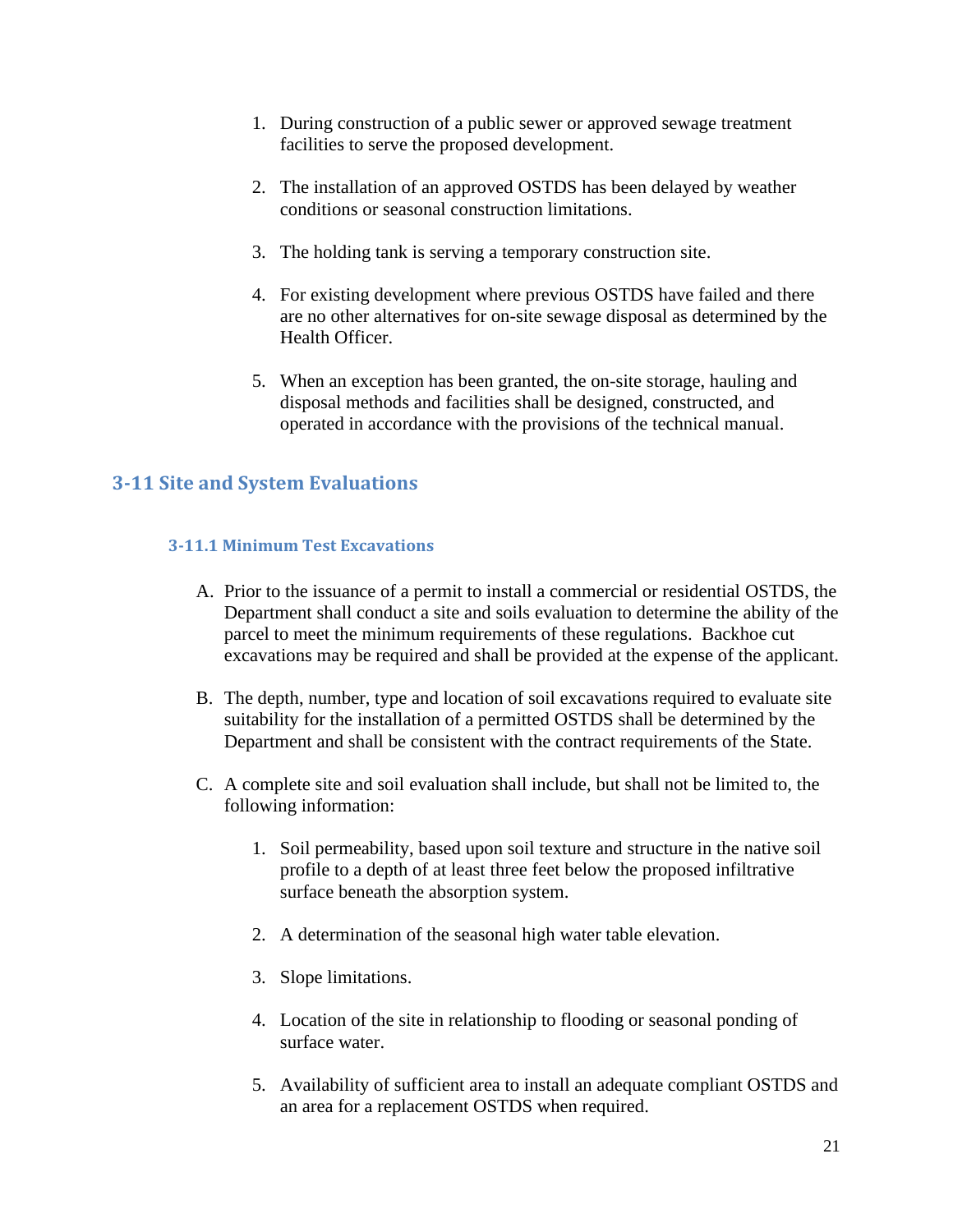1. During construction of a public sewer or approved sewage treatment facilities to serve the proposed development.

2. The installation of an approved OSTDS has been delayed by weather conditions or seasonal construction limitations.

3. The holding tank is serving a temporary construction site.

4. For existing development where previous OSTDS have failed and there are no other alternatives for on-site sewage disposal as determined by the Health Officer.

5. When an exception has been granted, the on-site storage, hauling and disposal methods and facilities shall be designed, constructed, and operated in accordance with the provisions of the technical manual.

## 3-11 Site and System Evaluations

### 3-11.1 Minimum Test Excavations

A. Prior to the issuance of a permit to install a commercial or residential OSTDS, the Department shall conduct a site and soils evaluation to determine the ability of the parcel to meet the minimum requirements of these regulations. Backhoe cut excavations may be required and shall be provided at the expense of the applicant.

B. The depth, number, type and location of soil excavations required to evaluate site suitability for the installation of a permitted OSTDS shall be determined by the Department and shall be consistent with the contract requirements of the State.

C. A complete site and soil evaluation shall include, but shall not be limited to, the following information:

   1. Soil permeability, based upon soil texture and structure in the native soil profile to a depth of at least three feet below the proposed infiltrative surface beneath the absorption system.

   2. A determination of the seasonal high water table elevation.

   3. Slope limitations.

   4. Location of the site in relationship to flooding or seasonal ponding of surface water.

   5. Availability of sufficient area to install an adequate compliant OSTDS and an area for a replacement OSTDS when required.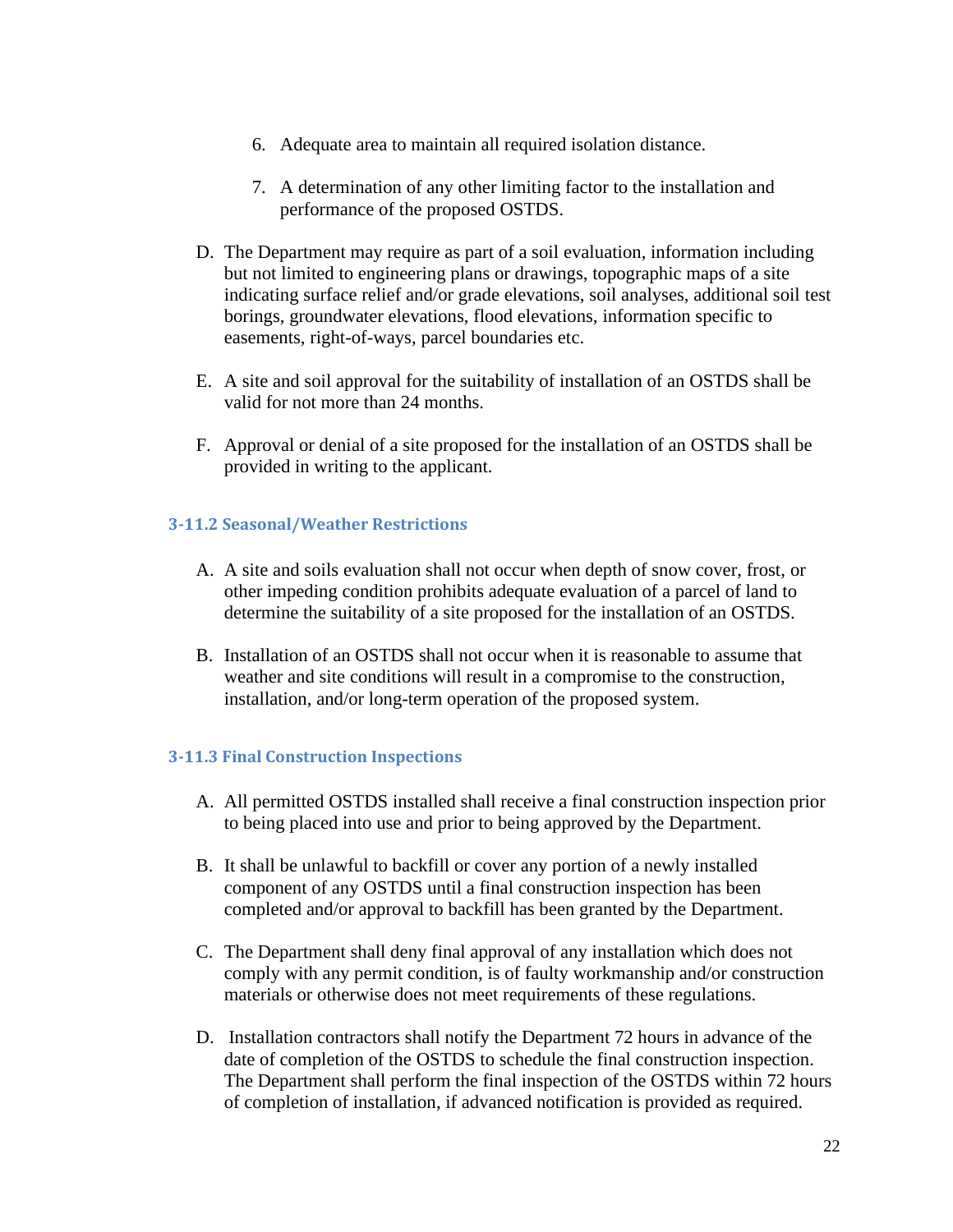6. Adequate area to maintain all required isolation distance.

7. A determination of any other limiting factor to the installation and performance of the proposed OSTDS.

D. The Department may require as part of a soil evaluation, information including but not limited to engineering plans or drawings, topographic maps of a site indicating surface relief and/or grade elevations, soil analyses, additional soil test borings, groundwater elevations, flood elevations, information specific to easements, right-of-ways, parcel boundaries etc.

E. A site and soil approval for the suitability of installation of an OSTDS shall be valid for not more than 24 months.

F. Approval or denial of a site proposed for the installation of an OSTDS shall be provided in writing to the applicant.

### 3-11.2 Seasonal/Weather Restrictions

A. A site and soils evaluation shall not occur when depth of snow cover, frost, or other impeding condition prohibits adequate evaluation of a parcel of land to determine the suitability of a site proposed for the installation of an OSTDS.

B. Installation of an OSTDS shall not occur when it is reasonable to assume that weather and site conditions will result in a compromise to the construction, installation, and/or long-term operation of the proposed system.

### 3-11.3 Final Construction Inspections

A. All permitted OSTDS installed shall receive a final construction inspection prior to being placed into use and prior to being approved by the Department.

B. It shall be unlawful to backfill or cover any portion of a newly installed component of any OSTDS until a final construction inspection has been completed and/or approval to backfill has been granted by the Department.

C. The Department shall deny final approval of any installation which does not comply with any permit condition, is of faulty workmanship and/or construction materials or otherwise does not meet requirements of these regulations.

D. Installation contractors shall notify the Department 72 hours in advance of the date of completion of the OSTDS to schedule the final construction inspection. The Department shall perform the final inspection of the OSTDS within 72 hours of completion of installation, if advanced notification is provided as required.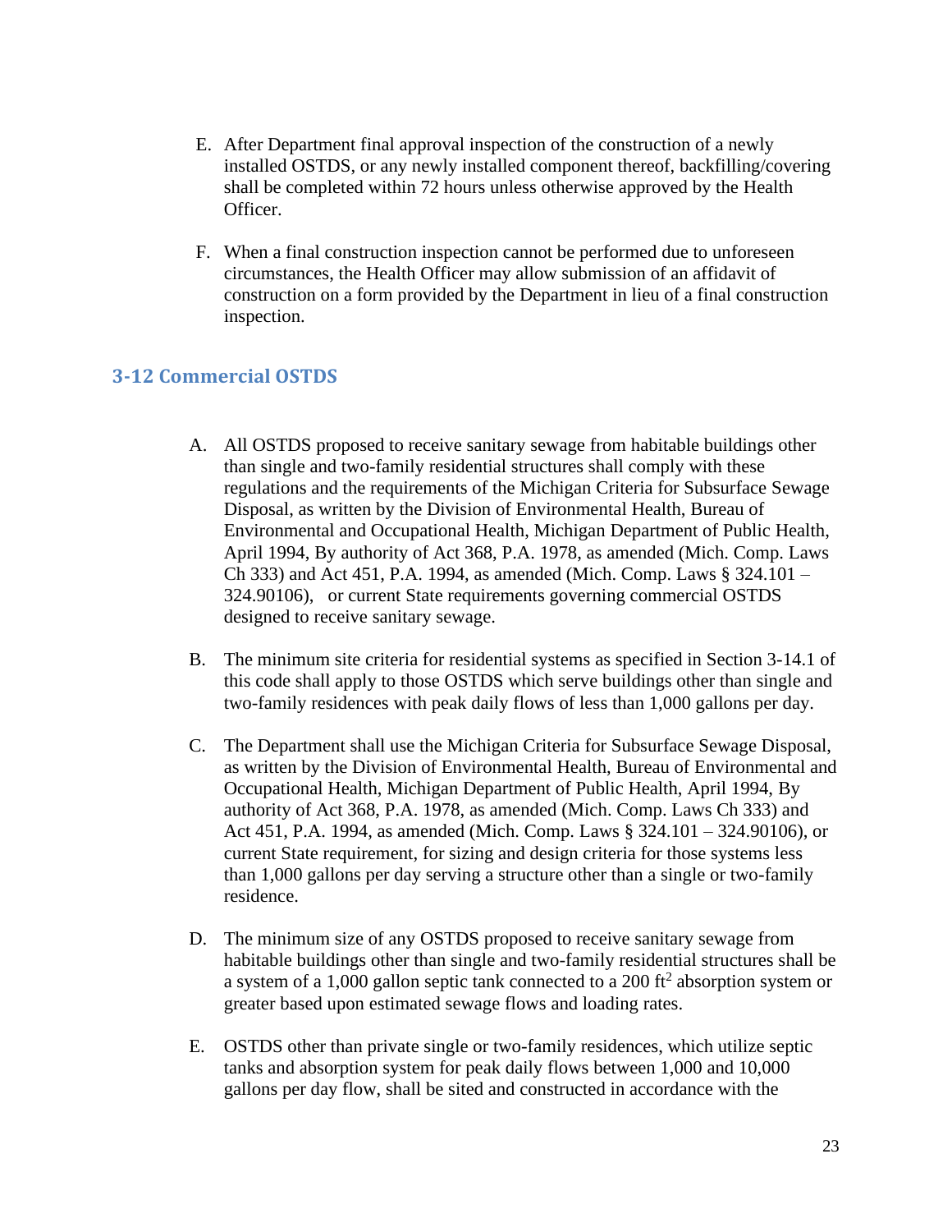E. After Department final approval inspection of the construction of a newly installed OSTDS, or any newly installed component thereof, backfilling/covering shall be completed within 72 hours unless otherwise approved by the Health Officer.

F. When a final construction inspection cannot be performed due to unforeseen circumstances, the Health Officer may allow submission of an affidavit of construction on a form provided by the Department in lieu of a final construction inspection.

## 3-12 Commercial OSTDS

A. All OSTDS proposed to receive sanitary sewage from habitable buildings other than single and two-family residential structures shall comply with these regulations and the requirements of the Michigan Criteria for Subsurface Sewage Disposal, as written by the Division of Environmental Health, Bureau of Environmental and Occupational Health, Michigan Department of Public Health, April 1994, By authority of Act 368, P.A. 1978, as amended (Mich. Comp. Laws Ch 333) and Act 451, P.A. 1994, as amended (Mich. Comp. Laws § 324.101 – 324.90106), or current State requirements governing commercial OSTDS designed to receive sanitary sewage.

B. The minimum site criteria for residential systems as specified in Section 3-14.1 of this code shall apply to those OSTDS which serve buildings other than single and two-family residences with peak daily flows of less than 1,000 gallons per day.

C. The Department shall use the Michigan Criteria for Subsurface Sewage Disposal, as written by the Division of Environmental Health, Bureau of Environmental and Occupational Health, Michigan Department of Public Health, April 1994, By authority of Act 368, P.A. 1978, as amended (Mich. Comp. Laws Ch 333) and Act 451, P.A. 1994, as amended (Mich. Comp. Laws § 324.101 – 324.90106), or current State requirement, for sizing and design criteria for those systems less than 1,000 gallons per day serving a structure other than a single or two-family residence.

D. The minimum size of any OSTDS proposed to receive sanitary sewage from habitable buildings other than single and two-family residential structures shall be a system of a 1,000 gallon septic tank connected to a 200 $ft^2$ absorption system or greater based upon estimated sewage flows and loading rates.

E. OSTDS other than private single or two-family residences, which utilize septic tanks and absorption system for peak daily flows between 1,000 and 10,000 gallons per day flow, shall be sited and constructed in accordance with the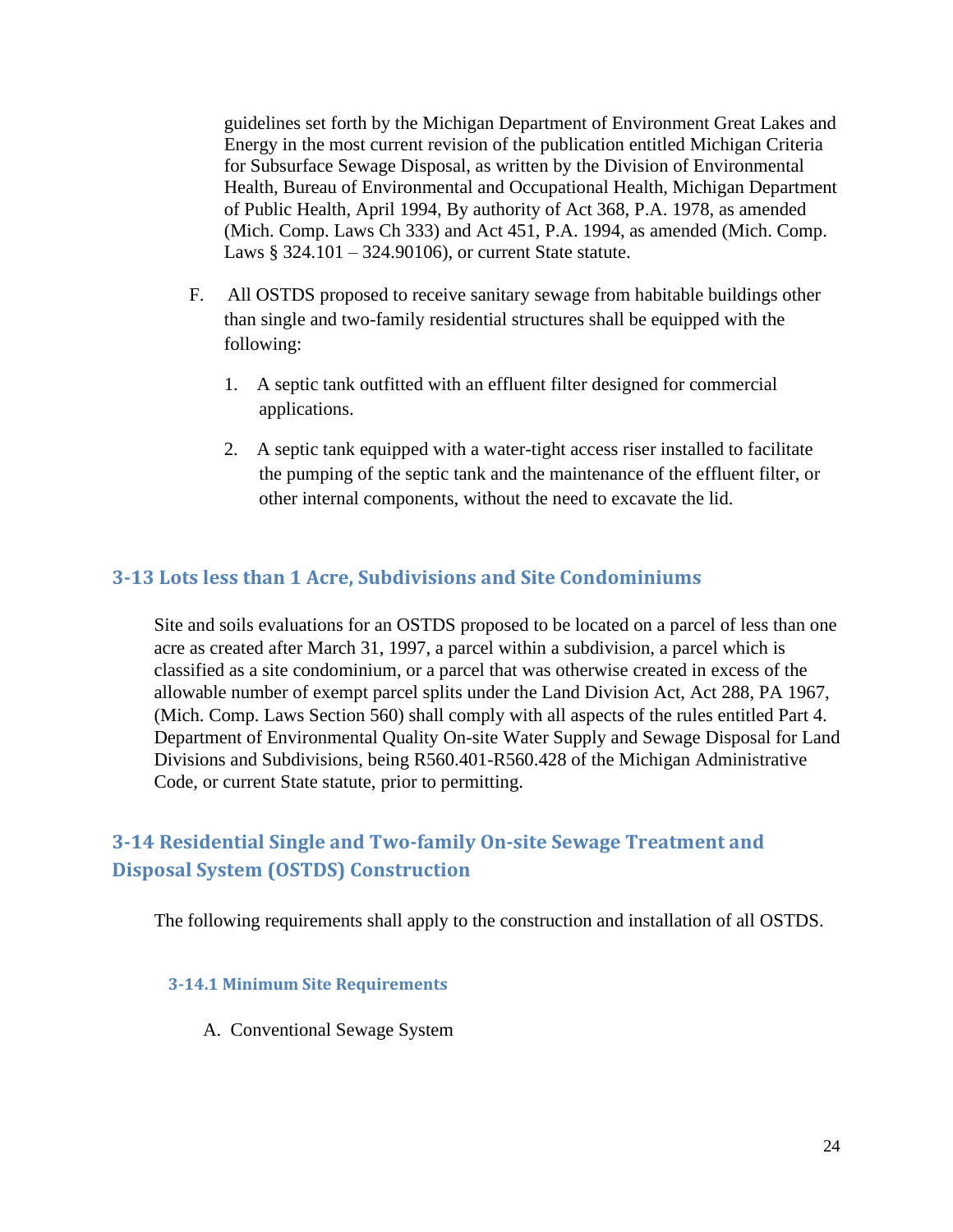guidelines set forth by the Michigan Department of Environment Great Lakes and Energy in the most current revision of the publication entitled Michigan Criteria for Subsurface Sewage Disposal, as written by the Division of Environmental Health, Bureau of Environmental and Occupational Health, Michigan Department of Public Health, April 1994, By authority of Act 368, P.A. 1978, as amended (Mich. Comp. Laws Ch 333) and Act 451, P.A. 1994, as amended (Mich. Comp. Laws § 324.101 – 324.90106), or current State statute.

F. All OSTDS proposed to receive sanitary sewage from habitable buildings other than single and two-family residential structures shall be equipped with the following:

   1. A septic tank outfitted with an effluent filter designed for commercial applications.

   2. A septic tank equipped with a water-tight access riser installed to facilitate the pumping of the septic tank and the maintenance of the effluent filter, or other internal components, without the need to excavate the lid.

## 3-13 Lots less than 1 Acre, Subdivisions and Site Condominiums

Site and soils evaluations for an OSTDS proposed to be located on a parcel of less than one acre as created after March 31, 1997, a parcel within a subdivision, a parcel which is classified as a site condominium, or a parcel that was otherwise created in excess of the allowable number of exempt parcel splits under the Land Division Act, Act 288, PA 1967, (Mich. Comp. Laws Section 560) shall comply with all aspects of the rules entitled Part 4. Department of Environmental Quality On-site Water Supply and Sewage Disposal for Land Divisions and Subdivisions, being R560.401-R560.428 of the Michigan Administrative Code, or current State statute, prior to permitting.

## 3-14 Residential Single and Two-family On-site Sewage Treatment and Disposal System (OSTDS) Construction

The following requirements shall apply to the construction and installation of all OSTDS.

### 3-14.1 Minimum Site Requirements

A. Conventional Sewage System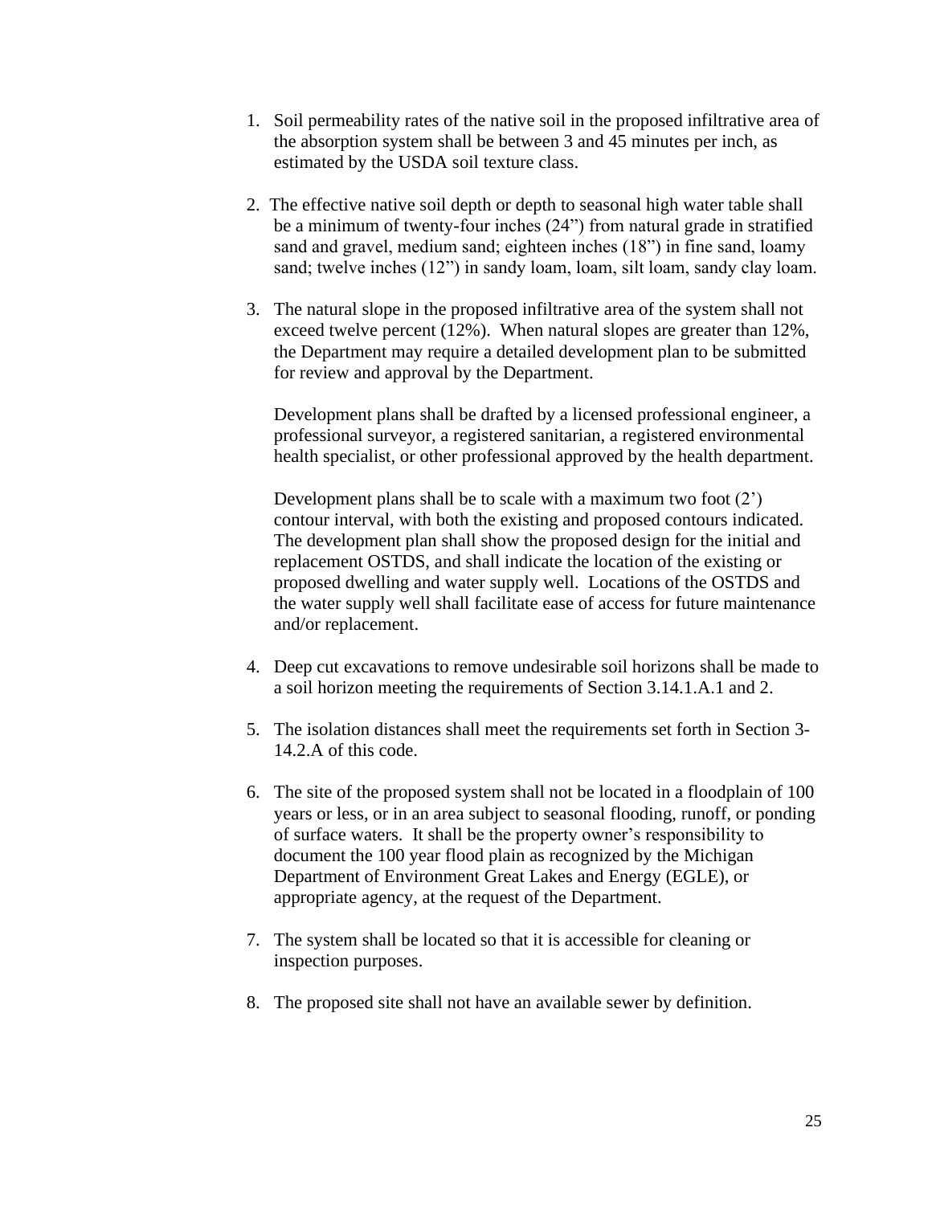1. Soil permeability rates of the native soil in the proposed infiltrative area of the absorption system shall be between 3 and 45 minutes per inch, as estimated by the USDA soil texture class.

2. The effective native soil depth or depth to seasonal high water table shall be a minimum of twenty-four inches (24") from natural grade in stratified sand and gravel, medium sand; eighteen inches (18") in fine sand, loamy sand; twelve inches (12") in sandy loam, loam, silt loam, sandy clay loam.

3. The natural slope in the proposed infiltrative area of the system shall not exceed twelve percent (12%). When natural slopes are greater than 12%, the Department may require a detailed development plan to be submitted for review and approval by the Department.

   Development plans shall be drafted by a licensed professional engineer, a professional surveyor, a registered sanitarian, a registered environmental health specialist, or other professional approved by the health department.

   Development plans shall be to scale with a maximum two foot (2') contour interval, with both the existing and proposed contours indicated. The development plan shall show the proposed design for the initial and replacement OSTDS, and shall indicate the location of the existing or proposed dwelling and water supply well. Locations of the OSTDS and the water supply well shall facilitate ease of access for future maintenance and/or replacement.

4. Deep cut excavations to remove undesirable soil horizons shall be made to a soil horizon meeting the requirements of Section 3.14.1.A.1 and 2.

5. The isolation distances shall meet the requirements set forth in Section 3-14.2.A of this code.

6. The site of the proposed system shall not be located in a floodplain of 100 years or less, or in an area subject to seasonal flooding, runoff, or ponding of surface waters. It shall be the property owner's responsibility to document the 100 year flood plain as recognized by the Michigan Department of Environment Great Lakes and Energy (EGLE), or appropriate agency, at the request of the Department.

7. The system shall be located so that it is accessible for cleaning or inspection purposes.

8. The proposed site shall not have an available sewer by definition.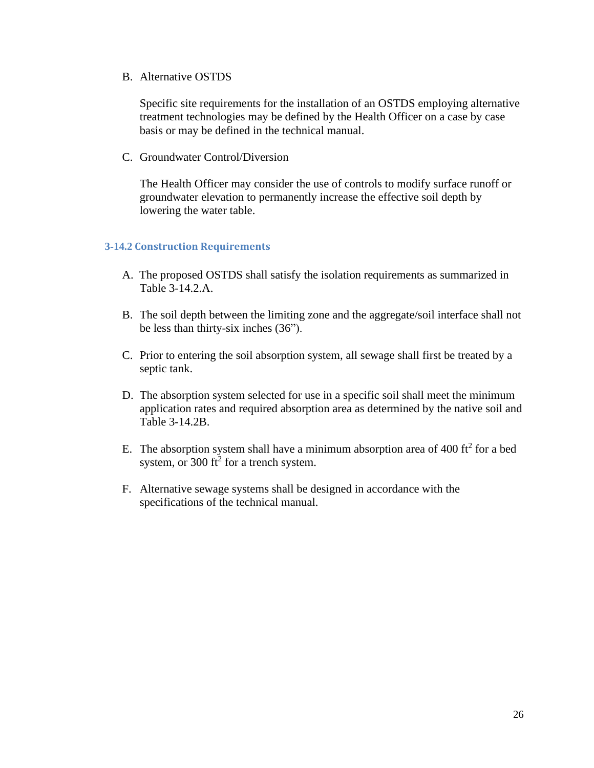B. Alternative OSTDS

   Specific site requirements for the installation of an OSTDS employing alternative treatment technologies may be defined by the Health Officer on a case by case basis or may be defined in the technical manual.

C. Groundwater Control/Diversion

   The Health Officer may consider the use of controls to modify surface runoff or groundwater elevation to permanently increase the effective soil depth by lowering the water table.

### 3-14.2 Construction Requirements

A. The proposed OSTDS shall satisfy the isolation requirements as summarized in Table 3-14.2.A.

B. The soil depth between the limiting zone and the aggregate/soil interface shall not be less than thirty-six inches (36").

C. Prior to entering the soil absorption system, all sewage shall first be treated by a septic tank.

D. The absorption system selected for use in a specific soil shall meet the minimum application rates and required absorption area as determined by the native soil and Table 3-14.2B.

E. The absorption system shall have a minimum absorption area of 400 $ft^2$ for a bed system, or 300 $ft^2$ for a trench system.

F. Alternative sewage systems shall be designed in accordance with the specifications of the technical manual.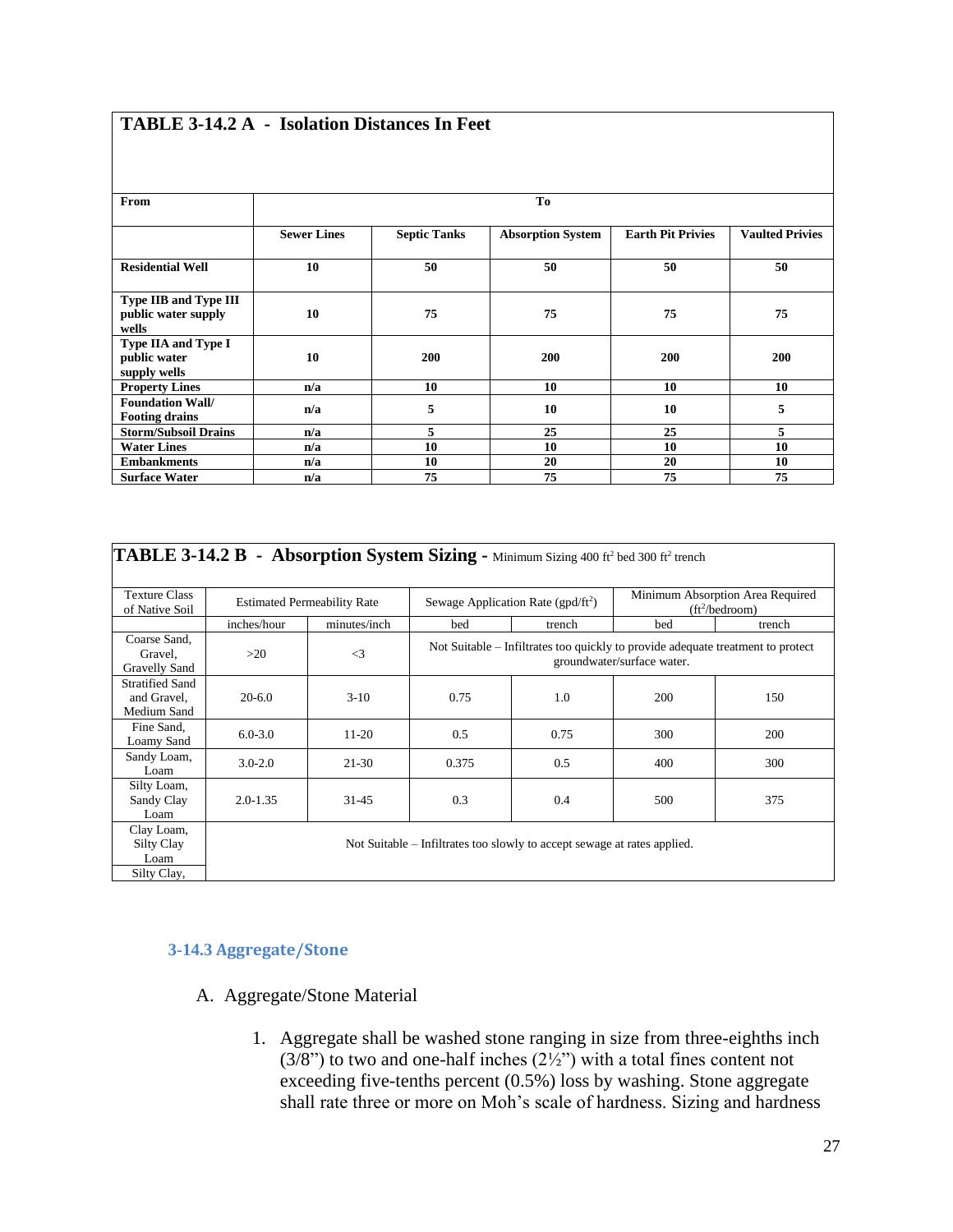**TABLE 3-14.2 A - Isolation Distances In Feet**

| From | To | | | | |
|---|---|---|---|---|---|
| | **Sewer Lines** | **Septic Tanks** | **Absorption System** | **Earth Pit Privies** | **Vaulted Privies** |
| **Residential Well** | **10** | **50** | **50** | **50** | **50** |
| **Type IIB and Type III public water supply wells** | **10** | **75** | **75** | **75** | **75** |
| **Type IIA and Type I public water supply wells** | **10** | **200** | **200** | **200** | **200** |
| **Property Lines** | **n/a** | **10** | **10** | **10** | **10** |
| **Foundation Wall/ Footing drains** | **n/a** | **5** | **10** | **10** | **5** |
| **Storm/Subsoil Drains** | **n/a** | **5** | **25** | **25** | **5** |
| **Water Lines** | **n/a** | **10** | **10** | **10** | **10** |
| **Embankments** | **n/a** | **10** | **20** | **20** | **10** |
| **Surface Water** | **n/a** | **75** | **75** | **75** | **75** |

**TABLE 3-14.2 B - Absorption System Sizing -** Minimum Sizing 400 $ft^2$ bed 300 $ft^2$ trench

| Texture Class of Native Soil | Estimated Permeability Rate | | Sewage Application Rate (gpd/$ft^2$) | | Minimum Absorption Area Required ($ft^2$/bedroom) | |
|---|---|---|---|---|---|---|
| | inches/hour | minutes/inch | bed | trench | bed | trench |
| Coarse Sand, Gravel, Gravelly Sand | >20 | <3 | Not Suitable – Infiltrates too quickly to provide adequate treatment to protect groundwater/surface water. | | | |
| Stratified Sand and Gravel, Medium Sand | 20-6.0 | 3-10 | 0.75 | 1.0 | 200 | 150 |
| Fine Sand, Loamy Sand | 6.0-3.0 | 11-20 | 0.5 | 0.75 | 300 | 200 |
| Sandy Loam, Loam | 3.0-2.0 | 21-30 | 0.375 | 0.5 | 400 | 300 |
| Silty Loam, Sandy Clay Loam | 2.0-1.35 | 31-45 | 0.3 | 0.4 | 500 | 375 |
| Clay Loam, Silty Clay Loam Silty Clay, | Not Suitable – Infiltrates too slowly to accept sewage at rates applied. | | | | | |

### 3-14.3 Aggregate/Stone

A. Aggregate/Stone Material

1. Aggregate shall be washed stone ranging in size from three-eighths inch (3/8") to two and one-half inches (2½") with a total fines content not exceeding five-tenths percent (0.5%) loss by washing. Stone aggregate shall rate three or more on Moh's scale of hardness. Sizing and hardness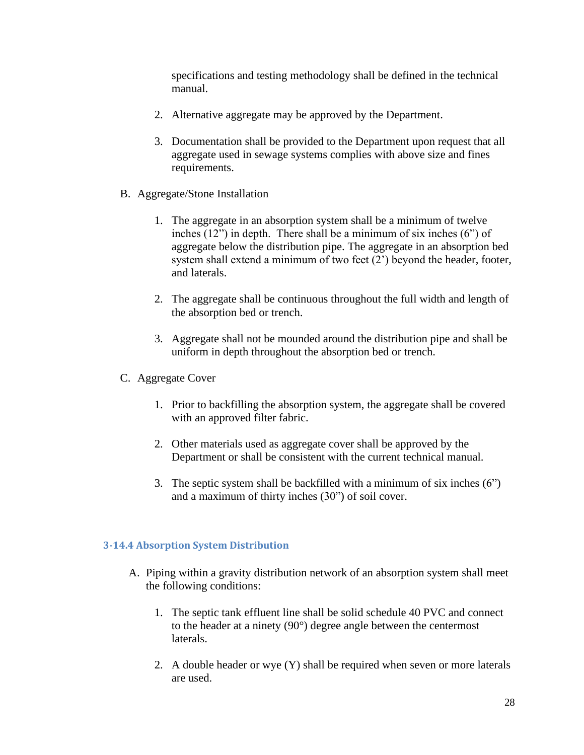specifications and testing methodology shall be defined in the technical manual.

2. Alternative aggregate may be approved by the Department.

3. Documentation shall be provided to the Department upon request that all aggregate used in sewage systems complies with above size and fines requirements.

B. Aggregate/Stone Installation

1. The aggregate in an absorption system shall be a minimum of twelve inches (12") in depth. There shall be a minimum of six inches (6") of aggregate below the distribution pipe. The aggregate in an absorption bed system shall extend a minimum of two feet (2') beyond the header, footer, and laterals.

2. The aggregate shall be continuous throughout the full width and length of the absorption bed or trench.

3. Aggregate shall not be mounded around the distribution pipe and shall be uniform in depth throughout the absorption bed or trench.

C. Aggregate Cover

1. Prior to backfilling the absorption system, the aggregate shall be covered with an approved filter fabric.

2. Other materials used as aggregate cover shall be approved by the Department or shall be consistent with the current technical manual.

3. The septic system shall be backfilled with a minimum of six inches (6") and a maximum of thirty inches (30") of soil cover.

### 3-14.4 Absorption System Distribution

A. Piping within a gravity distribution network of an absorption system shall meet the following conditions:

1. The septic tank effluent line shall be solid schedule 40 PVC and connect to the header at a ninety (90°) degree angle between the centermost laterals.

2. A double header or wye (Y) shall be required when seven or more laterals are used.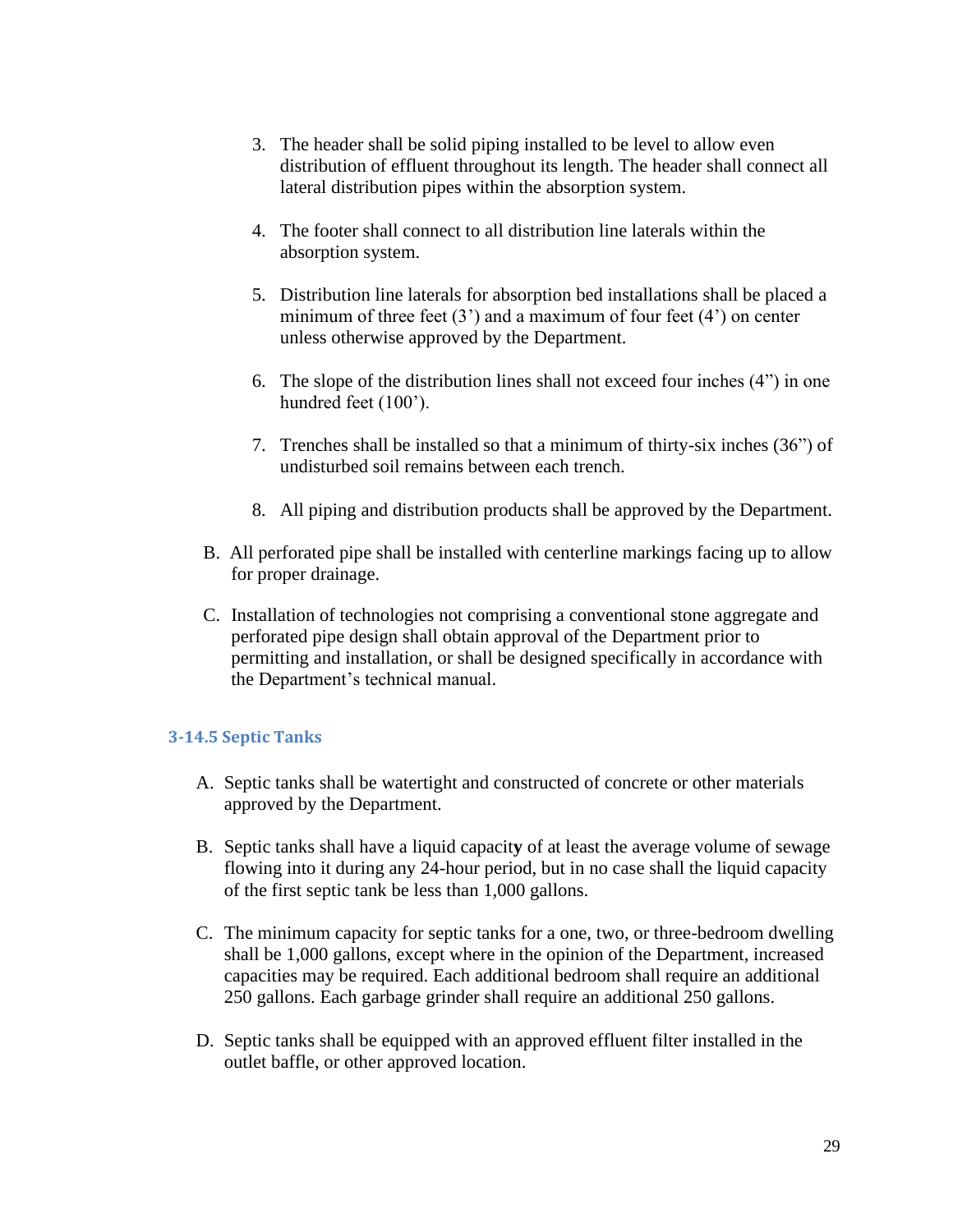3. The header shall be solid piping installed to be level to allow even distribution of effluent throughout its length. The header shall connect all lateral distribution pipes within the absorption system.

4. The footer shall connect to all distribution line laterals within the absorption system.

5. Distribution line laterals for absorption bed installations shall be placed a minimum of three feet (3') and a maximum of four feet (4') on center unless otherwise approved by the Department.

6. The slope of the distribution lines shall not exceed four inches (4") in one hundred feet (100').

7. Trenches shall be installed so that a minimum of thirty-six inches (36") of undisturbed soil remains between each trench.

8. All piping and distribution products shall be approved by the Department.

B. All perforated pipe shall be installed with centerline markings facing up to allow for proper drainage.

C. Installation of technologies not comprising a conventional stone aggregate and perforated pipe design shall obtain approval of the Department prior to permitting and installation, or shall be designed specifically in accordance with the Department's technical manual.

### 3-14.5 Septic Tanks

A. Septic tanks shall be watertight and constructed of concrete or other materials approved by the Department.

B. Septic tanks shall have a liquid capacity of at least the average volume of sewage flowing into it during any 24-hour period, but in no case shall the liquid capacity of the first septic tank be less than 1,000 gallons.

C. The minimum capacity for septic tanks for a one, two, or three-bedroom dwelling shall be 1,000 gallons, except where in the opinion of the Department, increased capacities may be required. Each additional bedroom shall require an additional 250 gallons. Each garbage grinder shall require an additional 250 gallons.

D. Septic tanks shall be equipped with an approved effluent filter installed in the outlet baffle, or other approved location.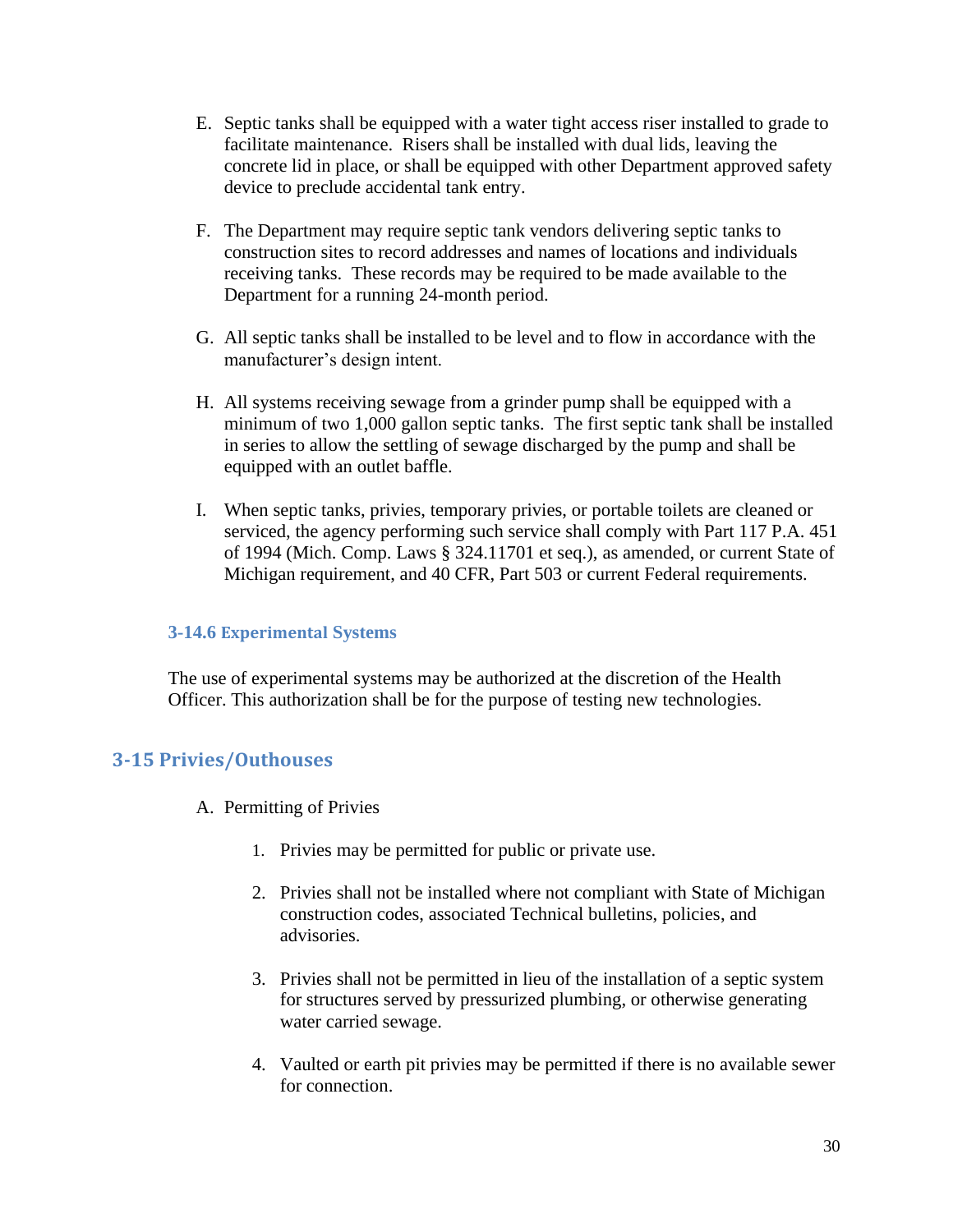E. Septic tanks shall be equipped with a water tight access riser installed to grade to facilitate maintenance. Risers shall be installed with dual lids, leaving the concrete lid in place, or shall be equipped with other Department approved safety device to preclude accidental tank entry.

F. The Department may require septic tank vendors delivering septic tanks to construction sites to record addresses and names of locations and individuals receiving tanks. These records may be required to be made available to the Department for a running 24-month period.

G. All septic tanks shall be installed to be level and to flow in accordance with the manufacturer's design intent.

H. All systems receiving sewage from a grinder pump shall be equipped with a minimum of two 1,000 gallon septic tanks. The first septic tank shall be installed in series to allow the settling of sewage discharged by the pump and shall be equipped with an outlet baffle.

I. When septic tanks, privies, temporary privies, or portable toilets are cleaned or serviced, the agency performing such service shall comply with Part 117 P.A. 451 of 1994 (Mich. Comp. Laws § 324.11701 et seq.), as amended, or current State of Michigan requirement, and 40 CFR, Part 503 or current Federal requirements.

### 3-14.6 Experimental Systems

The use of experimental systems may be authorized at the discretion of the Health Officer. This authorization shall be for the purpose of testing new technologies.

## 3-15 Privies/Outhouses

A. Permitting of Privies

1. Privies may be permitted for public or private use.

2. Privies shall not be installed where not compliant with State of Michigan construction codes, associated Technical bulletins, policies, and advisories.

3. Privies shall not be permitted in lieu of the installation of a septic system for structures served by pressurized plumbing, or otherwise generating water carried sewage.

4. Vaulted or earth pit privies may be permitted if there is no available sewer for connection.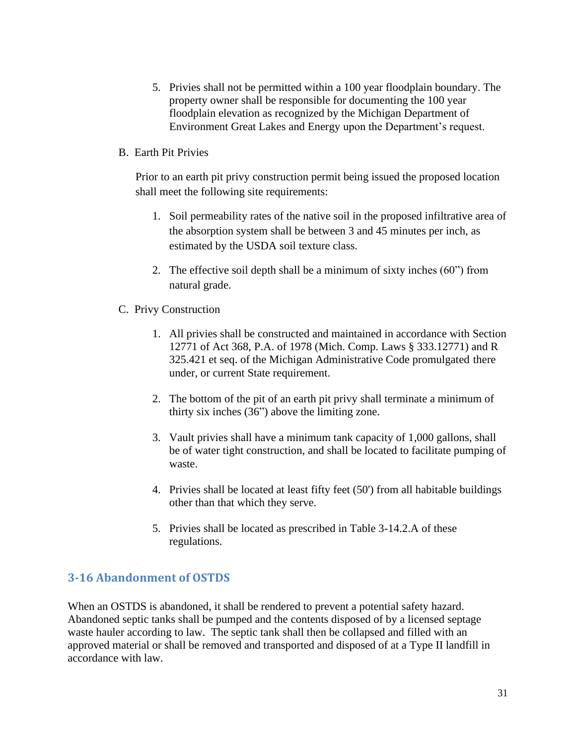5. Privies shall not be permitted within a 100 year floodplain boundary. The property owner shall be responsible for documenting the 100 year floodplain elevation as recognized by the Michigan Department of Environment Great Lakes and Energy upon the Department's request.

B. Earth Pit Privies

Prior to an earth pit privy construction permit being issued the proposed location shall meet the following site requirements:

1. Soil permeability rates of the native soil in the proposed infiltrative area of the absorption system shall be between 3 and 45 minutes per inch, as estimated by the USDA soil texture class.

2. The effective soil depth shall be a minimum of sixty inches (60") from natural grade.

C. Privy Construction

1. All privies shall be constructed and maintained in accordance with Section 12771 of Act 368, P.A. of 1978 (Mich. Comp. Laws § 333.12771) and R 325.421 et seq. of the Michigan Administrative Code promulgated there under, or current State requirement.

2. The bottom of the pit of an earth pit privy shall terminate a minimum of thirty six inches (36") above the limiting zone.

3. Vault privies shall have a minimum tank capacity of 1,000 gallons, shall be of water tight construction, and shall be located to facilitate pumping of waste.

4. Privies shall be located at least fifty feet (50') from all habitable buildings other than that which they serve.

5. Privies shall be located as prescribed in Table 3-14.2.A of these regulations.

## 3-16 Abandonment of OSTDS

When an OSTDS is abandoned, it shall be rendered to prevent a potential safety hazard. Abandoned septic tanks shall be pumped and the contents disposed of by a licensed septage waste hauler according to law. The septic tank shall then be collapsed and filled with an approved material or shall be removed and transported and disposed of at a Type II landfill in accordance with law.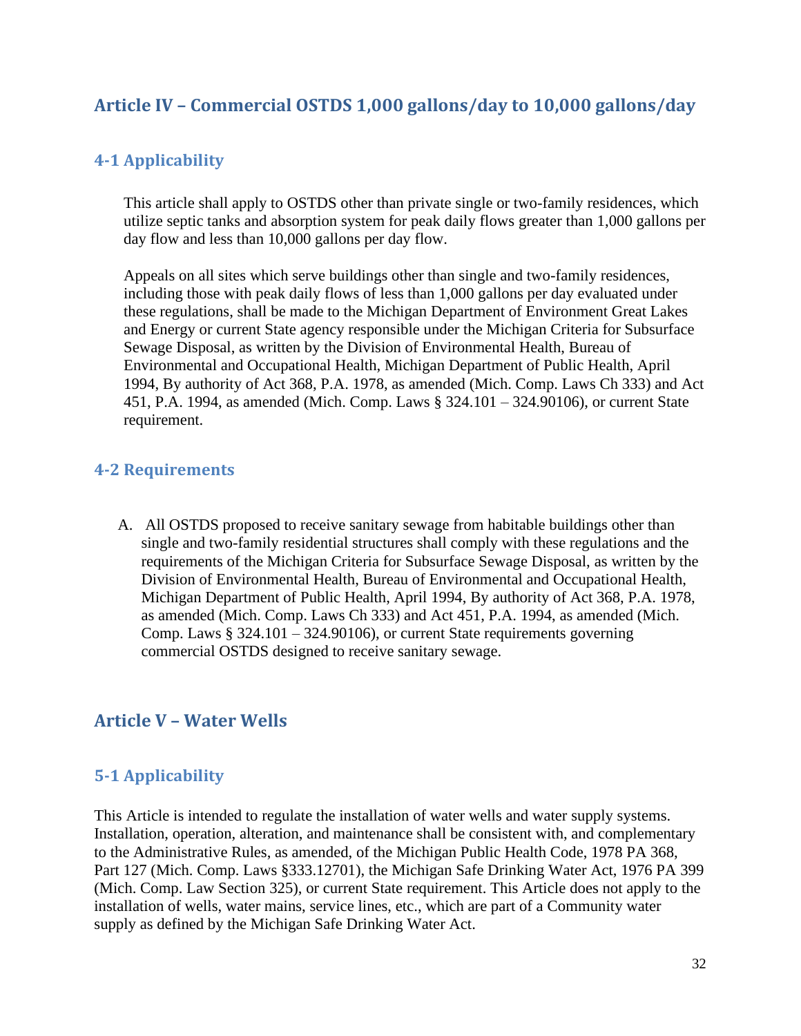## Article IV – Commercial OSTDS 1,000 gallons/day to 10,000 gallons/day

### 4-1 Applicability

This article shall apply to OSTDS other than private single or two-family residences, which utilize septic tanks and absorption system for peak daily flows greater than 1,000 gallons per day flow and less than 10,000 gallons per day flow.

Appeals on all sites which serve buildings other than single and two-family residences, including those with peak daily flows of less than 1,000 gallons per day evaluated under these regulations, shall be made to the Michigan Department of Environment Great Lakes and Energy or current State agency responsible under the Michigan Criteria for Subsurface Sewage Disposal, as written by the Division of Environmental Health, Bureau of Environmental and Occupational Health, Michigan Department of Public Health, April 1994, By authority of Act 368, P.A. 1978, as amended (Mich. Comp. Laws Ch 333) and Act 451, P.A. 1994, as amended (Mich. Comp. Laws § 324.101 – 324.90106), or current State requirement.

### 4-2 Requirements

A. All OSTDS proposed to receive sanitary sewage from habitable buildings other than single and two-family residential structures shall comply with these regulations and the requirements of the Michigan Criteria for Subsurface Sewage Disposal, as written by the Division of Environmental Health, Bureau of Environmental and Occupational Health, Michigan Department of Public Health, April 1994, By authority of Act 368, P.A. 1978, as amended (Mich. Comp. Laws Ch 333) and Act 451, P.A. 1994, as amended (Mich. Comp. Laws § 324.101 – 324.90106), or current State requirements governing commercial OSTDS designed to receive sanitary sewage.

## Article V – Water Wells

### 5-1 Applicability

This Article is intended to regulate the installation of water wells and water supply systems. Installation, operation, alteration, and maintenance shall be consistent with, and complementary to the Administrative Rules, as amended, of the Michigan Public Health Code, 1978 PA 368, Part 127 (Mich. Comp. Laws §333.12701), the Michigan Safe Drinking Water Act, 1976 PA 399 (Mich. Comp. Law Section 325), or current State requirement. This Article does not apply to the installation of wells, water mains, service lines, etc., which are part of a Community water supply as defined by the Michigan Safe Drinking Water Act.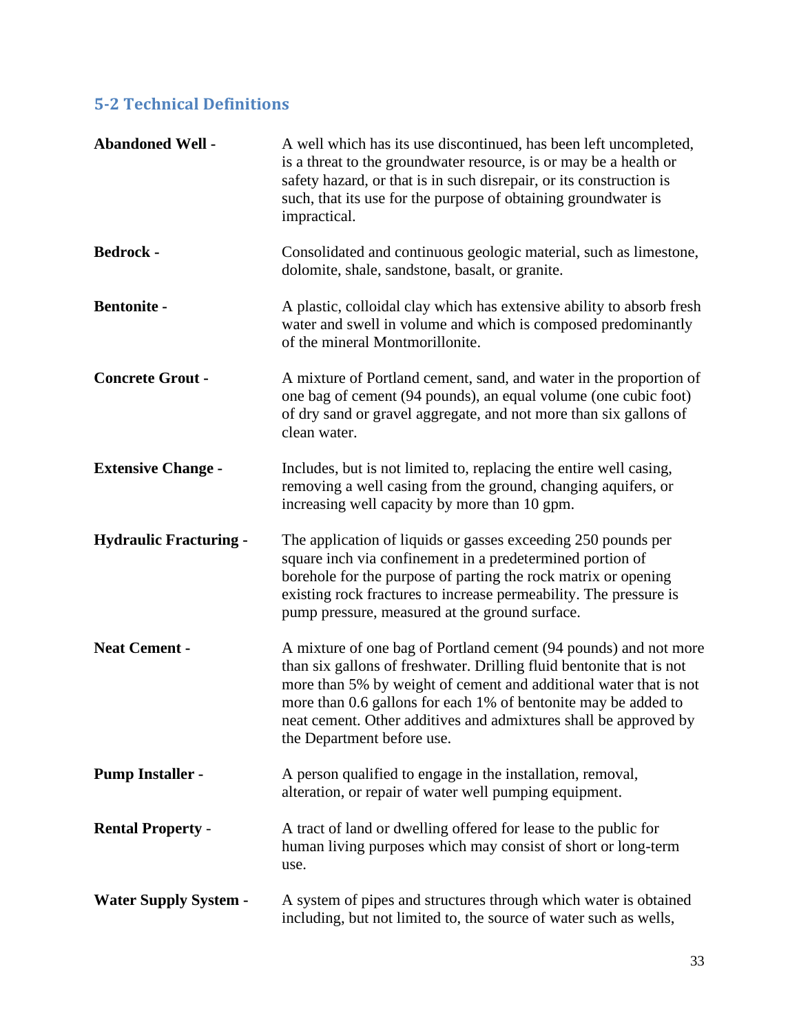## 5-2 Technical Definitions

**Abandoned Well -** A well which has its use discontinued, has been left uncompleted, is a threat to the groundwater resource, is or may be a health or safety hazard, or that is in such disrepair, or its construction is such, that its use for the purpose of obtaining groundwater is impractical.

**Bedrock -** Consolidated and continuous geologic material, such as limestone, dolomite, shale, sandstone, basalt, or granite.

**Bentonite -** A plastic, colloidal clay which has extensive ability to absorb fresh water and swell in volume and which is composed predominantly of the mineral Montmorillonite.

**Concrete Grout -** A mixture of Portland cement, sand, and water in the proportion of one bag of cement (94 pounds), an equal volume (one cubic foot) of dry sand or gravel aggregate, and not more than six gallons of clean water.

**Extensive Change -** Includes, but is not limited to, replacing the entire well casing, removing a well casing from the ground, changing aquifers, or increasing well capacity by more than 10 gpm.

**Hydraulic Fracturing -** The application of liquids or gasses exceeding 250 pounds per square inch via confinement in a predetermined portion of borehole for the purpose of parting the rock matrix or opening existing rock fractures to increase permeability. The pressure is pump pressure, measured at the ground surface.

**Neat Cement -** A mixture of one bag of Portland cement (94 pounds) and not more than six gallons of freshwater. Drilling fluid bentonite that is not more than 5% by weight of cement and additional water that is not more than 0.6 gallons for each 1% of bentonite may be added to neat cement. Other additives and admixtures shall be approved by the Department before use.

**Pump Installer -** A person qualified to engage in the installation, removal, alteration, or repair of water well pumping equipment.

**Rental Property -** A tract of land or dwelling offered for lease to the public for human living purposes which may consist of short or long-term use.

**Water Supply System -** A system of pipes and structures through which water is obtained including, but not limited to, the source of water such as wells,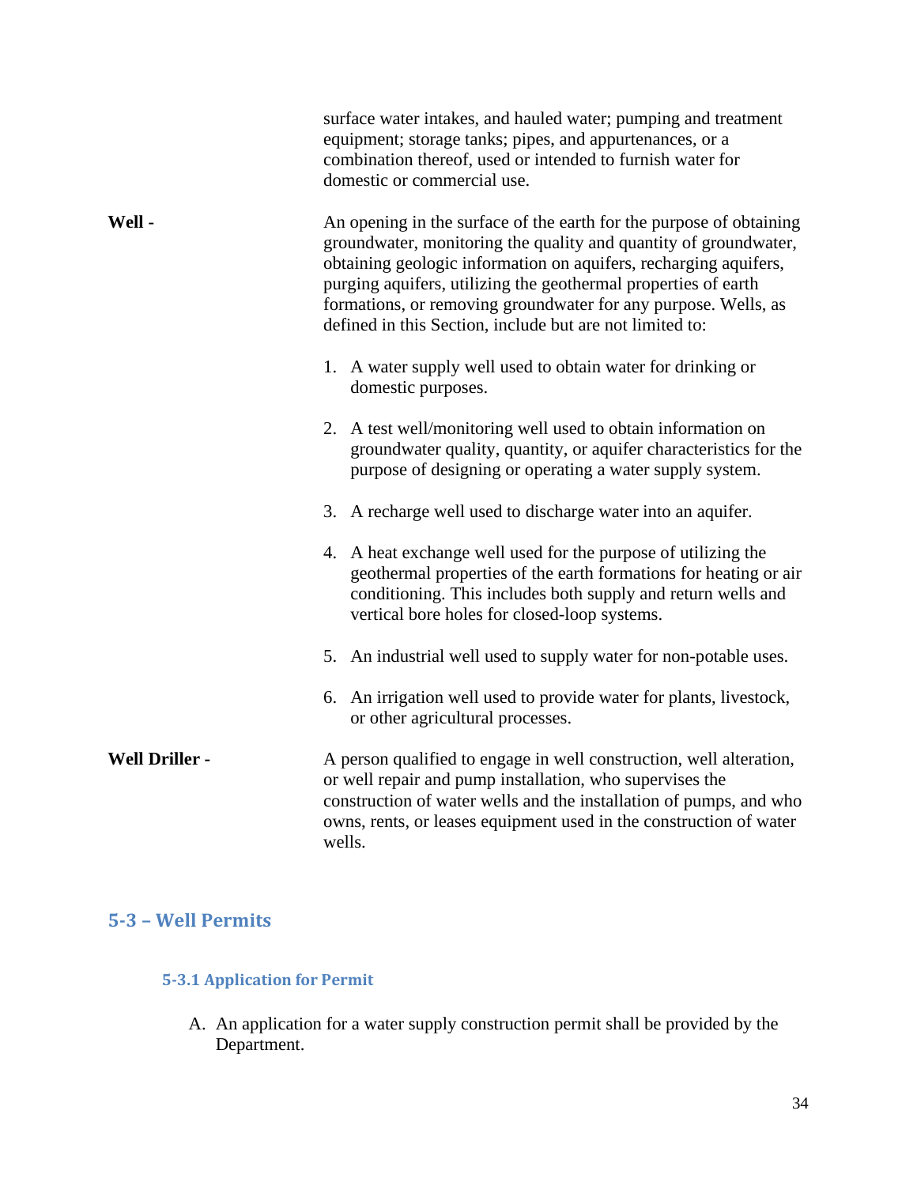surface water intakes, and hauled water; pumping and treatment equipment; storage tanks; pipes, and appurtenances, or a combination thereof, used or intended to furnish water for domestic or commercial use.

**Well -** An opening in the surface of the earth for the purpose of obtaining groundwater, monitoring the quality and quantity of groundwater, obtaining geologic information on aquifers, recharging aquifers, purging aquifers, utilizing the geothermal properties of earth formations, or removing groundwater for any purpose. Wells, as defined in this Section, include but are not limited to:

1. A water supply well used to obtain water for drinking or domestic purposes.
2. A test well/monitoring well used to obtain information on groundwater quality, quantity, or aquifer characteristics for the purpose of designing or operating a water supply system.
3. A recharge well used to discharge water into an aquifer.
4. A heat exchange well used for the purpose of utilizing the geothermal properties of the earth formations for heating or air conditioning. This includes both supply and return wells and vertical bore holes for closed-loop systems.
5. An industrial well used to supply water for non-potable uses.
6. An irrigation well used to provide water for plants, livestock, or other agricultural processes.

**Well Driller -** A person qualified to engage in well construction, well alteration, or well repair and pump installation, who supervises the construction of water wells and the installation of pumps, and who owns, rents, or leases equipment used in the construction of water wells.

## 5-3 – Well Permits

### 5-3.1 Application for Permit

A. An application for a water supply construction permit shall be provided by the Department.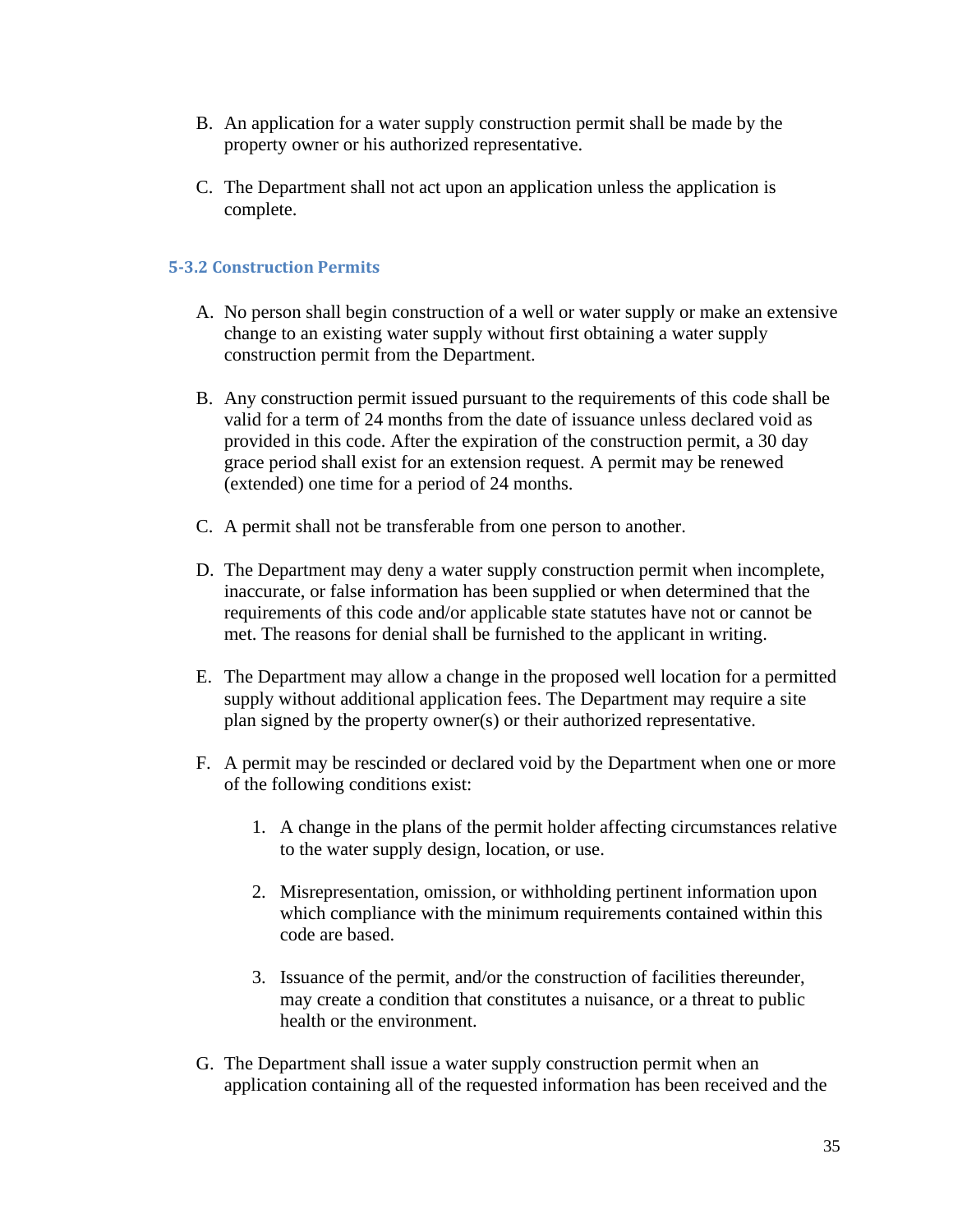B. An application for a water supply construction permit shall be made by the property owner or his authorized representative.

C. The Department shall not act upon an application unless the application is complete.

### 5-3.2 Construction Permits

A. No person shall begin construction of a well or water supply or make an extensive change to an existing water supply without first obtaining a water supply construction permit from the Department.

B. Any construction permit issued pursuant to the requirements of this code shall be valid for a term of 24 months from the date of issuance unless declared void as provided in this code. After the expiration of the construction permit, a 30 day grace period shall exist for an extension request. A permit may be renewed (extended) one time for a period of 24 months.

C. A permit shall not be transferable from one person to another.

D. The Department may deny a water supply construction permit when incomplete, inaccurate, or false information has been supplied or when determined that the requirements of this code and/or applicable state statutes have not or cannot be met. The reasons for denial shall be furnished to the applicant in writing.

E. The Department may allow a change in the proposed well location for a permitted supply without additional application fees. The Department may require a site plan signed by the property owner(s) or their authorized representative.

F. A permit may be rescinded or declared void by the Department when one or more of the following conditions exist:

   1. A change in the plans of the permit holder affecting circumstances relative to the water supply design, location, or use.

   2. Misrepresentation, omission, or withholding pertinent information upon which compliance with the minimum requirements contained within this code are based.

   3. Issuance of the permit, and/or the construction of facilities thereunder, may create a condition that constitutes a nuisance, or a threat to public health or the environment.

G. The Department shall issue a water supply construction permit when an application containing all of the requested information has been received and the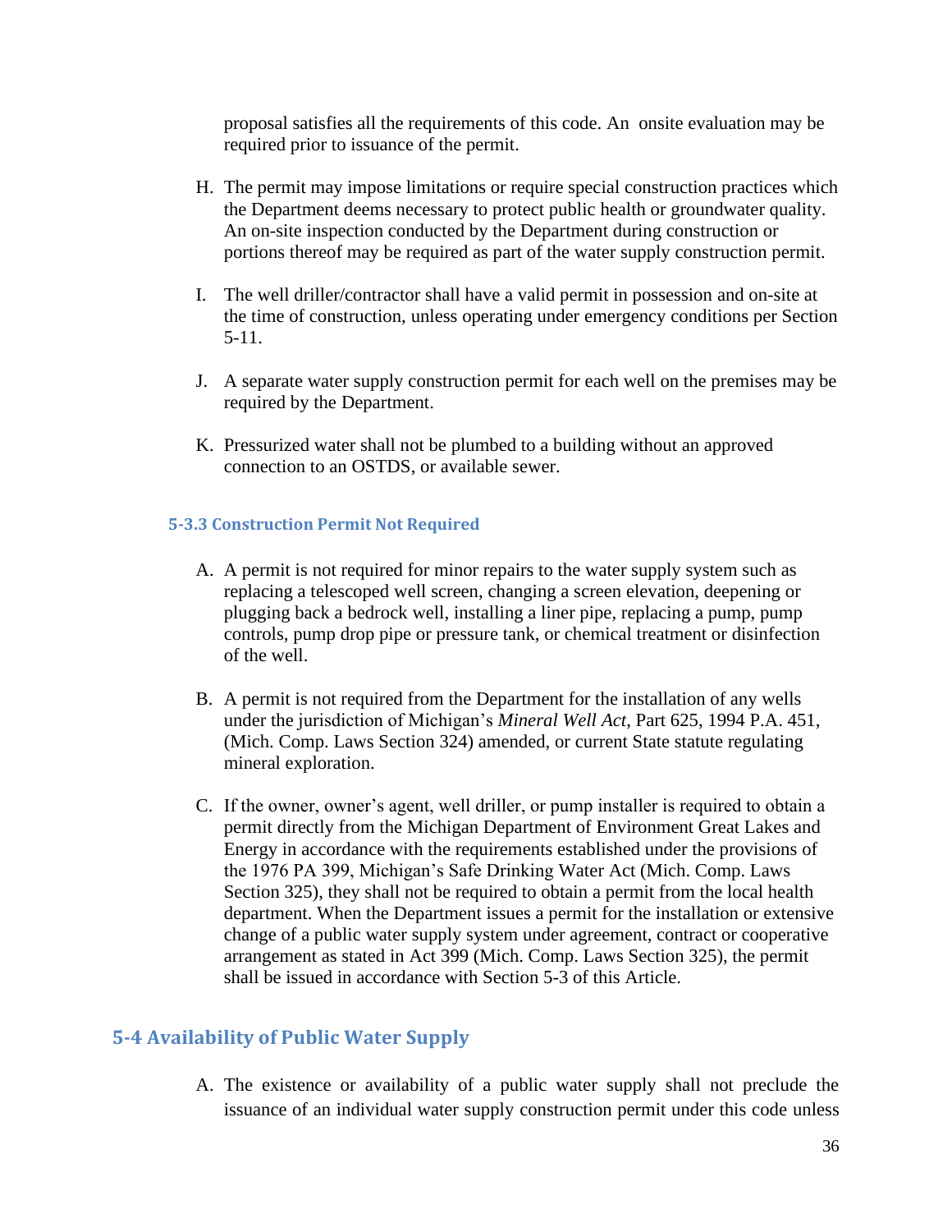proposal satisfies all the requirements of this code. An onsite evaluation may be required prior to issuance of the permit.

H. The permit may impose limitations or require special construction practices which the Department deems necessary to protect public health or groundwater quality. An on-site inspection conducted by the Department during construction or portions thereof may be required as part of the water supply construction permit.

I. The well driller/contractor shall have a valid permit in possession and on-site at the time of construction, unless operating under emergency conditions per Section 5-11.

J. A separate water supply construction permit for each well on the premises may be required by the Department.

K. Pressurized water shall not be plumbed to a building without an approved connection to an OSTDS, or available sewer.

### 5-3.3 Construction Permit Not Required

A. A permit is not required for minor repairs to the water supply system such as replacing a telescoped well screen, changing a screen elevation, deepening or plugging back a bedrock well, installing a liner pipe, replacing a pump, pump controls, pump drop pipe or pressure tank, or chemical treatment or disinfection of the well.

B. A permit is not required from the Department for the installation of any wells under the jurisdiction of Michigan's *Mineral Well Act*, Part 625, 1994 P.A. 451, (Mich. Comp. Laws Section 324) amended, or current State statute regulating mineral exploration.

C. If the owner, owner's agent, well driller, or pump installer is required to obtain a permit directly from the Michigan Department of Environment Great Lakes and Energy in accordance with the requirements established under the provisions of the 1976 PA 399, Michigan's Safe Drinking Water Act (Mich. Comp. Laws Section 325), they shall not be required to obtain a permit from the local health department. When the Department issues a permit for the installation or extensive change of a public water supply system under agreement, contract or cooperative arrangement as stated in Act 399 (Mich. Comp. Laws Section 325), the permit shall be issued in accordance with Section 5-3 of this Article.

## 5-4 Availability of Public Water Supply

A. The existence or availability of a public water supply shall not preclude the issuance of an individual water supply construction permit under this code unless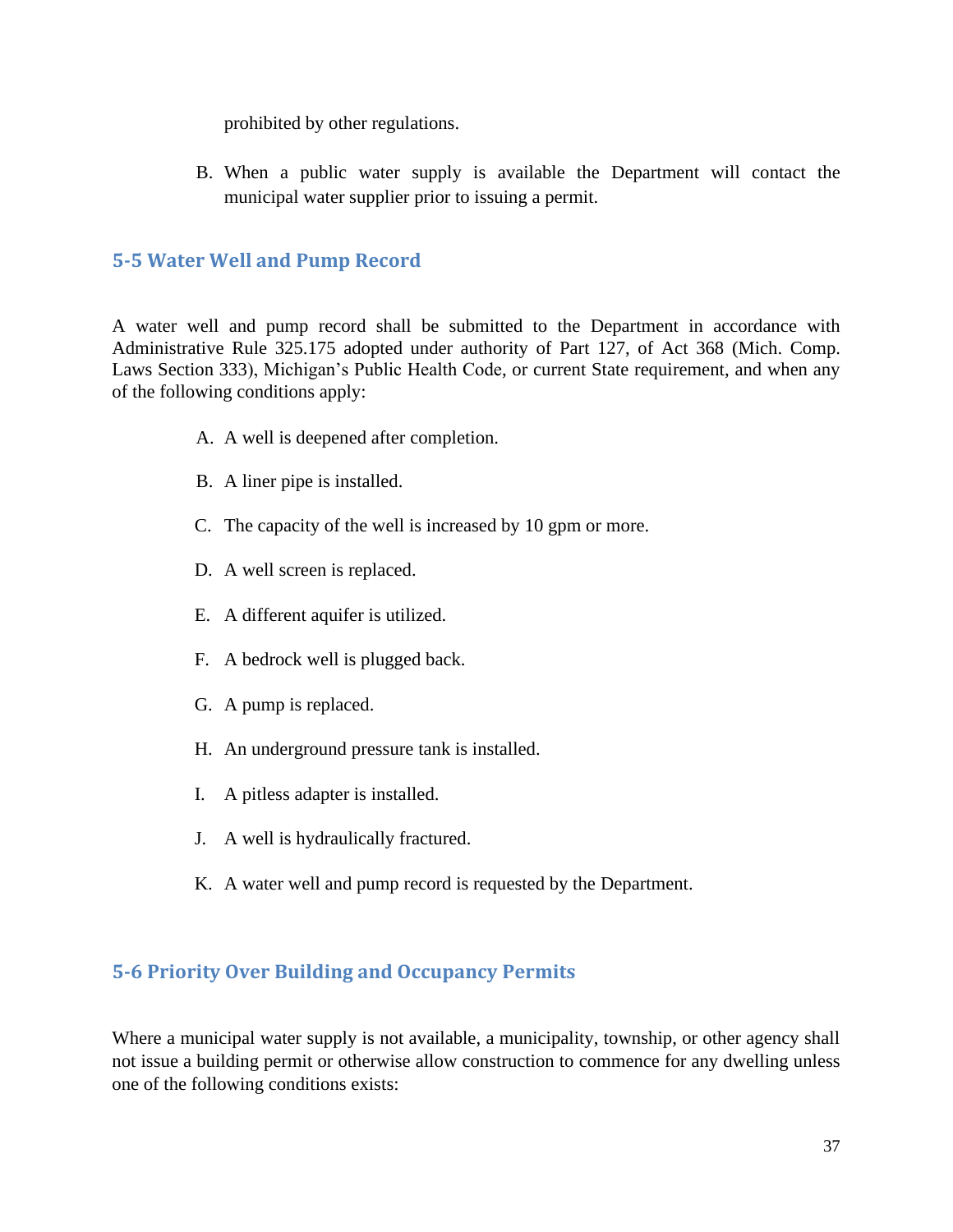prohibited by other regulations.

B. When a public water supply is available the Department will contact the municipal water supplier prior to issuing a permit.

## 5-5 Water Well and Pump Record

A water well and pump record shall be submitted to the Department in accordance with Administrative Rule 325.175 adopted under authority of Part 127, of Act 368 (Mich. Comp. Laws Section 333), Michigan's Public Health Code, or current State requirement, and when any of the following conditions apply:

A. A well is deepened after completion.

B. A liner pipe is installed.

C. The capacity of the well is increased by 10 gpm or more.

D. A well screen is replaced.

E. A different aquifer is utilized.

F. A bedrock well is plugged back.

G. A pump is replaced.

H. An underground pressure tank is installed.

I. A pitless adapter is installed.

J. A well is hydraulically fractured.

K. A water well and pump record is requested by the Department.

## 5-6 Priority Over Building and Occupancy Permits

Where a municipal water supply is not available, a municipality, township, or other agency shall not issue a building permit or otherwise allow construction to commence for any dwelling unless one of the following conditions exists: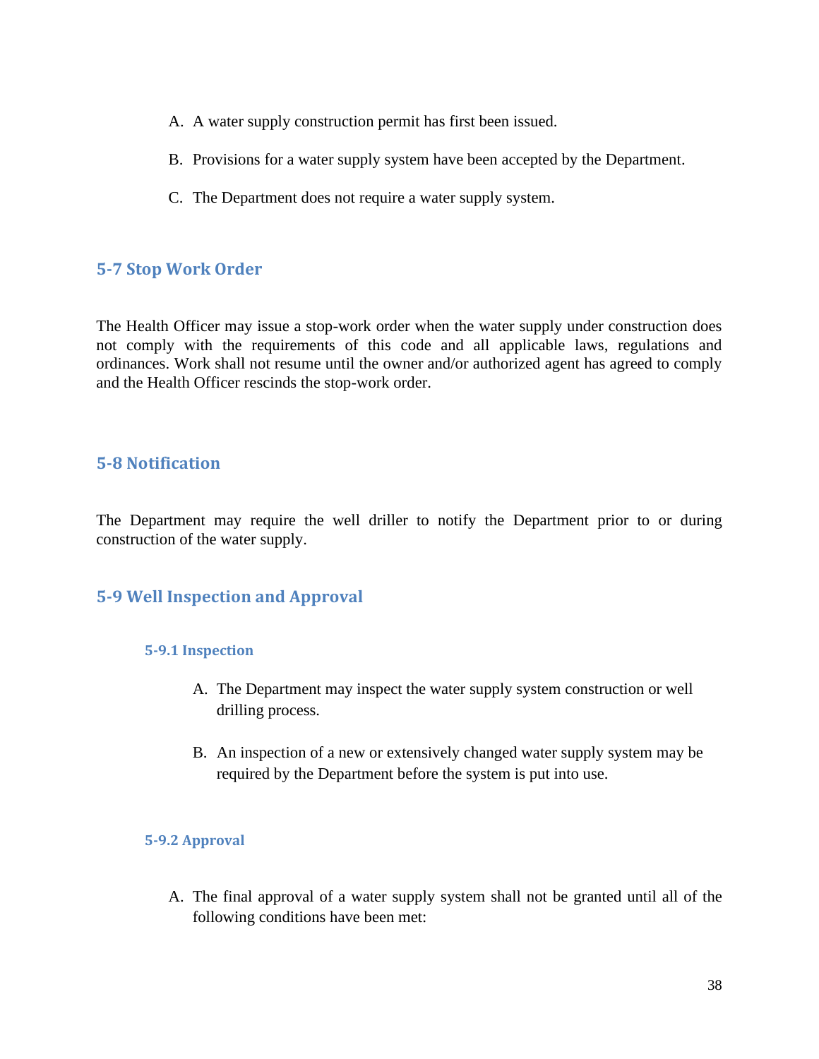A. A water supply construction permit has first been issued.

B. Provisions for a water supply system have been accepted by the Department.

C. The Department does not require a water supply system.

## 5-7 Stop Work Order

The Health Officer may issue a stop-work order when the water supply under construction does not comply with the requirements of this code and all applicable laws, regulations and ordinances. Work shall not resume until the owner and/or authorized agent has agreed to comply and the Health Officer rescinds the stop-work order.

## 5-8 Notification

The Department may require the well driller to notify the Department prior to or during construction of the water supply.

## 5-9 Well Inspection and Approval

### 5-9.1 Inspection

A. The Department may inspect the water supply system construction or well drilling process.

B. An inspection of a new or extensively changed water supply system may be required by the Department before the system is put into use.

### 5-9.2 Approval

A. The final approval of a water supply system shall not be granted until all of the following conditions have been met: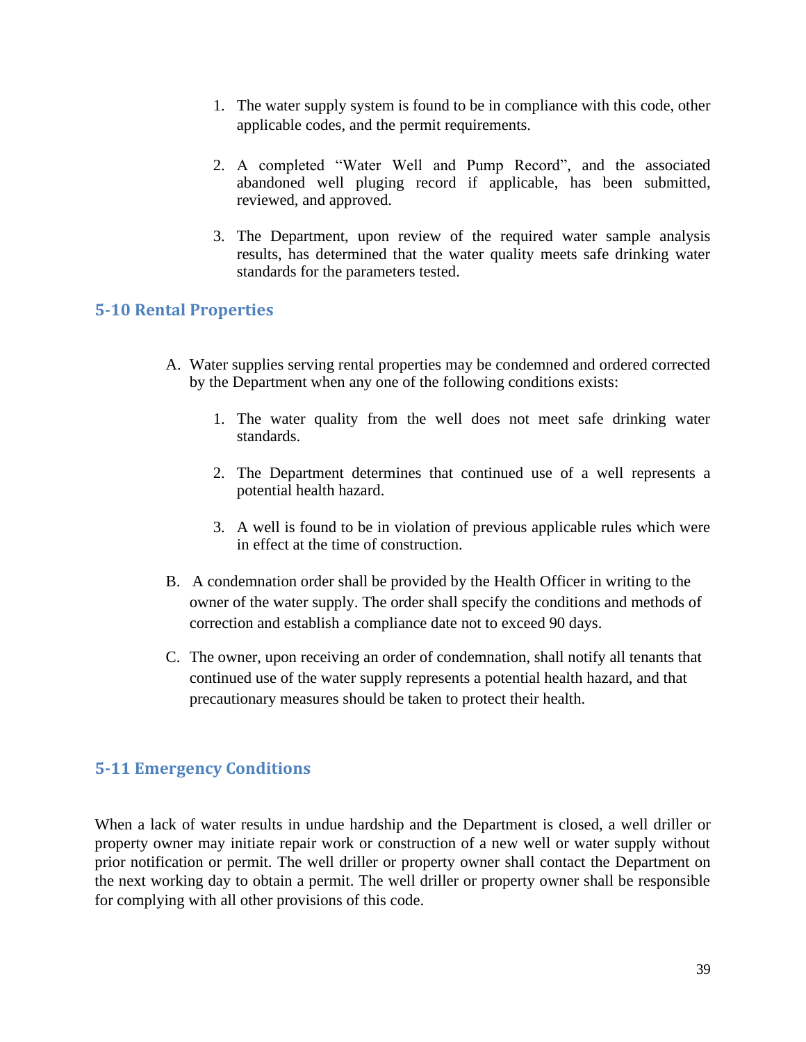1. The water supply system is found to be in compliance with this code, other applicable codes, and the permit requirements.

2. A completed "Water Well and Pump Record", and the associated abandoned well pluging record if applicable, has been submitted, reviewed, and approved.

3. The Department, upon review of the required water sample analysis results, has determined that the water quality meets safe drinking water standards for the parameters tested.

## 5-10 Rental Properties

A. Water supplies serving rental properties may be condemned and ordered corrected by the Department when any one of the following conditions exists:

   1. The water quality from the well does not meet safe drinking water standards.

   2. The Department determines that continued use of a well represents a potential health hazard.

   3. A well is found to be in violation of previous applicable rules which were in effect at the time of construction.

B. A condemnation order shall be provided by the Health Officer in writing to the owner of the water supply. The order shall specify the conditions and methods of correction and establish a compliance date not to exceed 90 days.

C. The owner, upon receiving an order of condemnation, shall notify all tenants that continued use of the water supply represents a potential health hazard, and that precautionary measures should be taken to protect their health.

## 5-11 Emergency Conditions

When a lack of water results in undue hardship and the Department is closed, a well driller or property owner may initiate repair work or construction of a new well or water supply without prior notification or permit. The well driller or property owner shall contact the Department on the next working day to obtain a permit. The well driller or property owner shall be responsible for complying with all other provisions of this code.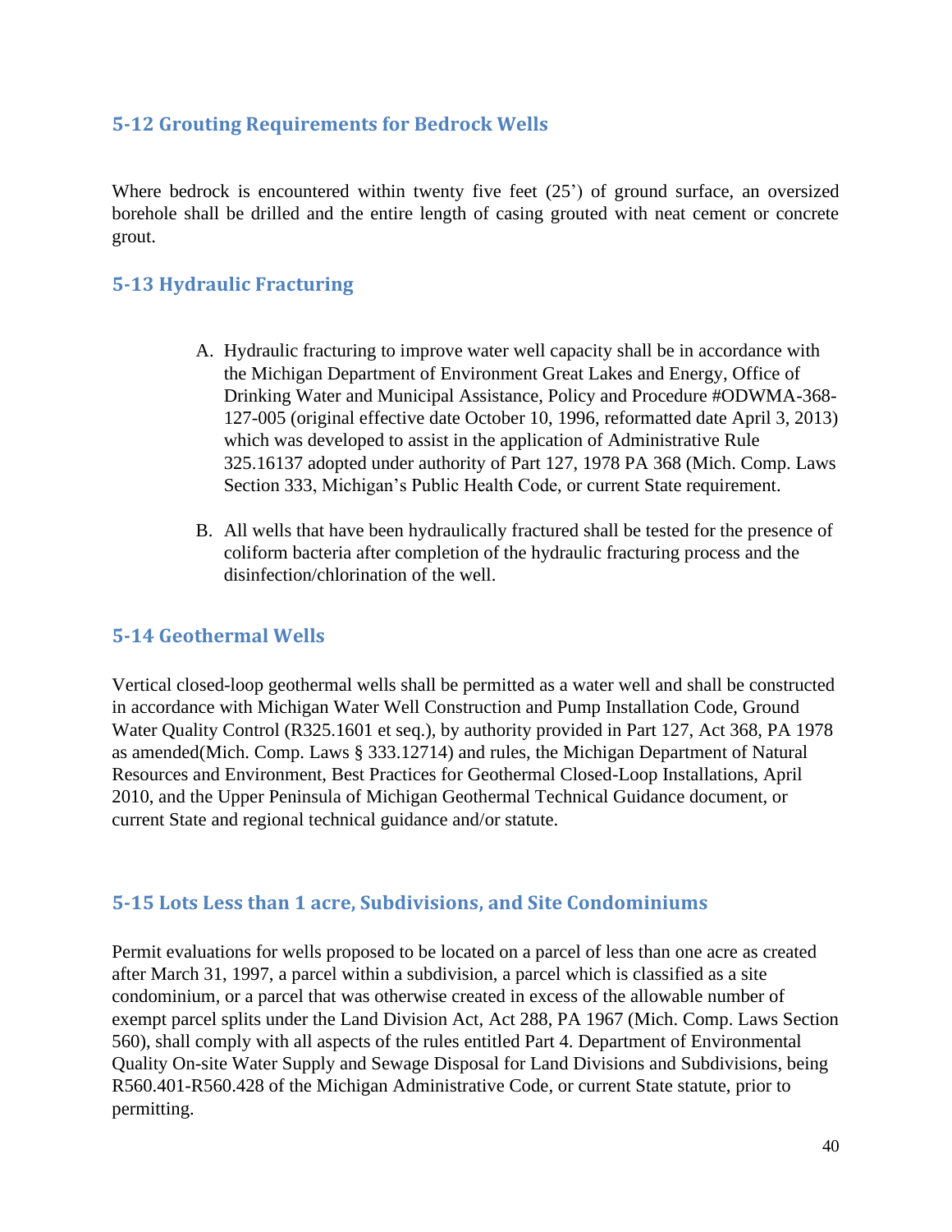## 5-12 Grouting Requirements for Bedrock Wells

Where bedrock is encountered within twenty five feet (25') of ground surface, an oversized borehole shall be drilled and the entire length of casing grouted with neat cement or concrete grout.

## 5-13 Hydraulic Fracturing

A. Hydraulic fracturing to improve water well capacity shall be in accordance with the Michigan Department of Environment Great Lakes and Energy, Office of Drinking Water and Municipal Assistance, Policy and Procedure #ODWMA-368-127-005 (original effective date October 10, 1996, reformatted date April 3, 2013) which was developed to assist in the application of Administrative Rule 325.16137 adopted under authority of Part 127, 1978 PA 368 (Mich. Comp. Laws Section 333, Michigan's Public Health Code, or current State requirement.

B. All wells that have been hydraulically fractured shall be tested for the presence of coliform bacteria after completion of the hydraulic fracturing process and the disinfection/chlorination of the well.

## 5-14 Geothermal Wells

Vertical closed-loop geothermal wells shall be permitted as a water well and shall be constructed in accordance with Michigan Water Well Construction and Pump Installation Code, Ground Water Quality Control (R325.1601 et seq.), by authority provided in Part 127, Act 368, PA 1978 as amended(Mich. Comp. Laws § 333.12714) and rules, the Michigan Department of Natural Resources and Environment, Best Practices for Geothermal Closed-Loop Installations, April 2010, and the Upper Peninsula of Michigan Geothermal Technical Guidance document, or current State and regional technical guidance and/or statute.

## 5-15 Lots Less than 1 acre, Subdivisions, and Site Condominiums

Permit evaluations for wells proposed to be located on a parcel of less than one acre as created after March 31, 1997, a parcel within a subdivision, a parcel which is classified as a site condominium, or a parcel that was otherwise created in excess of the allowable number of exempt parcel splits under the Land Division Act, Act 288, PA 1967 (Mich. Comp. Laws Section 560), shall comply with all aspects of the rules entitled Part 4. Department of Environmental Quality On-site Water Supply and Sewage Disposal for Land Divisions and Subdivisions, being R560.401-R560.428 of the Michigan Administrative Code, or current State statute, prior to permitting.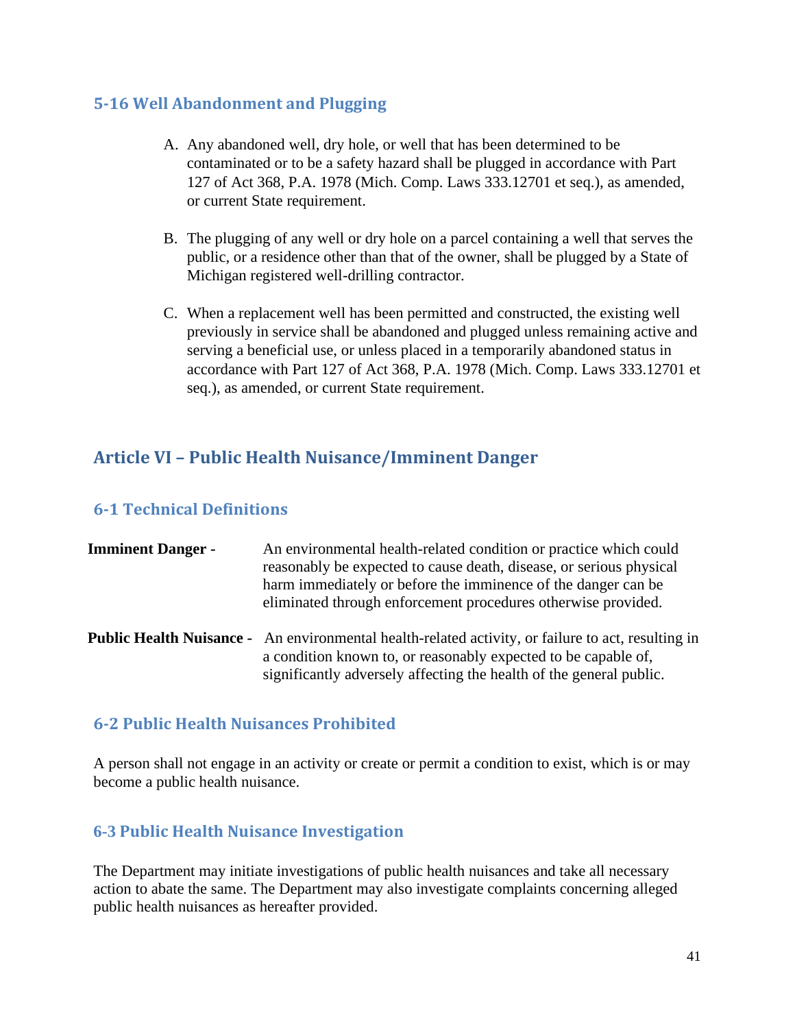### 5-16 Well Abandonment and Plugging

A. Any abandoned well, dry hole, or well that has been determined to be contaminated or to be a safety hazard shall be plugged in accordance with Part 127 of Act 368, P.A. 1978 (Mich. Comp. Laws 333.12701 et seq.), as amended, or current State requirement.

B. The plugging of any well or dry hole on a parcel containing a well that serves the public, or a residence other than that of the owner, shall be plugged by a State of Michigan registered well-drilling contractor.

C. When a replacement well has been permitted and constructed, the existing well previously in service shall be abandoned and plugged unless remaining active and serving a beneficial use, or unless placed in a temporarily abandoned status in accordance with Part 127 of Act 368, P.A. 1978 (Mich. Comp. Laws 333.12701 et seq.), as amended, or current State requirement.

## Article VI – Public Health Nuisance/Imminent Danger

### 6-1 Technical Definitions

**Imminent Danger -** An environmental health-related condition or practice which could reasonably be expected to cause death, disease, or serious physical harm immediately or before the imminence of the danger can be eliminated through enforcement procedures otherwise provided.

**Public Health Nuisance -** An environmental health-related activity, or failure to act, resulting in a condition known to, or reasonably expected to be capable of, significantly adversely affecting the health of the general public.

### 6-2 Public Health Nuisances Prohibited

A person shall not engage in an activity or create or permit a condition to exist, which is or may become a public health nuisance.

### 6-3 Public Health Nuisance Investigation

The Department may initiate investigations of public health nuisances and take all necessary action to abate the same. The Department may also investigate complaints concerning alleged public health nuisances as hereafter provided.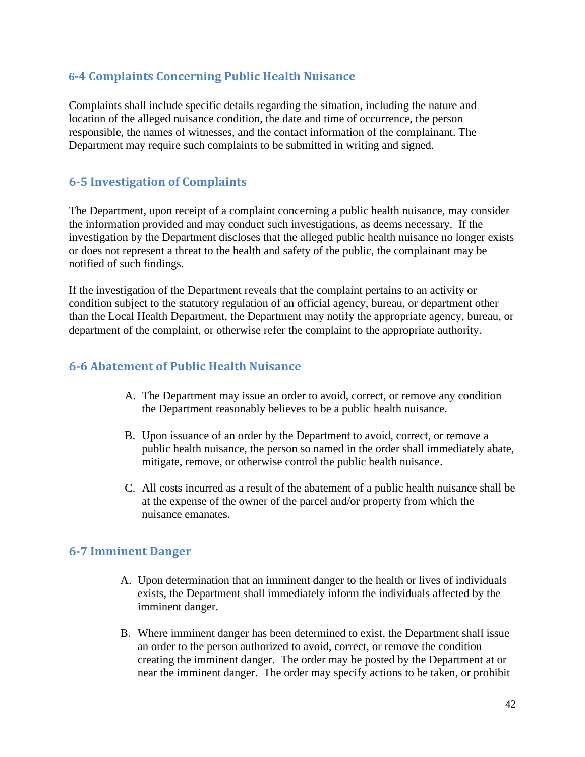## 6-4 Complaints Concerning Public Health Nuisance

Complaints shall include specific details regarding the situation, including the nature and location of the alleged nuisance condition, the date and time of occurrence, the person responsible, the names of witnesses, and the contact information of the complainant. The Department may require such complaints to be submitted in writing and signed.

## 6-5 Investigation of Complaints

The Department, upon receipt of a complaint concerning a public health nuisance, may consider the information provided and may conduct such investigations, as deems necessary. If the investigation by the Department discloses that the alleged public health nuisance no longer exists or does not represent a threat to the health and safety of the public, the complainant may be notified of such findings.

If the investigation of the Department reveals that the complaint pertains to an activity or condition subject to the statutory regulation of an official agency, bureau, or department other than the Local Health Department, the Department may notify the appropriate agency, bureau, or department of the complaint, or otherwise refer the complaint to the appropriate authority.

## 6-6 Abatement of Public Health Nuisance

A. The Department may issue an order to avoid, correct, or remove any condition the Department reasonably believes to be a public health nuisance.

B. Upon issuance of an order by the Department to avoid, correct, or remove a public health nuisance, the person so named in the order shall immediately abate, mitigate, remove, or otherwise control the public health nuisance.

C. All costs incurred as a result of the abatement of a public health nuisance shall be at the expense of the owner of the parcel and/or property from which the nuisance emanates.

## 6-7 Imminent Danger

A. Upon determination that an imminent danger to the health or lives of individuals exists, the Department shall immediately inform the individuals affected by the imminent danger.

B. Where imminent danger has been determined to exist, the Department shall issue an order to the person authorized to avoid, correct, or remove the condition creating the imminent danger. The order may be posted by the Department at or near the imminent danger. The order may specify actions to be taken, or prohibit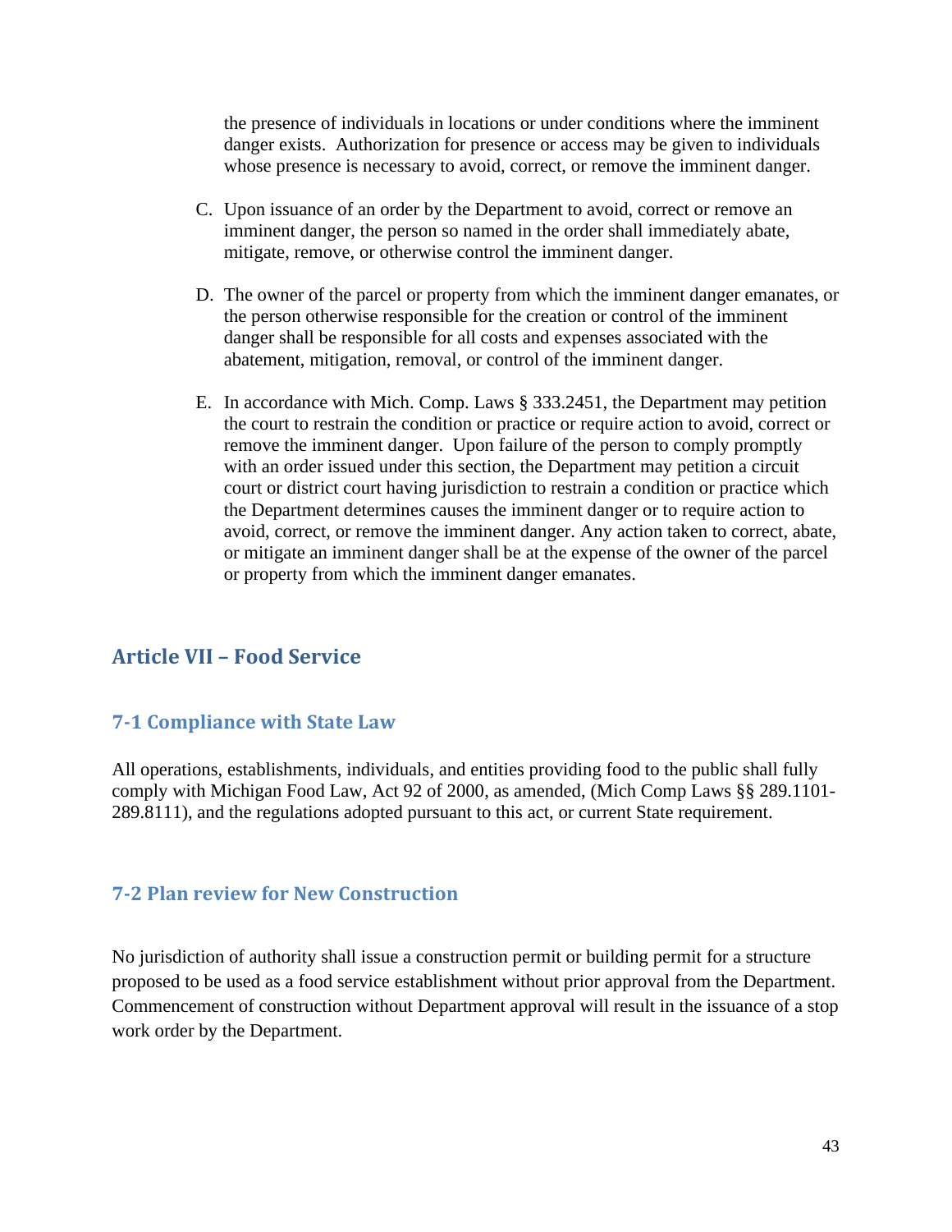the presence of individuals in locations or under conditions where the imminent danger exists. Authorization for presence or access may be given to individuals whose presence is necessary to avoid, correct, or remove the imminent danger.

C. Upon issuance of an order by the Department to avoid, correct or remove an imminent danger, the person so named in the order shall immediately abate, mitigate, remove, or otherwise control the imminent danger.

D. The owner of the parcel or property from which the imminent danger emanates, or the person otherwise responsible for the creation or control of the imminent danger shall be responsible for all costs and expenses associated with the abatement, mitigation, removal, or control of the imminent danger.

E. In accordance with Mich. Comp. Laws § 333.2451, the Department may petition the court to restrain the condition or practice or require action to avoid, correct or remove the imminent danger. Upon failure of the person to comply promptly with an order issued under this section, the Department may petition a circuit court or district court having jurisdiction to restrain a condition or practice which the Department determines causes the imminent danger or to require action to avoid, correct, or remove the imminent danger. Any action taken to correct, abate, or mitigate an imminent danger shall be at the expense of the owner of the parcel or property from which the imminent danger emanates.

## Article VII – Food Service

### 7-1 Compliance with State Law

All operations, establishments, individuals, and entities providing food to the public shall fully comply with Michigan Food Law, Act 92 of 2000, as amended, (Mich Comp Laws §§ 289.1101-289.8111), and the regulations adopted pursuant to this act, or current State requirement.

### 7-2 Plan review for New Construction

No jurisdiction of authority shall issue a construction permit or building permit for a structure proposed to be used as a food service establishment without prior approval from the Department. Commencement of construction without Department approval will result in the issuance of a stop work order by the Department.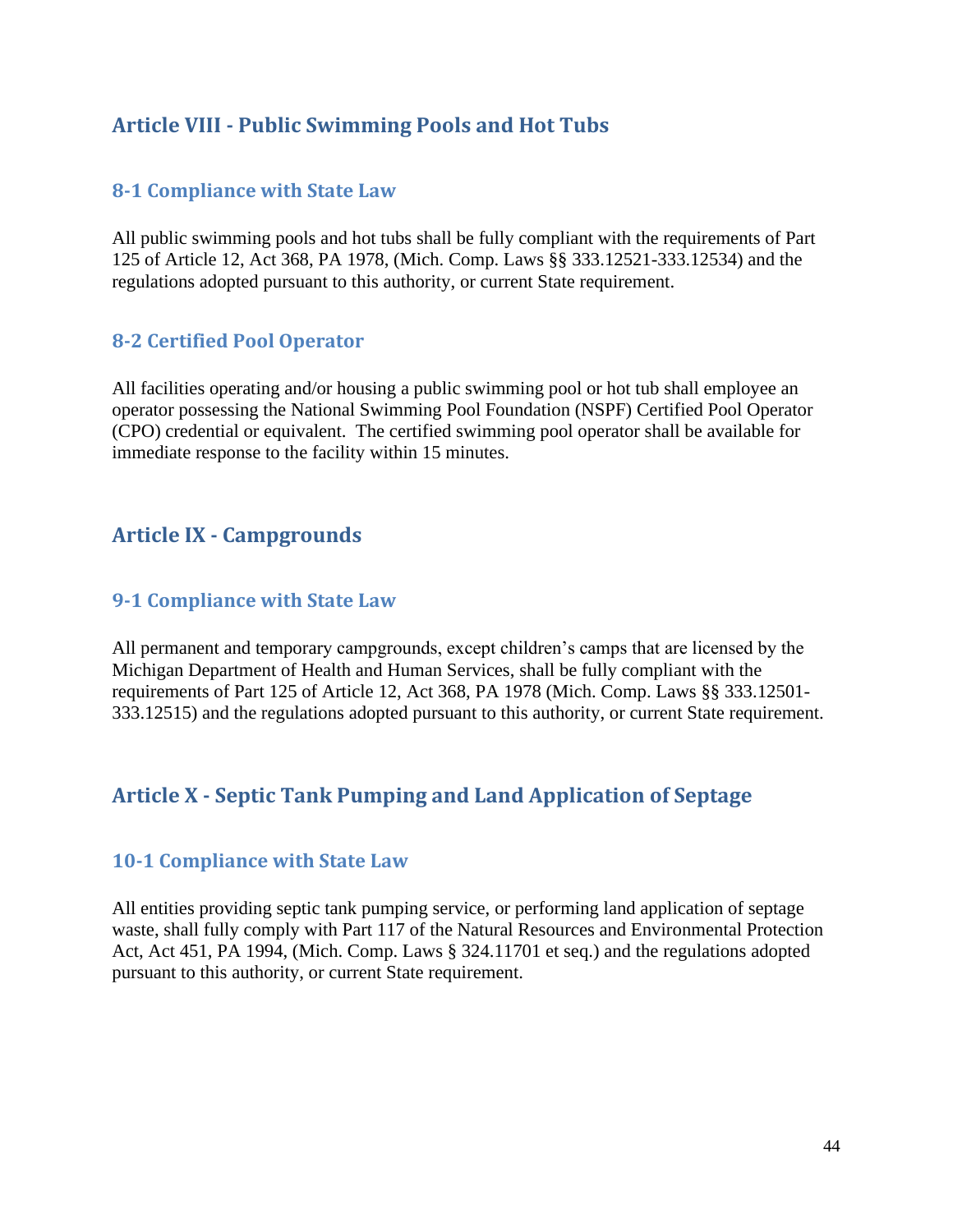## Article VIII - Public Swimming Pools and Hot Tubs

### 8-1 Compliance with State Law

All public swimming pools and hot tubs shall be fully compliant with the requirements of Part 125 of Article 12, Act 368, PA 1978, (Mich. Comp. Laws §§ 333.12521-333.12534) and the regulations adopted pursuant to this authority, or current State requirement.

### 8-2 Certified Pool Operator

All facilities operating and/or housing a public swimming pool or hot tub shall employee an operator possessing the National Swimming Pool Foundation (NSPF) Certified Pool Operator (CPO) credential or equivalent. The certified swimming pool operator shall be available for immediate response to the facility within 15 minutes.

## Article IX - Campgrounds

### 9-1 Compliance with State Law

All permanent and temporary campgrounds, except children's camps that are licensed by the Michigan Department of Health and Human Services, shall be fully compliant with the requirements of Part 125 of Article 12, Act 368, PA 1978 (Mich. Comp. Laws §§ 333.12501-333.12515) and the regulations adopted pursuant to this authority, or current State requirement.

## Article X - Septic Tank Pumping and Land Application of Septage

### 10-1 Compliance with State Law

All entities providing septic tank pumping service, or performing land application of septage waste, shall fully comply with Part 117 of the Natural Resources and Environmental Protection Act, Act 451, PA 1994, (Mich. Comp. Laws § 324.11701 et seq.) and the regulations adopted pursuant to this authority, or current State requirement.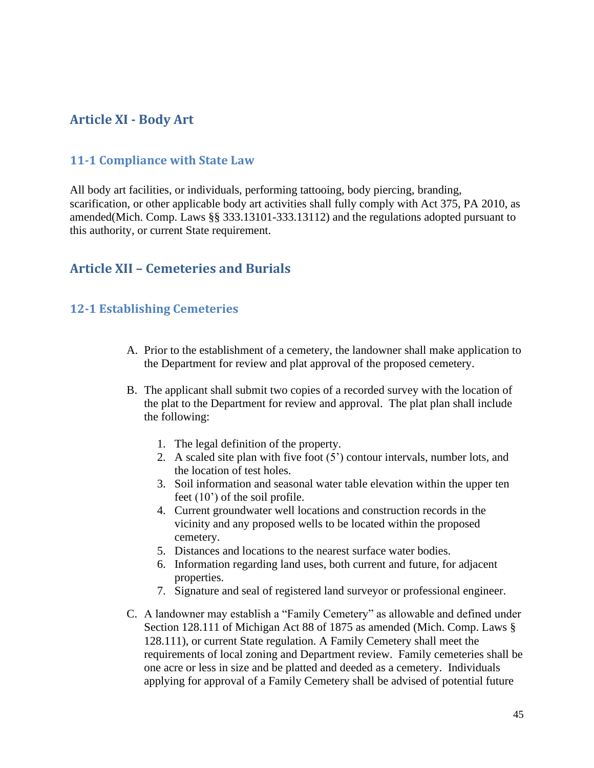## Article XI - Body Art

### 11-1 Compliance with State Law

All body art facilities, or individuals, performing tattooing, body piercing, branding, scarification, or other applicable body art activities shall fully comply with Act 375, PA 2010, as amended(Mich. Comp. Laws §§ 333.13101-333.13112) and the regulations adopted pursuant to this authority, or current State requirement.

## Article XII – Cemeteries and Burials

### 12-1 Establishing Cemeteries

A. Prior to the establishment of a cemetery, the landowner shall make application to the Department for review and plat approval of the proposed cemetery.

B. The applicant shall submit two copies of a recorded survey with the location of the plat to the Department for review and approval. The plat plan shall include the following:

   1. The legal definition of the property.
   2. A scaled site plan with five foot (5') contour intervals, number lots, and the location of test holes.
   3. Soil information and seasonal water table elevation within the upper ten feet (10') of the soil profile.
   4. Current groundwater well locations and construction records in the vicinity and any proposed wells to be located within the proposed cemetery.
   5. Distances and locations to the nearest surface water bodies.
   6. Information regarding land uses, both current and future, for adjacent properties.
   7. Signature and seal of registered land surveyor or professional engineer.

C. A landowner may establish a "Family Cemetery" as allowable and defined under Section 128.111 of Michigan Act 88 of 1875 as amended (Mich. Comp. Laws § 128.111), or current State regulation. A Family Cemetery shall meet the requirements of local zoning and Department review. Family cemeteries shall be one acre or less in size and be platted and deeded as a cemetery. Individuals applying for approval of a Family Cemetery shall be advised of potential future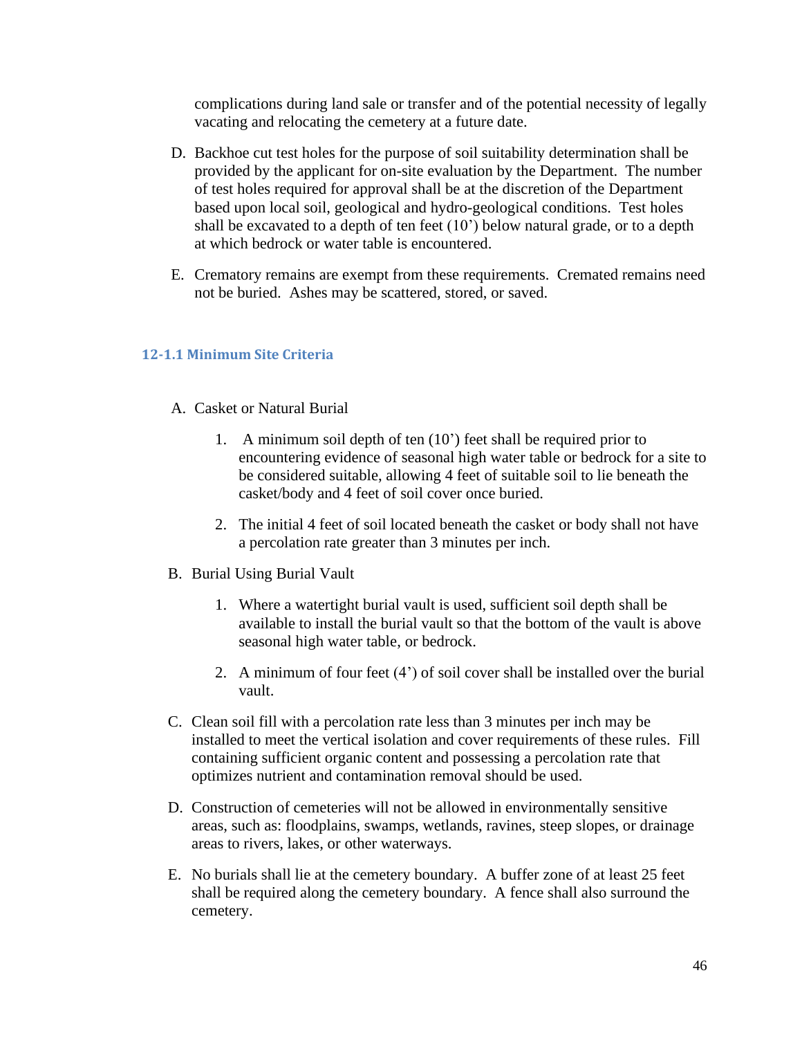complications during land sale or transfer and of the potential necessity of legally vacating and relocating the cemetery at a future date.

D. Backhoe cut test holes for the purpose of soil suitability determination shall be provided by the applicant for on-site evaluation by the Department. The number of test holes required for approval shall be at the discretion of the Department based upon local soil, geological and hydro-geological conditions. Test holes shall be excavated to a depth of ten feet (10') below natural grade, or to a depth at which bedrock or water table is encountered.

E. Crematory remains are exempt from these requirements. Cremated remains need not be buried. Ashes may be scattered, stored, or saved.

### 12-1.1 Minimum Site Criteria

A. Casket or Natural Burial

1. A minimum soil depth of ten (10') feet shall be required prior to encountering evidence of seasonal high water table or bedrock for a site to be considered suitable, allowing 4 feet of suitable soil to lie beneath the casket/body and 4 feet of soil cover once buried.

2. The initial 4 feet of soil located beneath the casket or body shall not have a percolation rate greater than 3 minutes per inch.

B. Burial Using Burial Vault

1. Where a watertight burial vault is used, sufficient soil depth shall be available to install the burial vault so that the bottom of the vault is above seasonal high water table, or bedrock.

2. A minimum of four feet (4') of soil cover shall be installed over the burial vault.

C. Clean soil fill with a percolation rate less than 3 minutes per inch may be installed to meet the vertical isolation and cover requirements of these rules. Fill containing sufficient organic content and possessing a percolation rate that optimizes nutrient and contamination removal should be used.

D. Construction of cemeteries will not be allowed in environmentally sensitive areas, such as: floodplains, swamps, wetlands, ravines, steep slopes, or drainage areas to rivers, lakes, or other waterways.

E. No burials shall lie at the cemetery boundary. A buffer zone of at least 25 feet shall be required along the cemetery boundary. A fence shall also surround the cemetery.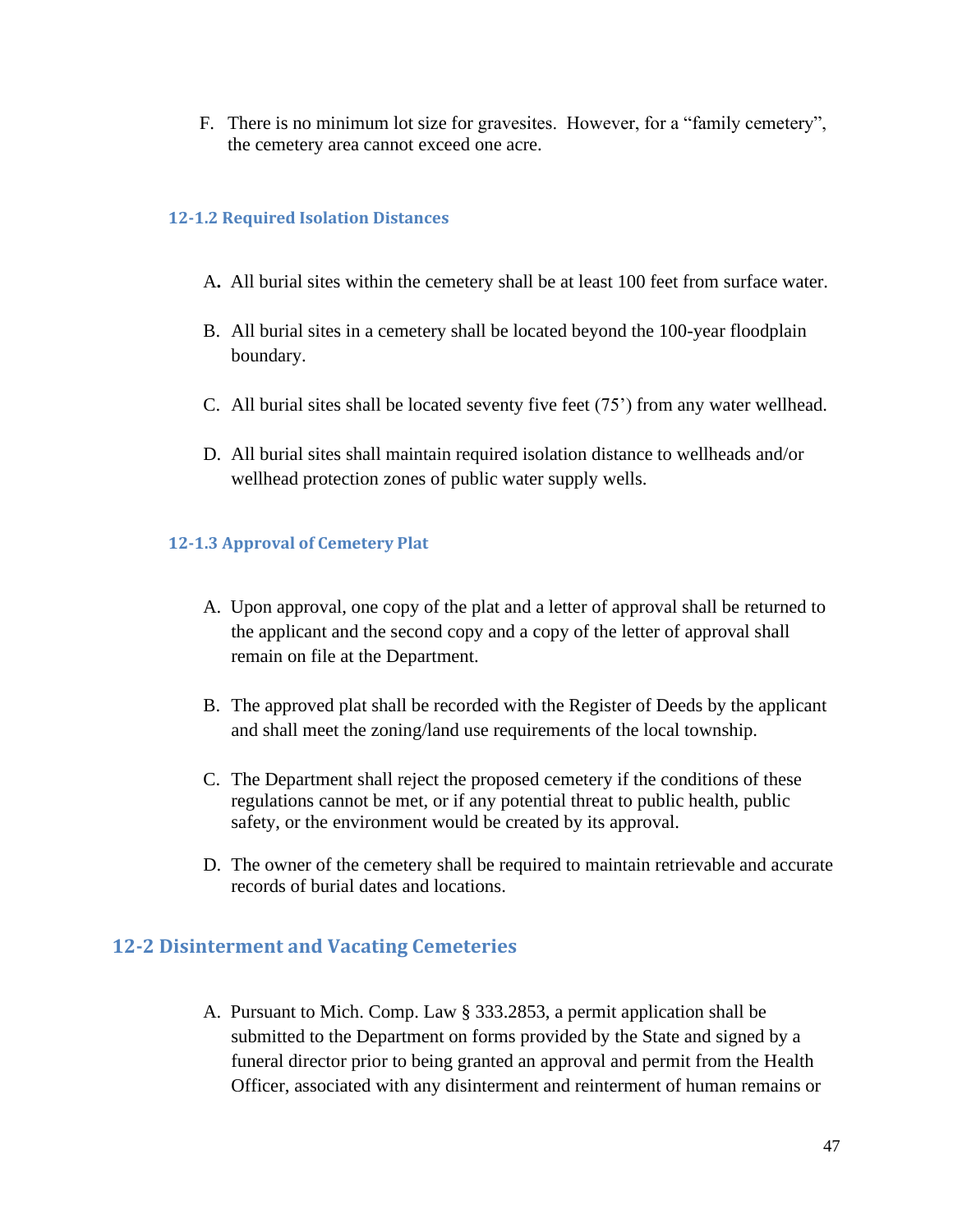F. There is no minimum lot size for gravesites. However, for a "family cemetery", the cemetery area cannot exceed one acre.

### 12-1.2 Required Isolation Distances

A. All burial sites within the cemetery shall be at least 100 feet from surface water.

B. All burial sites in a cemetery shall be located beyond the 100-year floodplain boundary.

C. All burial sites shall be located seventy five feet (75') from any water wellhead.

D. All burial sites shall maintain required isolation distance to wellheads and/or wellhead protection zones of public water supply wells.

### 12-1.3 Approval of Cemetery Plat

A. Upon approval, one copy of the plat and a letter of approval shall be returned to the applicant and the second copy and a copy of the letter of approval shall remain on file at the Department.

B. The approved plat shall be recorded with the Register of Deeds by the applicant and shall meet the zoning/land use requirements of the local township.

C. The Department shall reject the proposed cemetery if the conditions of these regulations cannot be met, or if any potential threat to public health, public safety, or the environment would be created by its approval.

D. The owner of the cemetery shall be required to maintain retrievable and accurate records of burial dates and locations.

## 12-2 Disinterment and Vacating Cemeteries

A. Pursuant to Mich. Comp. Law § 333.2853, a permit application shall be submitted to the Department on forms provided by the State and signed by a funeral director prior to being granted an approval and permit from the Health Officer, associated with any disinterment and reinterment of human remains or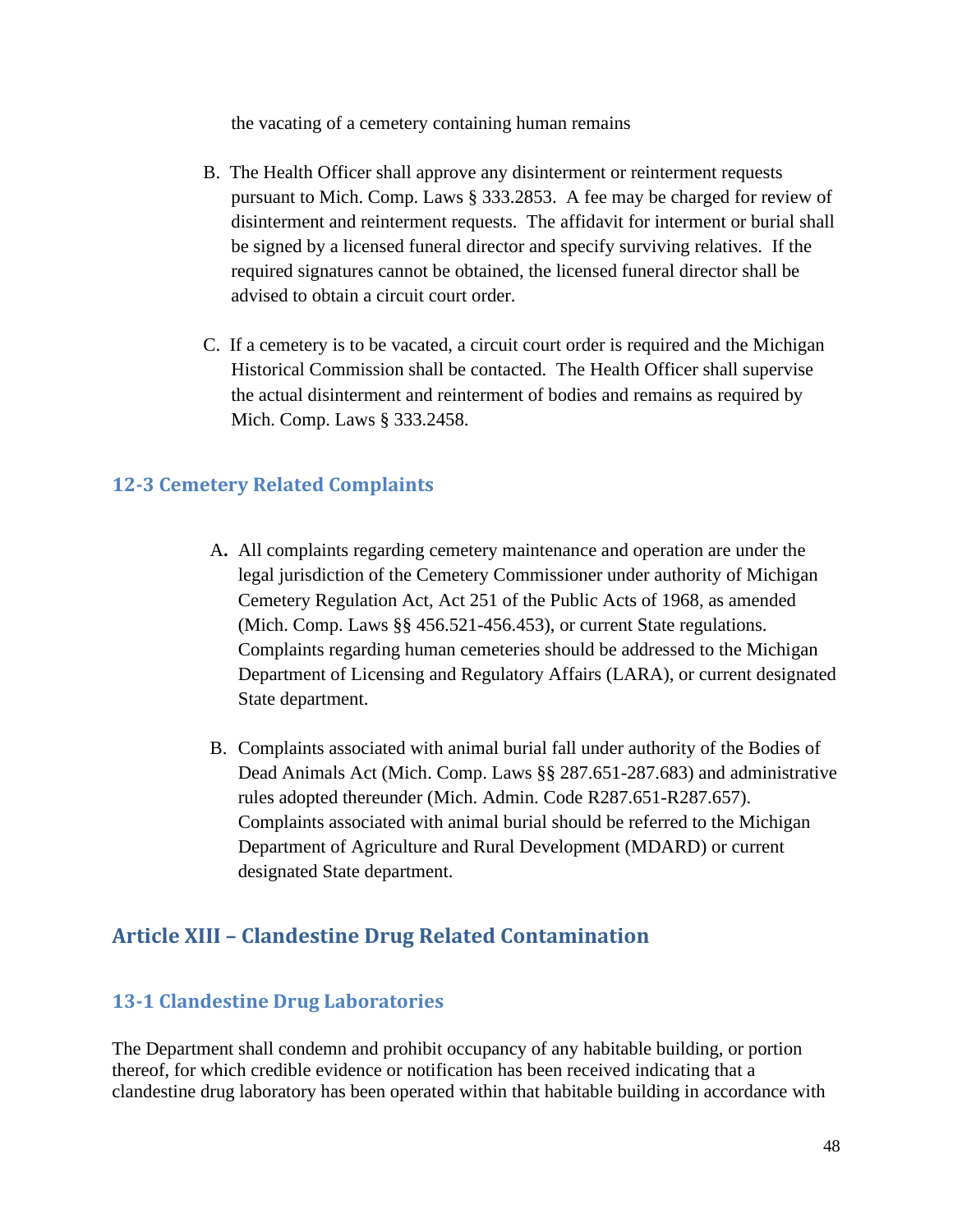the vacating of a cemetery containing human remains

B. The Health Officer shall approve any disinterment or reinterment requests pursuant to Mich. Comp. Laws § 333.2853. A fee may be charged for review of disinterment and reinterment requests. The affidavit for interment or burial shall be signed by a licensed funeral director and specify surviving relatives. If the required signatures cannot be obtained, the licensed funeral director shall be advised to obtain a circuit court order.

C. If a cemetery is to be vacated, a circuit court order is required and the Michigan Historical Commission shall be contacted. The Health Officer shall supervise the actual disinterment and reinterment of bodies and remains as required by Mich. Comp. Laws § 333.2458.

### 12-3 Cemetery Related Complaints

A. All complaints regarding cemetery maintenance and operation are under the legal jurisdiction of the Cemetery Commissioner under authority of Michigan Cemetery Regulation Act, Act 251 of the Public Acts of 1968, as amended (Mich. Comp. Laws §§ 456.521-456.453), or current State regulations. Complaints regarding human cemeteries should be addressed to the Michigan Department of Licensing and Regulatory Affairs (LARA), or current designated State department.

B. Complaints associated with animal burial fall under authority of the Bodies of Dead Animals Act (Mich. Comp. Laws §§ 287.651-287.683) and administrative rules adopted thereunder (Mich. Admin. Code R287.651-R287.657). Complaints associated with animal burial should be referred to the Michigan Department of Agriculture and Rural Development (MDARD) or current designated State department.

## Article XIII – Clandestine Drug Related Contamination

### 13-1 Clandestine Drug Laboratories

The Department shall condemn and prohibit occupancy of any habitable building, or portion thereof, for which credible evidence or notification has been received indicating that a clandestine drug laboratory has been operated within that habitable building in accordance with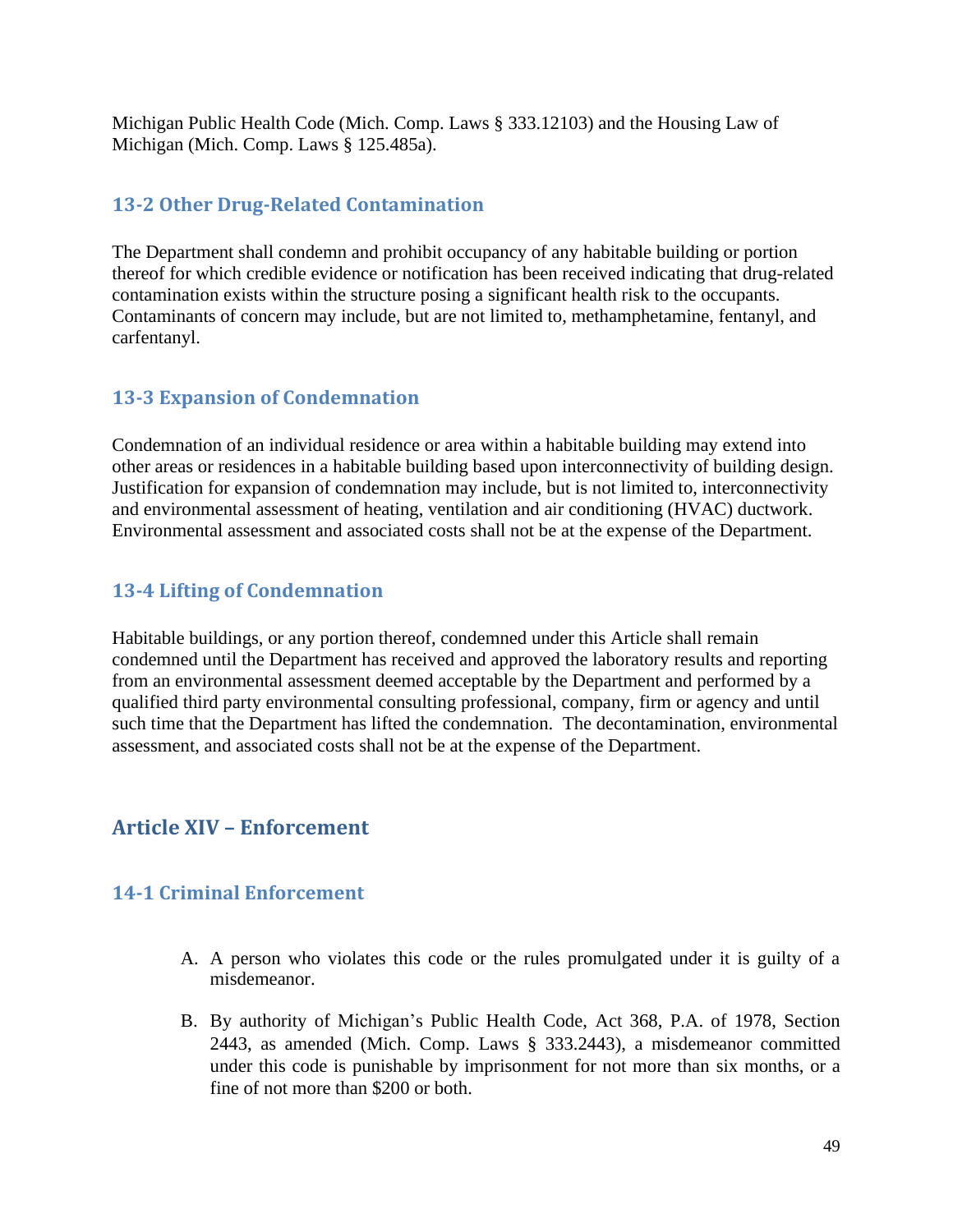Michigan Public Health Code (Mich. Comp. Laws § 333.12103) and the Housing Law of Michigan (Mich. Comp. Laws § 125.485a).

### 13-2 Other Drug-Related Contamination

The Department shall condemn and prohibit occupancy of any habitable building or portion thereof for which credible evidence or notification has been received indicating that drug-related contamination exists within the structure posing a significant health risk to the occupants. Contaminants of concern may include, but are not limited to, methamphetamine, fentanyl, and carfentanyl.

### 13-3 Expansion of Condemnation

Condemnation of an individual residence or area within a habitable building may extend into other areas or residences in a habitable building based upon interconnectivity of building design. Justification for expansion of condemnation may include, but is not limited to, interconnectivity and environmental assessment of heating, ventilation and air conditioning (HVAC) ductwork. Environmental assessment and associated costs shall not be at the expense of the Department.

### 13-4 Lifting of Condemnation

Habitable buildings, or any portion thereof, condemned under this Article shall remain condemned until the Department has received and approved the laboratory results and reporting from an environmental assessment deemed acceptable by the Department and performed by a qualified third party environmental consulting professional, company, firm or agency and until such time that the Department has lifted the condemnation. The decontamination, environmental assessment, and associated costs shall not be at the expense of the Department.

## Article XIV – Enforcement

### 14-1 Criminal Enforcement

A. A person who violates this code or the rules promulgated under it is guilty of a misdemeanor.

B. By authority of Michigan's Public Health Code, Act 368, P.A. of 1978, Section 2443, as amended (Mich. Comp. Laws § 333.2443), a misdemeanor committed under this code is punishable by imprisonment for not more than six months, or a fine of not more than $200 or both.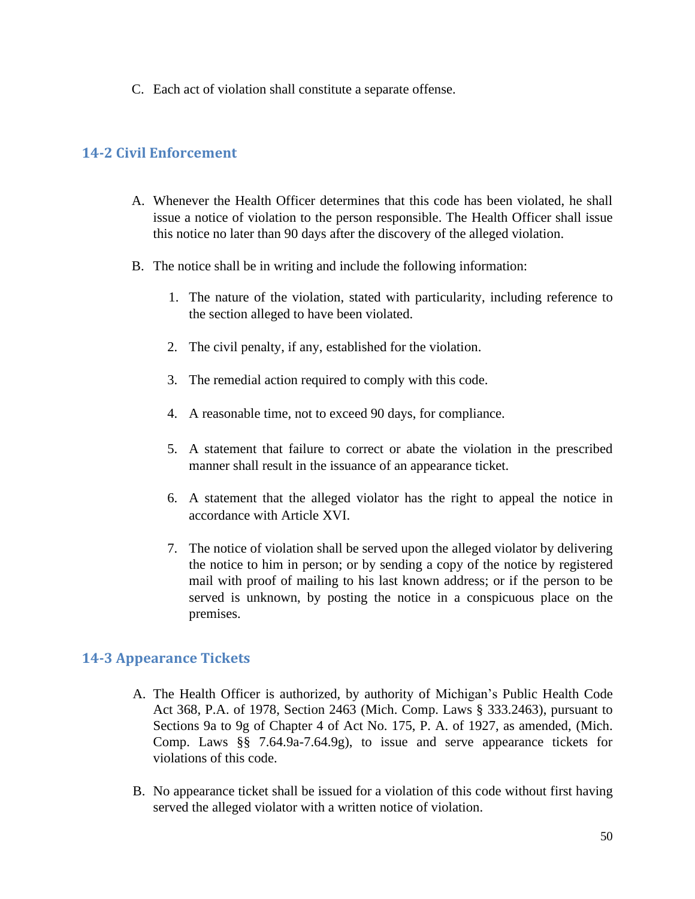C. Each act of violation shall constitute a separate offense.

## 14-2 Civil Enforcement

A. Whenever the Health Officer determines that this code has been violated, he shall issue a notice of violation to the person responsible. The Health Officer shall issue this notice no later than 90 days after the discovery of the alleged violation.

B. The notice shall be in writing and include the following information:

1. The nature of the violation, stated with particularity, including reference to the section alleged to have been violated.

2. The civil penalty, if any, established for the violation.

3. The remedial action required to comply with this code.

4. A reasonable time, not to exceed 90 days, for compliance.

5. A statement that failure to correct or abate the violation in the prescribed manner shall result in the issuance of an appearance ticket.

6. A statement that the alleged violator has the right to appeal the notice in accordance with Article XVI.

7. The notice of violation shall be served upon the alleged violator by delivering the notice to him in person; or by sending a copy of the notice by registered mail with proof of mailing to his last known address; or if the person to be served is unknown, by posting the notice in a conspicuous place on the premises.

## 14-3 Appearance Tickets

A. The Health Officer is authorized, by authority of Michigan's Public Health Code Act 368, P.A. of 1978, Section 2463 (Mich. Comp. Laws § 333.2463), pursuant to Sections 9a to 9g of Chapter 4 of Act No. 175, P. A. of 1927, as amended, (Mich. Comp. Laws §§ 7.64.9a-7.64.9g), to issue and serve appearance tickets for violations of this code.

B. No appearance ticket shall be issued for a violation of this code without first having served the alleged violator with a written notice of violation.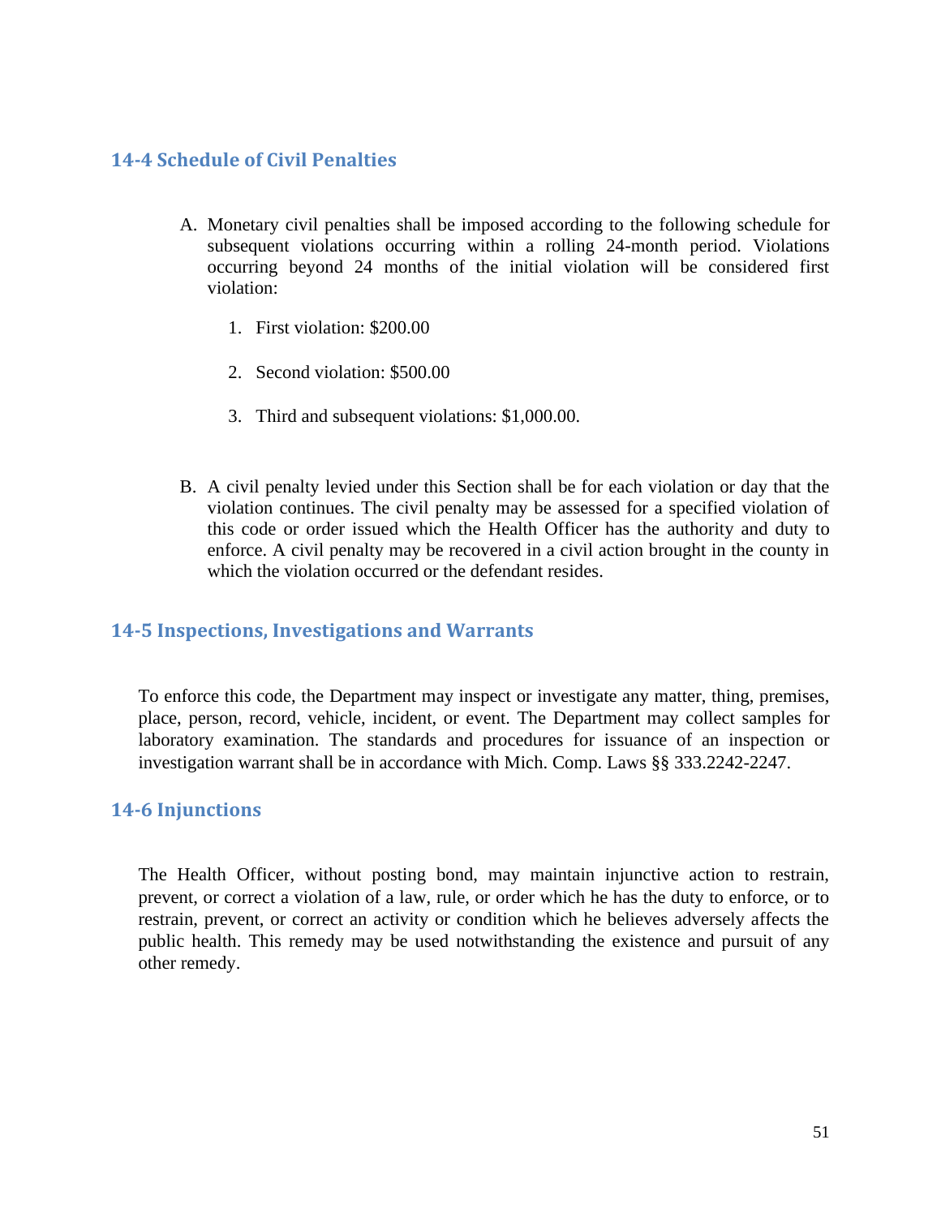## 14-4 Schedule of Civil Penalties

A. Monetary civil penalties shall be imposed according to the following schedule for subsequent violations occurring within a rolling 24-month period. Violations occurring beyond 24 months of the initial violation will be considered first violation:

   1. First violation: $200.00

   2. Second violation: $500.00

   3. Third and subsequent violations: $1,000.00.

B. A civil penalty levied under this Section shall be for each violation or day that the violation continues. The civil penalty may be assessed for a specified violation of this code or order issued which the Health Officer has the authority and duty to enforce. A civil penalty may be recovered in a civil action brought in the county in which the violation occurred or the defendant resides.

## 14-5 Inspections, Investigations and Warrants

To enforce this code, the Department may inspect or investigate any matter, thing, premises, place, person, record, vehicle, incident, or event. The Department may collect samples for laboratory examination. The standards and procedures for issuance of an inspection or investigation warrant shall be in accordance with Mich. Comp. Laws §§ 333.2242-2247.

## 14-6 Injunctions

The Health Officer, without posting bond, may maintain injunctive action to restrain, prevent, or correct a violation of a law, rule, or order which he has the duty to enforce, or to restrain, prevent, or correct an activity or condition which he believes adversely affects the public health. This remedy may be used notwithstanding the existence and pursuit of any other remedy.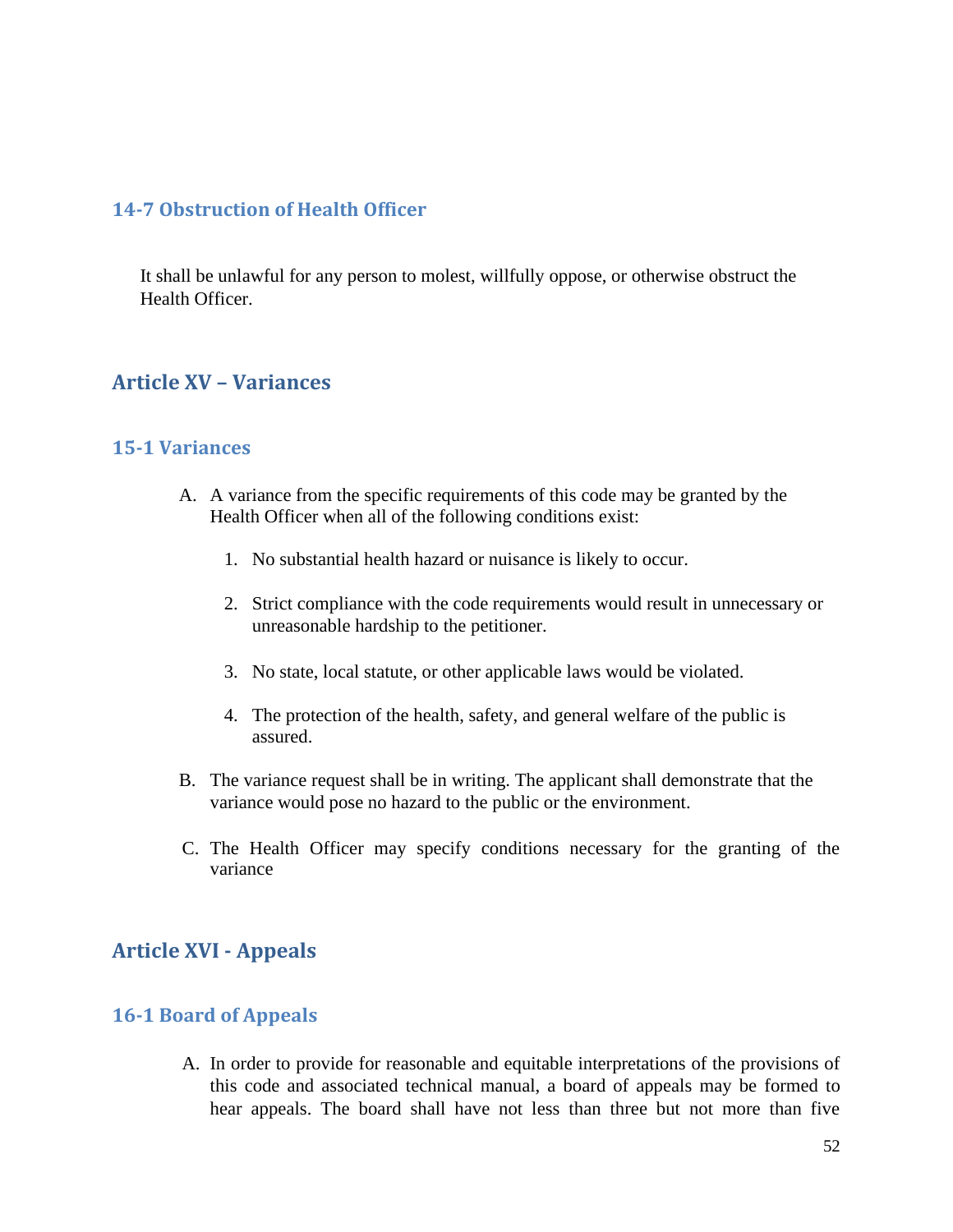### 14-7 Obstruction of Health Officer

It shall be unlawful for any person to molest, willfully oppose, or otherwise obstruct the Health Officer.

## Article XV – Variances

### 15-1 Variances

A. A variance from the specific requirements of this code may be granted by the Health Officer when all of the following conditions exist:

    1. No substantial health hazard or nuisance is likely to occur.

    2. Strict compliance with the code requirements would result in unnecessary or unreasonable hardship to the petitioner.

    3. No state, local statute, or other applicable laws would be violated.

    4. The protection of the health, safety, and general welfare of the public is assured.

B. The variance request shall be in writing. The applicant shall demonstrate that the variance would pose no hazard to the public or the environment.

C. The Health Officer may specify conditions necessary for the granting of the variance

## Article XVI - Appeals

### 16-1 Board of Appeals

A. In order to provide for reasonable and equitable interpretations of the provisions of this code and associated technical manual, a board of appeals may be formed to hear appeals. The board shall have not less than three but not more than five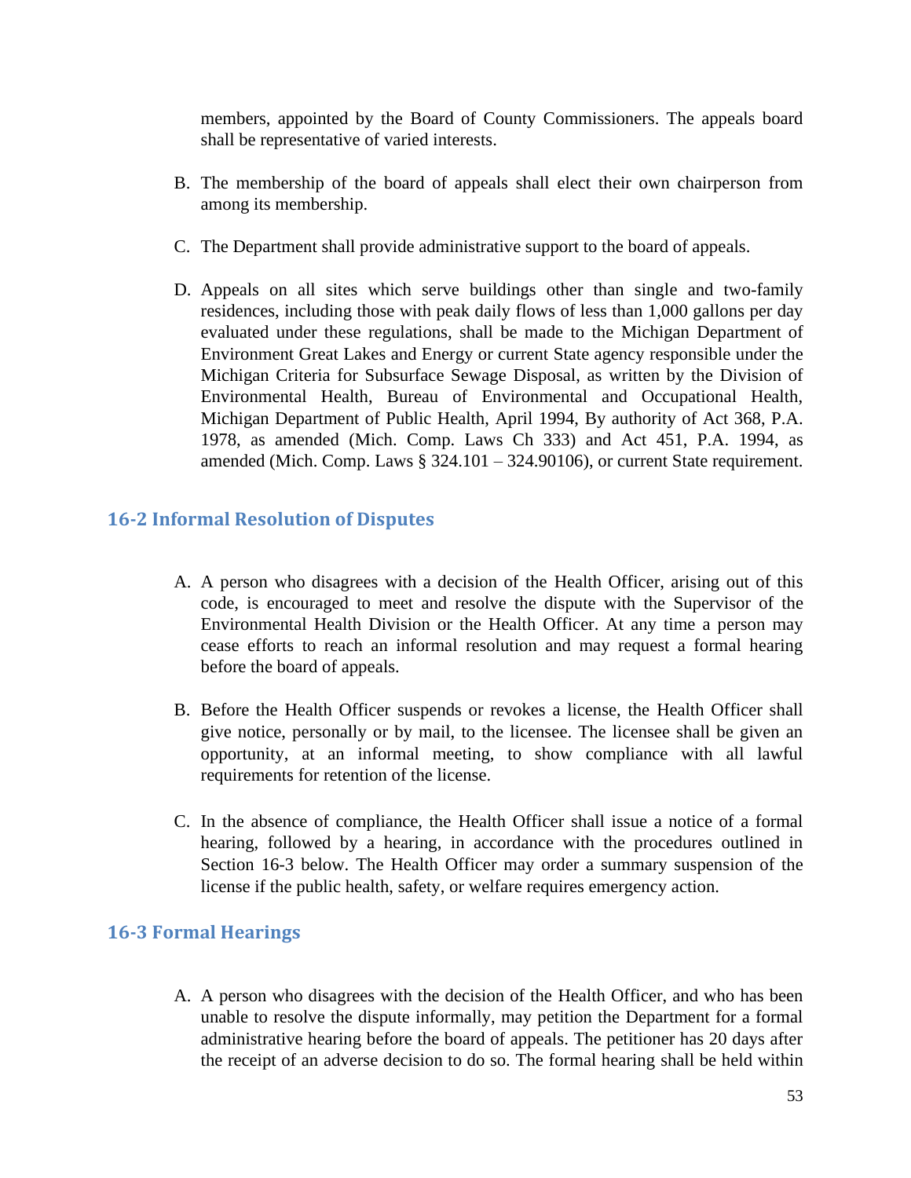members, appointed by the Board of County Commissioners. The appeals board shall be representative of varied interests.

B. The membership of the board of appeals shall elect their own chairperson from among its membership.

C. The Department shall provide administrative support to the board of appeals.

D. Appeals on all sites which serve buildings other than single and two-family residences, including those with peak daily flows of less than 1,000 gallons per day evaluated under these regulations, shall be made to the Michigan Department of Environment Great Lakes and Energy or current State agency responsible under the Michigan Criteria for Subsurface Sewage Disposal, as written by the Division of Environmental Health, Bureau of Environmental and Occupational Health, Michigan Department of Public Health, April 1994, By authority of Act 368, P.A. 1978, as amended (Mich. Comp. Laws Ch 333) and Act 451, P.A. 1994, as amended (Mich. Comp. Laws § 324.101 – 324.90106), or current State requirement.

## 16-2 Informal Resolution of Disputes

A. A person who disagrees with a decision of the Health Officer, arising out of this code, is encouraged to meet and resolve the dispute with the Supervisor of the Environmental Health Division or the Health Officer. At any time a person may cease efforts to reach an informal resolution and may request a formal hearing before the board of appeals.

B. Before the Health Officer suspends or revokes a license, the Health Officer shall give notice, personally or by mail, to the licensee. The licensee shall be given an opportunity, at an informal meeting, to show compliance with all lawful requirements for retention of the license.

C. In the absence of compliance, the Health Officer shall issue a notice of a formal hearing, followed by a hearing, in accordance with the procedures outlined in Section 16-3 below. The Health Officer may order a summary suspension of the license if the public health, safety, or welfare requires emergency action.

## 16-3 Formal Hearings

A. A person who disagrees with the decision of the Health Officer, and who has been unable to resolve the dispute informally, may petition the Department for a formal administrative hearing before the board of appeals. The petitioner has 20 days after the receipt of an adverse decision to do so. The formal hearing shall be held within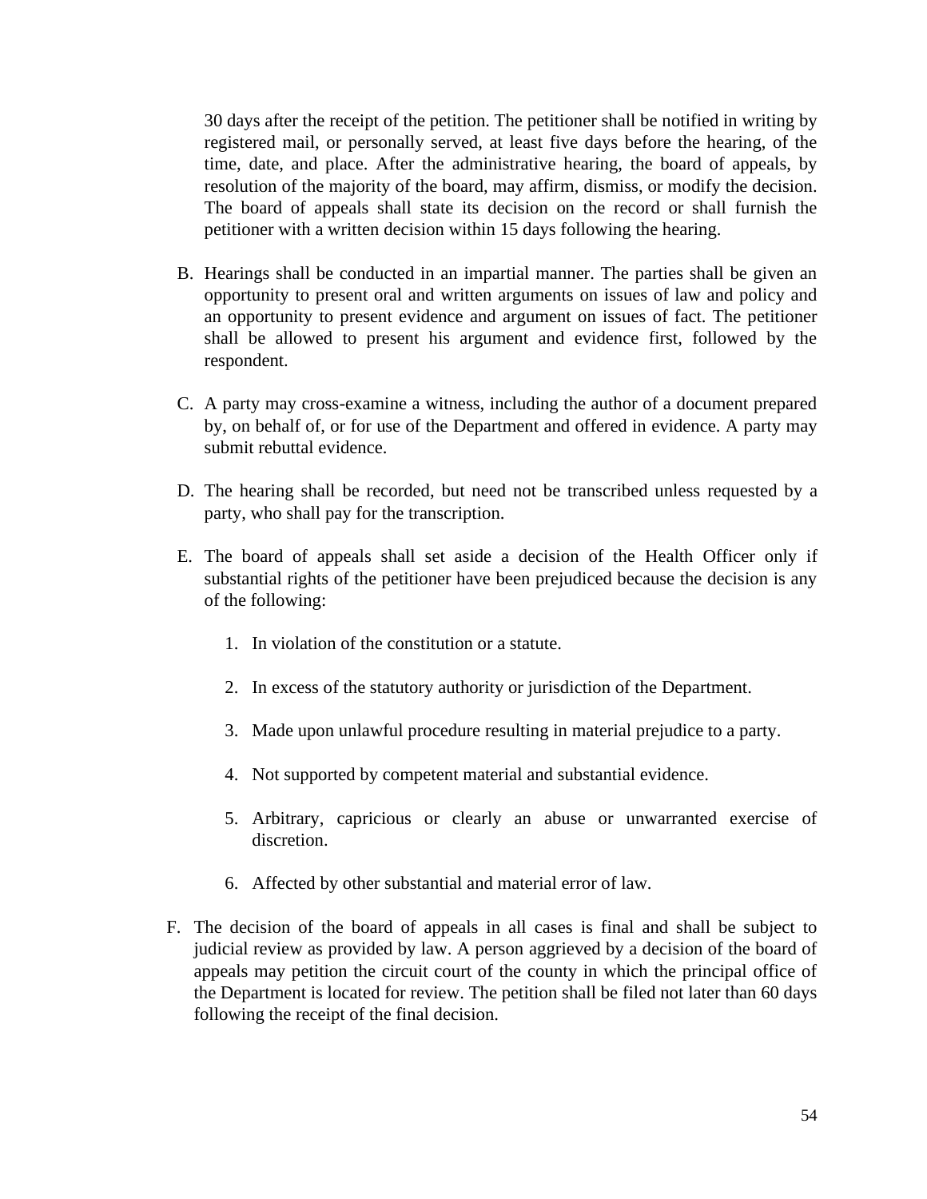30 days after the receipt of the petition. The petitioner shall be notified in writing by registered mail, or personally served, at least five days before the hearing, of the time, date, and place. After the administrative hearing, the board of appeals, by resolution of the majority of the board, may affirm, dismiss, or modify the decision. The board of appeals shall state its decision on the record or shall furnish the petitioner with a written decision within 15 days following the hearing.

B. Hearings shall be conducted in an impartial manner. The parties shall be given an opportunity to present oral and written arguments on issues of law and policy and an opportunity to present evidence and argument on issues of fact. The petitioner shall be allowed to present his argument and evidence first, followed by the respondent.

C. A party may cross-examine a witness, including the author of a document prepared by, on behalf of, or for use of the Department and offered in evidence. A party may submit rebuttal evidence.

D. The hearing shall be recorded, but need not be transcribed unless requested by a party, who shall pay for the transcription.

E. The board of appeals shall set aside a decision of the Health Officer only if substantial rights of the petitioner have been prejudiced because the decision is any of the following:

   1. In violation of the constitution or a statute.

   2. In excess of the statutory authority or jurisdiction of the Department.

   3. Made upon unlawful procedure resulting in material prejudice to a party.

   4. Not supported by competent material and substantial evidence.

   5. Arbitrary, capricious or clearly an abuse or unwarranted exercise of discretion.

   6. Affected by other substantial and material error of law.

F. The decision of the board of appeals in all cases is final and shall be subject to judicial review as provided by law. A person aggrieved by a decision of the board of appeals may petition the circuit court of the county in which the principal office of the Department is located for review. The petition shall be filed not later than 60 days following the receipt of the final decision.